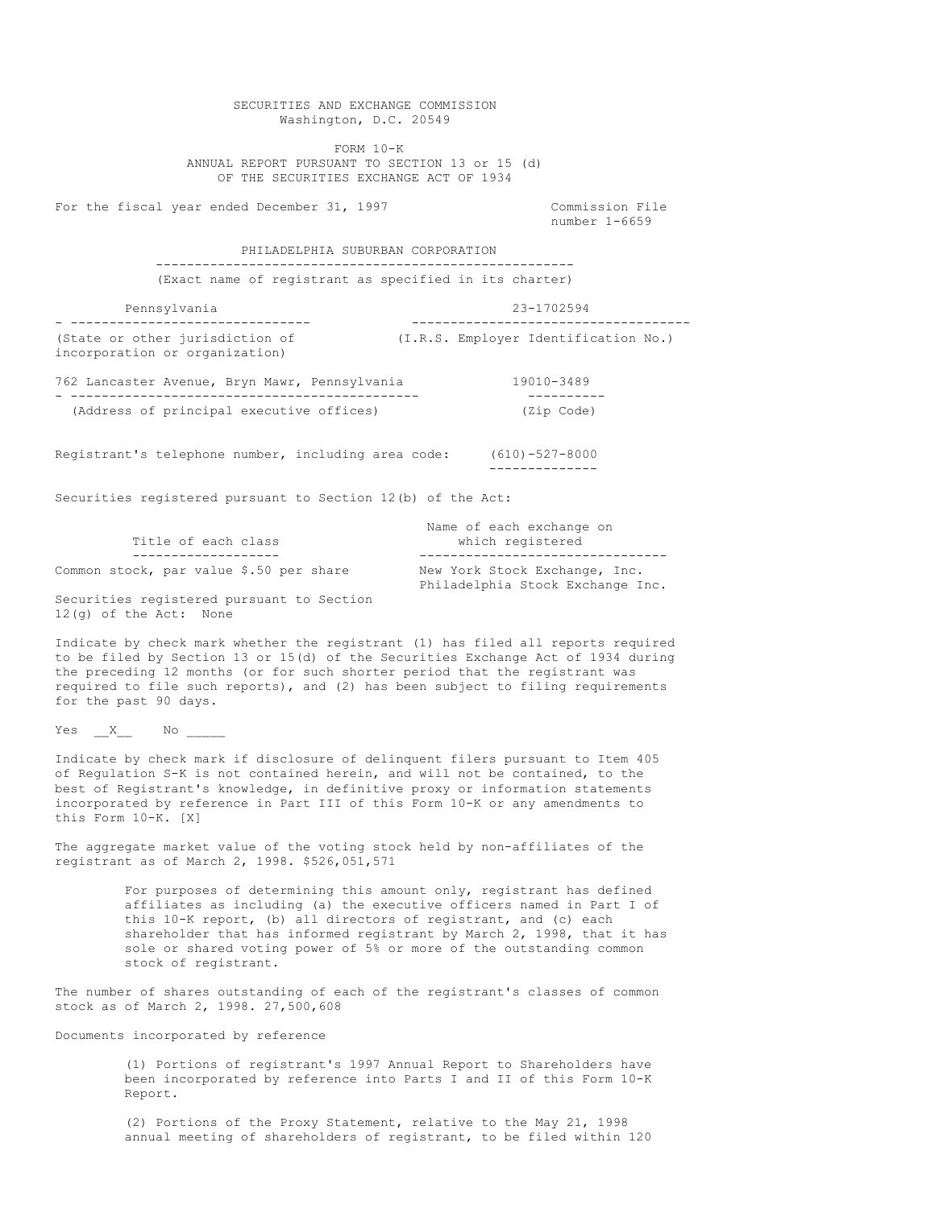SECURITIES AND EXCHANGE COMMISSION
Washington, D.C. 20549

FORM 10-K
ANNUAL REPORT PURSUANT TO SECTION 13 or 15 (d)
OF THE SECURITIES EXCHANGE ACT OF 1934

For the fiscal year ended December 31, 1997 Commission File number 1-6659

PHILADELPHIA SUBURBAN CORPORATION

(Exact name of registrant as specified in its charter)

| Pennsylvania | 23-1702594 |
|---|---|
| (State or other jurisdiction of incorporation or organization) | (I.R.S. Employer Identification No.) |

| 762 Lancaster Avenue, Bryn Mawr, Pennsylvania | 19010-3489 |
|---|---|
| (Address of principal executive offices) | (Zip Code) |

Registrant's telephone number, including area code: (610)-527-8000

Securities registered pursuant to Section 12(b) of the Act:

| Title of each class | Name of each exchange on which registered |
|---|---|
| Common stock, par value $.50 per share | New York Stock Exchange, Inc.<br>Philadelphia Stock Exchange Inc. |

Securities registered pursuant to Section 12(g) of the Act: None

Indicate by check mark whether the registrant (1) has filed all reports required to be filed by Section 13 or 15(d) of the Securities Exchange Act of 1934 during the preceding 12 months (or for such shorter period that the registrant was required to file such reports), and (2) has been subject to filing requirements for the past 90 days.

Yes __X__ No _____

Indicate by check mark if disclosure of delinquent filers pursuant to Item 405 of Regulation S-K is not contained herein, and will not be contained, to the best of Registrant's knowledge, in definitive proxy or information statements incorporated by reference in Part III of this Form 10-K or any amendments to this Form 10-K. [X]

The aggregate market value of the voting stock held by non-affiliates of the registrant as of March 2, 1998. $526,051,571

For purposes of determining this amount only, registrant has defined affiliates as including (a) the executive officers named in Part I of this 10-K report, (b) all directors of registrant, and (c) each shareholder that has informed registrant by March 2, 1998, that it has sole or shared voting power of 5% or more of the outstanding common stock of registrant.

The number of shares outstanding of each of the registrant's classes of common stock as of March 2, 1998. 27,500,608

Documents incorporated by reference

(1) Portions of registrant's 1997 Annual Report to Shareholders have been incorporated by reference into Parts I and II of this Form 10-K Report.

(2) Portions of the Proxy Statement, relative to the May 21, 1998 annual meeting of shareholders of registrant, to be filed within 120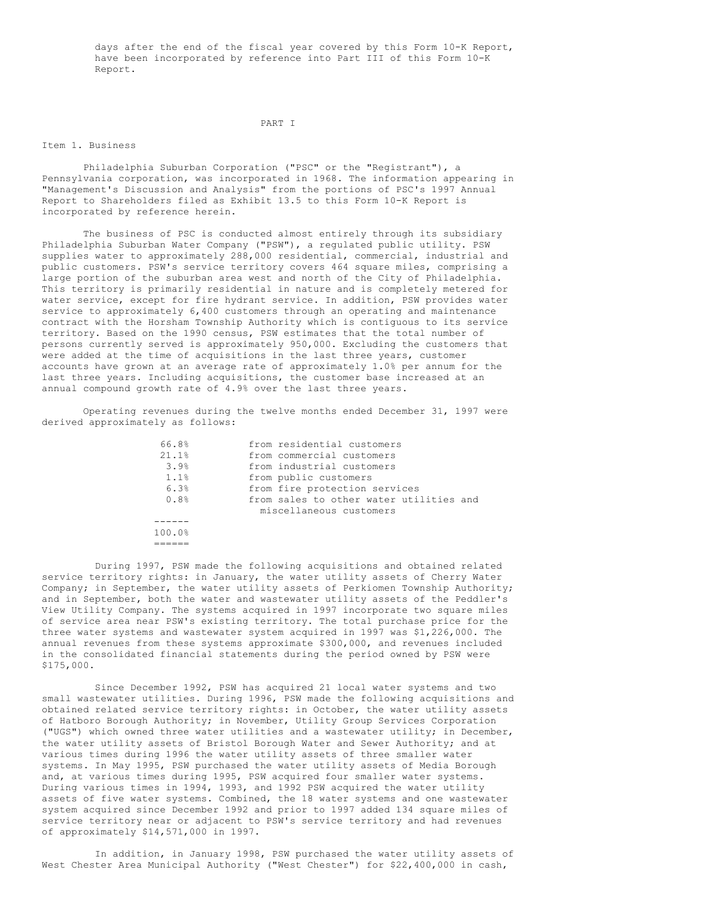days after the end of the fiscal year covered by this Form 10-K Report, have been incorporated by reference into Part III of this Form 10-K Report.

# PART I

## Item 1. Business

Philadelphia Suburban Corporation ("PSC" or the "Registrant"), a Pennsylvania corporation, was incorporated in 1968. The information appearing in "Management's Discussion and Analysis" from the portions of PSC's 1997 Annual Report to Shareholders filed as Exhibit 13.5 to this Form 10-K Report is incorporated by reference herein.

The business of PSC is conducted almost entirely through its subsidiary Philadelphia Suburban Water Company ("PSW"), a regulated public utility. PSW supplies water to approximately 288,000 residential, commercial, industrial and public customers. PSW's service territory covers 464 square miles, comprising a large portion of the suburban area west and north of the City of Philadelphia. This territory is primarily residential in nature and is completely metered for water service, except for fire hydrant service. In addition, PSW provides water service to approximately 6,400 customers through an operating and maintenance contract with the Horsham Township Authority which is contiguous to its service territory. Based on the 1990 census, PSW estimates that the total number of persons currently served is approximately 950,000. Excluding the customers that were added at the time of acquisitions in the last three years, customer accounts have grown at an average rate of approximately 1.0% per annum for the last three years. Including acquisitions, the customer base increased at an annual compound growth rate of 4.9% over the last three years.

Operating revenues during the twelve months ended December 31, 1997 were derived approximately as follows:

| | |
|---|---|
| 66.8% | from residential customers |
| 21.1% | from commercial customers |
| 3.9% | from industrial customers |
| 1.1% | from public customers |
| 6.3% | from fire protection services |
| 0.8% | from sales to other water utilities and miscellaneous customers |
| 100.0% | |

During 1997, PSW made the following acquisitions and obtained related service territory rights: in January, the water utility assets of Cherry Water Company; in September, the water utility assets of Perkiomen Township Authority; and in September, both the water and wastewater utility assets of the Peddler's View Utility Company. The systems acquired in 1997 incorporate two square miles of service area near PSW's existing territory. The total purchase price for the three water systems and wastewater system acquired in 1997 was $1,226,000. The annual revenues from these systems approximate $300,000, and revenues included in the consolidated financial statements during the period owned by PSW were $175,000.

Since December 1992, PSW has acquired 21 local water systems and two small wastewater utilities. During 1996, PSW made the following acquisitions and obtained related service territory rights: in October, the water utility assets of Hatboro Borough Authority; in November, Utility Group Services Corporation ("UGS") which owned three water utilities and a wastewater utility; in December, the water utility assets of Bristol Borough Water and Sewer Authority; and at various times during 1996 the water utility assets of three smaller water systems. In May 1995, PSW purchased the water utility assets of Media Borough and, at various times during 1995, PSW acquired four smaller water systems. During various times in 1994, 1993, and 1992 PSW acquired the water utility assets of five water systems. Combined, the 18 water systems and one wastewater system acquired since December 1992 and prior to 1997 added 134 square miles of service territory near or adjacent to PSW's service territory and had revenues of approximately $14,571,000 in 1997.

In addition, in January 1998, PSW purchased the water utility assets of West Chester Area Municipal Authority ("West Chester") for $22,400,000 in cash,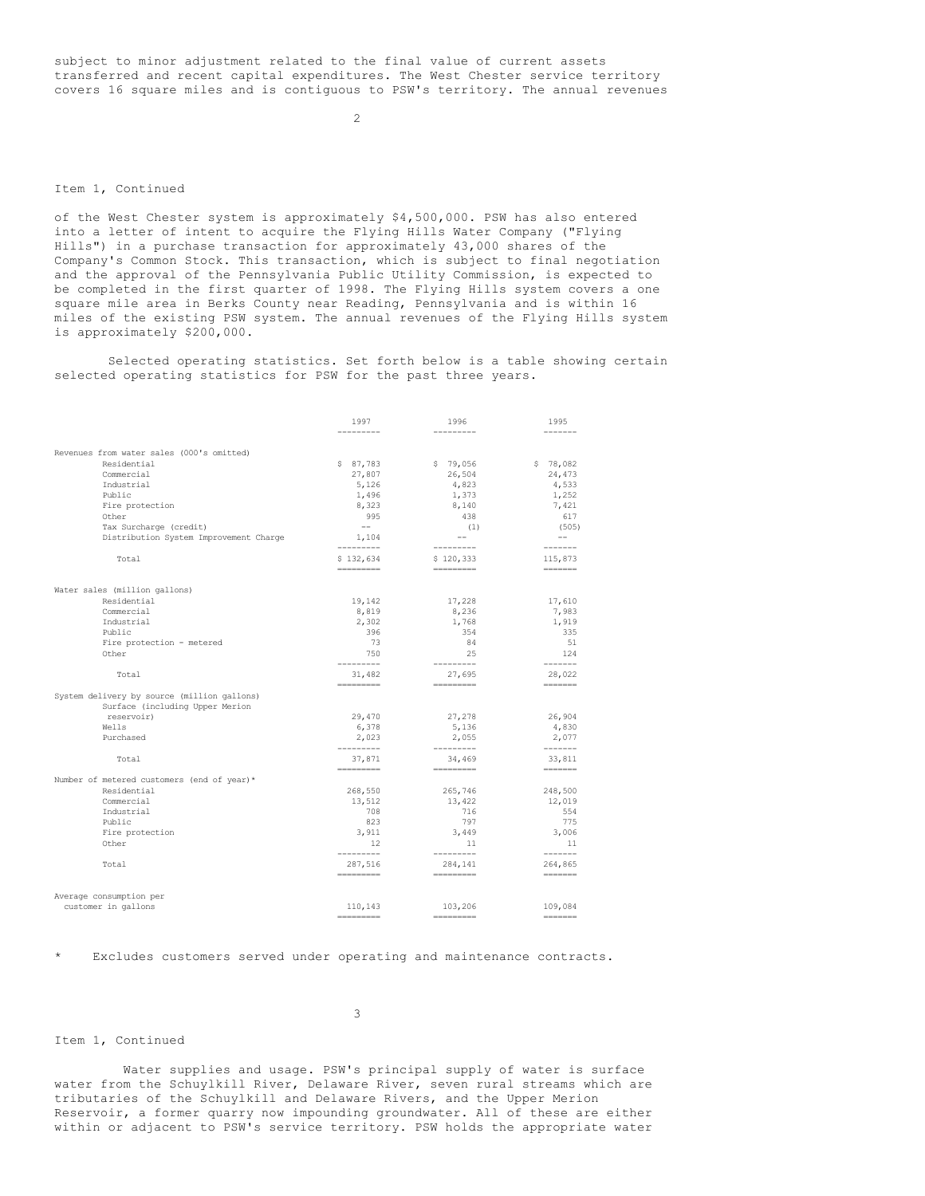subject to minor adjustment related to the final value of current assets transferred and recent capital expenditures. The West Chester service territory covers 16 square miles and is contiguous to PSW's territory. The annual revenues

Item 1, Continued

of the West Chester system is approximately $4,500,000. PSW has also entered into a letter of intent to acquire the Flying Hills Water Company ("Flying Hills") in a purchase transaction for approximately 43,000 shares of the Company's Common Stock. This transaction, which is subject to final negotiation and the approval of the Pennsylvania Public Utility Commission, is expected to be completed in the first quarter of 1998. The Flying Hills system covers a one square mile area in Berks County near Reading, Pennsylvania and is within 16 miles of the existing PSW system. The annual revenues of the Flying Hills system is approximately $200,000.

Selected operating statistics. Set forth below is a table showing certain selected operating statistics for PSW for the past three years.

| | 1997 | 1996 | 1995 |
|---|---|---|---|
| Revenues from water sales (000's omitted) | | | |
| Residential | $ 87,783 | $ 79,056 | $ 78,082 |
| Commercial | 27,807 | 26,504 | 24,473 |
| Industrial | 5,126 | 4,823 | 4,533 |
| Public | 1,496 | 1,373 | 1,252 |
| Fire protection | 8,323 | 8,140 | 7,421 |
| Other | 995 | 438 | 617 |
| Tax Surcharge (credit) | -- | (1) | (505) |
| Distribution System Improvement Charge | 1,104 | -- | -- |
| Total | $ 132,634 | $ 120,333 | 115,873 |
| Water sales (million gallons) | | | |
| Residential | 19,142 | 17,228 | 17,610 |
| Commercial | 8,819 | 8,236 | 7,983 |
| Industrial | 2,302 | 1,768 | 1,919 |
| Public | 396 | 354 | 335 |
| Fire protection - metered | 73 | 84 | 51 |
| Other | 750 | 25 | 124 |
| Total | 31,482 | 27,695 | 28,022 |
| System delivery by source (million gallons) | | | |
| Surface (including Upper Merion reservoir) | 29,470 | 27,278 | 26,904 |
| Wells | 6,378 | 5,136 | 4,830 |
| Purchased | 2,023 | 2,055 | 2,077 |
| Total | 37,871 | 34,469 | 33,811 |
| Number of metered customers (end of year)* | | | |
| Residential | 268,550 | 265,746 | 248,500 |
| Commercial | 13,512 | 13,422 | 12,019 |
| Industrial | 708 | 716 | 554 |
| Public | 823 | 797 | 775 |
| Fire protection | 3,911 | 3,449 | 3,006 |
| Other | 12 | 11 | 11 |
| Total | 287,516 | 284,141 | 264,865 |
| Average consumption per customer in gallons | 110,143 | 103,206 | 109,084 |

\* Excludes customers served under operating and maintenance contracts.

Item 1, Continued

Water supplies and usage. PSW's principal supply of water is surface water from the Schuylkill River, Delaware River, seven rural streams which are tributaries of the Schuylkill and Delaware Rivers, and the Upper Merion Reservoir, a former quarry now impounding groundwater. All of these are either within or adjacent to PSW's service territory. PSW holds the appropriate water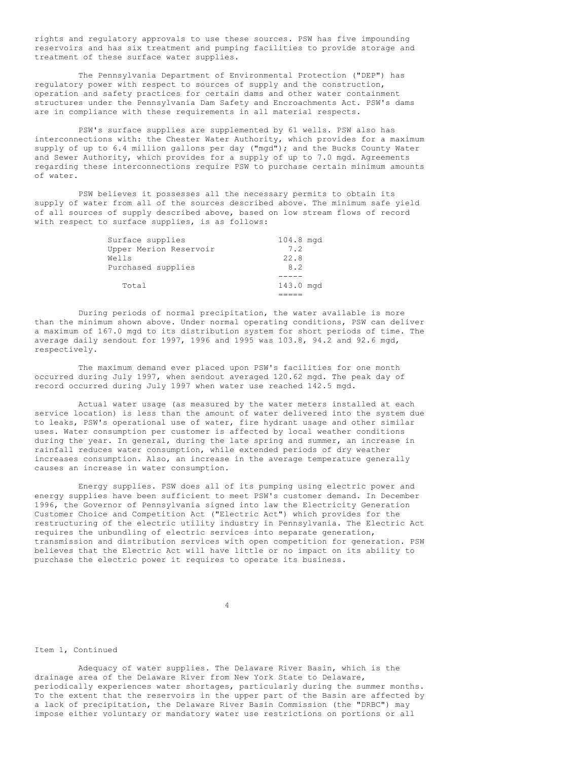rights and regulatory approvals to use these sources. PSW has five impounding reservoirs and has six treatment and pumping facilities to provide storage and treatment of these surface water supplies.

The Pennsylvania Department of Environmental Protection ("DEP") has regulatory power with respect to sources of supply and the construction, operation and safety practices for certain dams and other water containment structures under the Pennsylvania Dam Safety and Encroachments Act. PSW's dams are in compliance with these requirements in all material respects.

PSW's surface supplies are supplemented by 61 wells. PSW also has interconnections with: the Chester Water Authority, which provides for a maximum supply of up to 6.4 million gallons per day ("mgd"); and the Bucks County Water and Sewer Authority, which provides for a supply of up to 7.0 mgd. Agreements regarding these interconnections require PSW to purchase certain minimum amounts of water.

PSW believes it possesses all the necessary permits to obtain its supply of water from all of the sources described above. The minimum safe yield of all sources of supply described above, based on low stream flows of record with respect to surface supplies, is as follows:

| | |
|---|---|
| Surface supplies | 104.8 mgd |
| Upper Merion Reservoir | 7.2 |
| Wells | 22.8 |
| Purchased supplies | 8.2 |
| Total | 143.0 mgd |

During periods of normal precipitation, the water available is more than the minimum shown above. Under normal operating conditions, PSW can deliver a maximum of 167.0 mgd to its distribution system for short periods of time. The average daily sendout for 1997, 1996 and 1995 was 103.8, 94.2 and 92.6 mgd, respectively.

The maximum demand ever placed upon PSW's facilities for one month occurred during July 1997, when sendout averaged 120.62 mgd. The peak day of record occurred during July 1997 when water use reached 142.5 mgd.

Actual water usage (as measured by the water meters installed at each service location) is less than the amount of water delivered into the system due to leaks, PSW's operational use of water, fire hydrant usage and other similar uses. Water consumption per customer is affected by local weather conditions during the year. In general, during the late spring and summer, an increase in rainfall reduces water consumption, while extended periods of dry weather increases consumption. Also, an increase in the average temperature generally causes an increase in water consumption.

Energy supplies. PSW does all of its pumping using electric power and energy supplies have been sufficient to meet PSW's customer demand. In December 1996, the Governor of Pennsylvania signed into law the Electricity Generation Customer Choice and Competition Act ("Electric Act") which provides for the restructuring of the electric utility industry in Pennsylvania. The Electric Act requires the unbundling of electric services into separate generation, transmission and distribution services with open competition for generation. PSW believes that the Electric Act will have little or no impact on its ability to purchase the electric power it requires to operate its business.

Item 1, Continued

Adequacy of water supplies. The Delaware River Basin, which is the drainage area of the Delaware River from New York State to Delaware, periodically experiences water shortages, particularly during the summer months. To the extent that the reservoirs in the upper part of the Basin are affected by a lack of precipitation, the Delaware River Basin Commission (the "DRBC") may impose either voluntary or mandatory water use restrictions on portions or all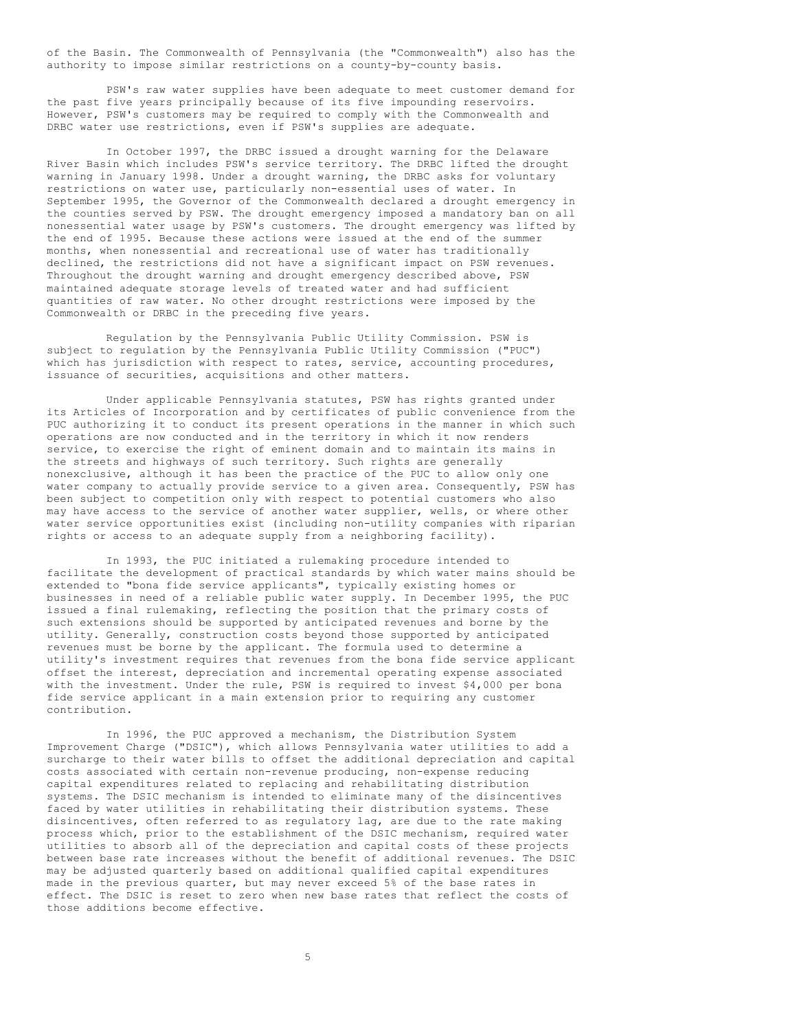of the Basin. The Commonwealth of Pennsylvania (the "Commonwealth") also has the authority to impose similar restrictions on a county-by-county basis.

PSW's raw water supplies have been adequate to meet customer demand for the past five years principally because of its five impounding reservoirs. However, PSW's customers may be required to comply with the Commonwealth and DRBC water use restrictions, even if PSW's supplies are adequate.

In October 1997, the DRBC issued a drought warning for the Delaware River Basin which includes PSW's service territory. The DRBC lifted the drought warning in January 1998. Under a drought warning, the DRBC asks for voluntary restrictions on water use, particularly non-essential uses of water. In September 1995, the Governor of the Commonwealth declared a drought emergency in the counties served by PSW. The drought emergency imposed a mandatory ban on all nonessential water usage by PSW's customers. The drought emergency was lifted by the end of 1995. Because these actions were issued at the end of the summer months, when nonessential and recreational use of water has traditionally declined, the restrictions did not have a significant impact on PSW revenues. Throughout the drought warning and drought emergency described above, PSW maintained adequate storage levels of treated water and had sufficient quantities of raw water. No other drought restrictions were imposed by the Commonwealth or DRBC in the preceding five years.

Regulation by the Pennsylvania Public Utility Commission. PSW is subject to regulation by the Pennsylvania Public Utility Commission ("PUC") which has jurisdiction with respect to rates, service, accounting procedures, issuance of securities, acquisitions and other matters.

Under applicable Pennsylvania statutes, PSW has rights granted under its Articles of Incorporation and by certificates of public convenience from the PUC authorizing it to conduct its present operations in the manner in which such operations are now conducted and in the territory in which it now renders service, to exercise the right of eminent domain and to maintain its mains in the streets and highways of such territory. Such rights are generally nonexclusive, although it has been the practice of the PUC to allow only one water company to actually provide service to a given area. Consequently, PSW has been subject to competition only with respect to potential customers who also may have access to the service of another water supplier, wells, or where other water service opportunities exist (including non-utility companies with riparian rights or access to an adequate supply from a neighboring facility).

In 1993, the PUC initiated a rulemaking procedure intended to facilitate the development of practical standards by which water mains should be extended to "bona fide service applicants", typically existing homes or businesses in need of a reliable public water supply. In December 1995, the PUC issued a final rulemaking, reflecting the position that the primary costs of such extensions should be supported by anticipated revenues and borne by the utility. Generally, construction costs beyond those supported by anticipated revenues must be borne by the applicant. The formula used to determine a utility's investment requires that revenues from the bona fide service applicant offset the interest, depreciation and incremental operating expense associated with the investment. Under the rule, PSW is required to invest $4,000 per bona fide service applicant in a main extension prior to requiring any customer contribution.

In 1996, the PUC approved a mechanism, the Distribution System Improvement Charge ("DSIC"), which allows Pennsylvania water utilities to add a surcharge to their water bills to offset the additional depreciation and capital costs associated with certain non-revenue producing, non-expense reducing capital expenditures related to replacing and rehabilitating distribution systems. The DSIC mechanism is intended to eliminate many of the disincentives faced by water utilities in rehabilitating their distribution systems. These disincentives, often referred to as regulatory lag, are due to the rate making process which, prior to the establishment of the DSIC mechanism, required water utilities to absorb all of the depreciation and capital costs of these projects between base rate increases without the benefit of additional revenues. The DSIC may be adjusted quarterly based on additional qualified capital expenditures made in the previous quarter, but may never exceed 5% of the base rates in effect. The DSIC is reset to zero when new base rates that reflect the costs of those additions become effective.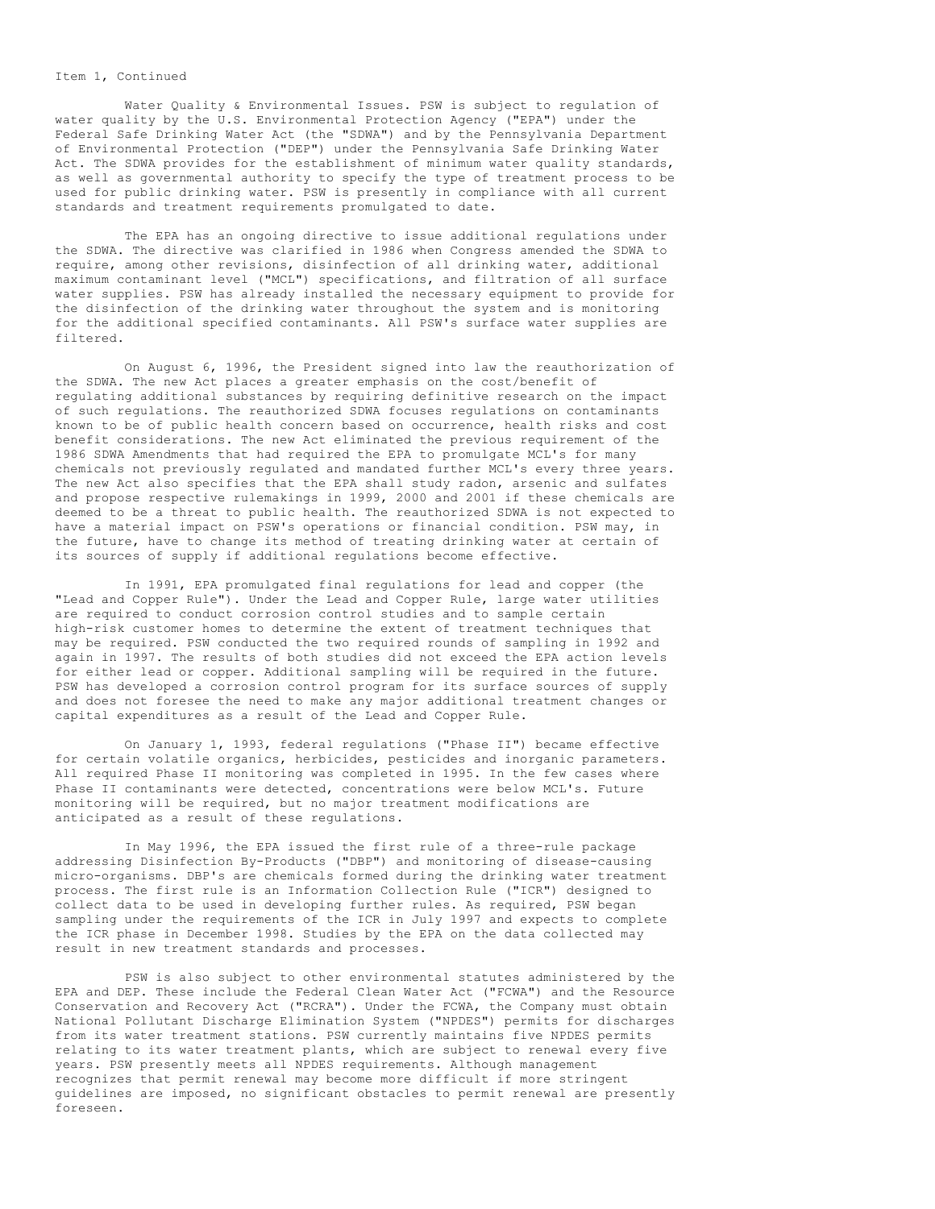Item 1, Continued

Water Quality & Environmental Issues. PSW is subject to regulation of water quality by the U.S. Environmental Protection Agency ("EPA") under the Federal Safe Drinking Water Act (the "SDWA") and by the Pennsylvania Department of Environmental Protection ("DEP") under the Pennsylvania Safe Drinking Water Act. The SDWA provides for the establishment of minimum water quality standards, as well as governmental authority to specify the type of treatment process to be used for public drinking water. PSW is presently in compliance with all current standards and treatment requirements promulgated to date.

The EPA has an ongoing directive to issue additional regulations under the SDWA. The directive was clarified in 1986 when Congress amended the SDWA to require, among other revisions, disinfection of all drinking water, additional maximum contaminant level ("MCL") specifications, and filtration of all surface water supplies. PSW has already installed the necessary equipment to provide for the disinfection of the drinking water throughout the system and is monitoring for the additional specified contaminants. All PSW's surface water supplies are filtered.

On August 6, 1996, the President signed into law the reauthorization of the SDWA. The new Act places a greater emphasis on the cost/benefit of regulating additional substances by requiring definitive research on the impact of such regulations. The reauthorized SDWA focuses regulations on contaminants known to be of public health concern based on occurrence, health risks and cost benefit considerations. The new Act eliminated the previous requirement of the 1986 SDWA Amendments that had required the EPA to promulgate MCL's for many chemicals not previously regulated and mandated further MCL's every three years. The new Act also specifies that the EPA shall study radon, arsenic and sulfates and propose respective rulemakings in 1999, 2000 and 2001 if these chemicals are deemed to be a threat to public health. The reauthorized SDWA is not expected to have a material impact on PSW's operations or financial condition. PSW may, in the future, have to change its method of treating drinking water at certain of its sources of supply if additional regulations become effective.

In 1991, EPA promulgated final regulations for lead and copper (the "Lead and Copper Rule"). Under the Lead and Copper Rule, large water utilities are required to conduct corrosion control studies and to sample certain high-risk customer homes to determine the extent of treatment techniques that may be required. PSW conducted the two required rounds of sampling in 1992 and again in 1997. The results of both studies did not exceed the EPA action levels for either lead or copper. Additional sampling will be required in the future. PSW has developed a corrosion control program for its surface sources of supply and does not foresee the need to make any major additional treatment changes or capital expenditures as a result of the Lead and Copper Rule.

On January 1, 1993, federal regulations ("Phase II") became effective for certain volatile organics, herbicides, pesticides and inorganic parameters. All required Phase II monitoring was completed in 1995. In the few cases where Phase II contaminants were detected, concentrations were below MCL's. Future monitoring will be required, but no major treatment modifications are anticipated as a result of these regulations.

In May 1996, the EPA issued the first rule of a three-rule package addressing Disinfection By-Products ("DBP") and monitoring of disease-causing micro-organisms. DBP's are chemicals formed during the drinking water treatment process. The first rule is an Information Collection Rule ("ICR") designed to collect data to be used in developing further rules. As required, PSW began sampling under the requirements of the ICR in July 1997 and expects to complete the ICR phase in December 1998. Studies by the EPA on the data collected may result in new treatment standards and processes.

PSW is also subject to other environmental statutes administered by the EPA and DEP. These include the Federal Clean Water Act ("FCWA") and the Resource Conservation and Recovery Act ("RCRA"). Under the FCWA, the Company must obtain National Pollutant Discharge Elimination System ("NPDES") permits for discharges from its water treatment stations. PSW currently maintains five NPDES permits relating to its water treatment plants, which are subject to renewal every five years. PSW presently meets all NPDES requirements. Although management recognizes that permit renewal may become more difficult if more stringent guidelines are imposed, no significant obstacles to permit renewal are presently foreseen.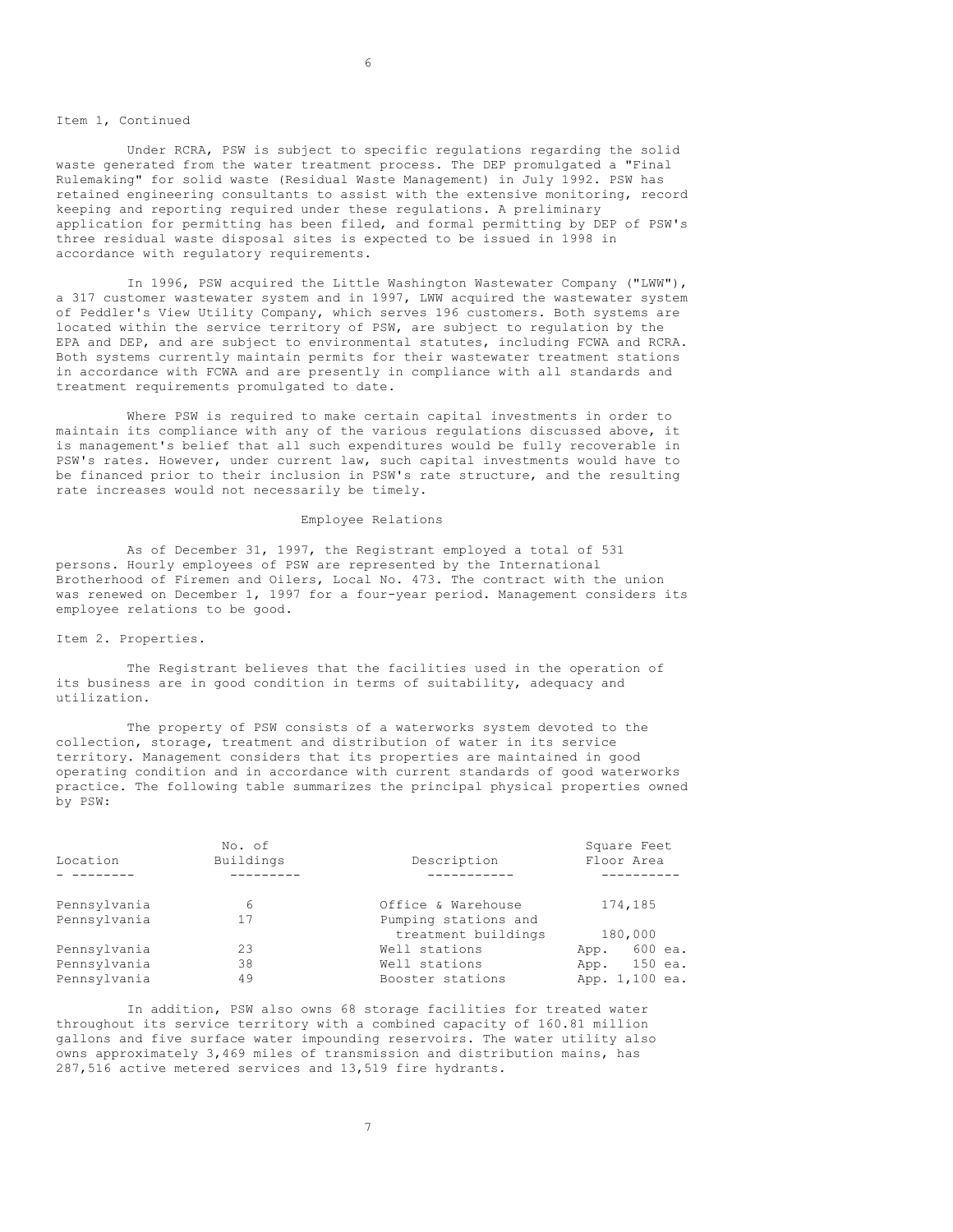Item 1, Continued

Under RCRA, PSW is subject to specific regulations regarding the solid waste generated from the water treatment process. The DEP promulgated a "Final Rulemaking" for solid waste (Residual Waste Management) in July 1992. PSW has retained engineering consultants to assist with the extensive monitoring, record keeping and reporting required under these regulations. A preliminary application for permitting has been filed, and formal permitting by DEP of PSW's three residual waste disposal sites is expected to be issued in 1998 in accordance with regulatory requirements.

In 1996, PSW acquired the Little Washington Wastewater Company ("LWW"), a 317 customer wastewater system and in 1997, LWW acquired the wastewater system of Peddler's View Utility Company, which serves 196 customers. Both systems are located within the service territory of PSW, are subject to regulation by the EPA and DEP, and are subject to environmental statutes, including FCWA and RCRA. Both systems currently maintain permits for their wastewater treatment stations in accordance with FCWA and are presently in compliance with all standards and treatment requirements promulgated to date.

Where PSW is required to make certain capital investments in order to maintain its compliance with any of the various regulations discussed above, it is management's belief that all such expenditures would be fully recoverable in PSW's rates. However, under current law, such capital investments would have to be financed prior to their inclusion in PSW's rate structure, and the resulting rate increases would not necessarily be timely.

## Employee Relations

As of December 31, 1997, the Registrant employed a total of 531 persons. Hourly employees of PSW are represented by the International Brotherhood of Firemen and Oilers, Local No. 473. The contract with the union was renewed on December 1, 1997 for a four-year period. Management considers its employee relations to be good.

## Item 2. Properties.

The Registrant believes that the facilities used in the operation of its business are in good condition in terms of suitability, adequacy and utilization.

The property of PSW consists of a waterworks system devoted to the collection, storage, treatment and distribution of water in its service territory. Management considers that its properties are maintained in good operating condition and in accordance with current standards of good waterworks practice. The following table summarizes the principal physical properties owned by PSW:

| Location | No. of Buildings | Description | Square Feet Floor Area |
|---|---|---|---|
| Pennsylvania | 6 | Office & Warehouse | 174,185 |
| Pennsylvania | 17 | Pumping stations and treatment buildings | 180,000 |
| Pennsylvania | 23 | Well stations | App. 600 ea. |
| Pennsylvania | 38 | Well stations | App. 150 ea. |
| Pennsylvania | 49 | Booster stations | App. 1,100 ea. |

In addition, PSW also owns 68 storage facilities for treated water throughout its service territory with a combined capacity of 160.81 million gallons and five surface water impounding reservoirs. The water utility also owns approximately 3,469 miles of transmission and distribution mains, has 287,516 active metered services and 13,519 fire hydrants.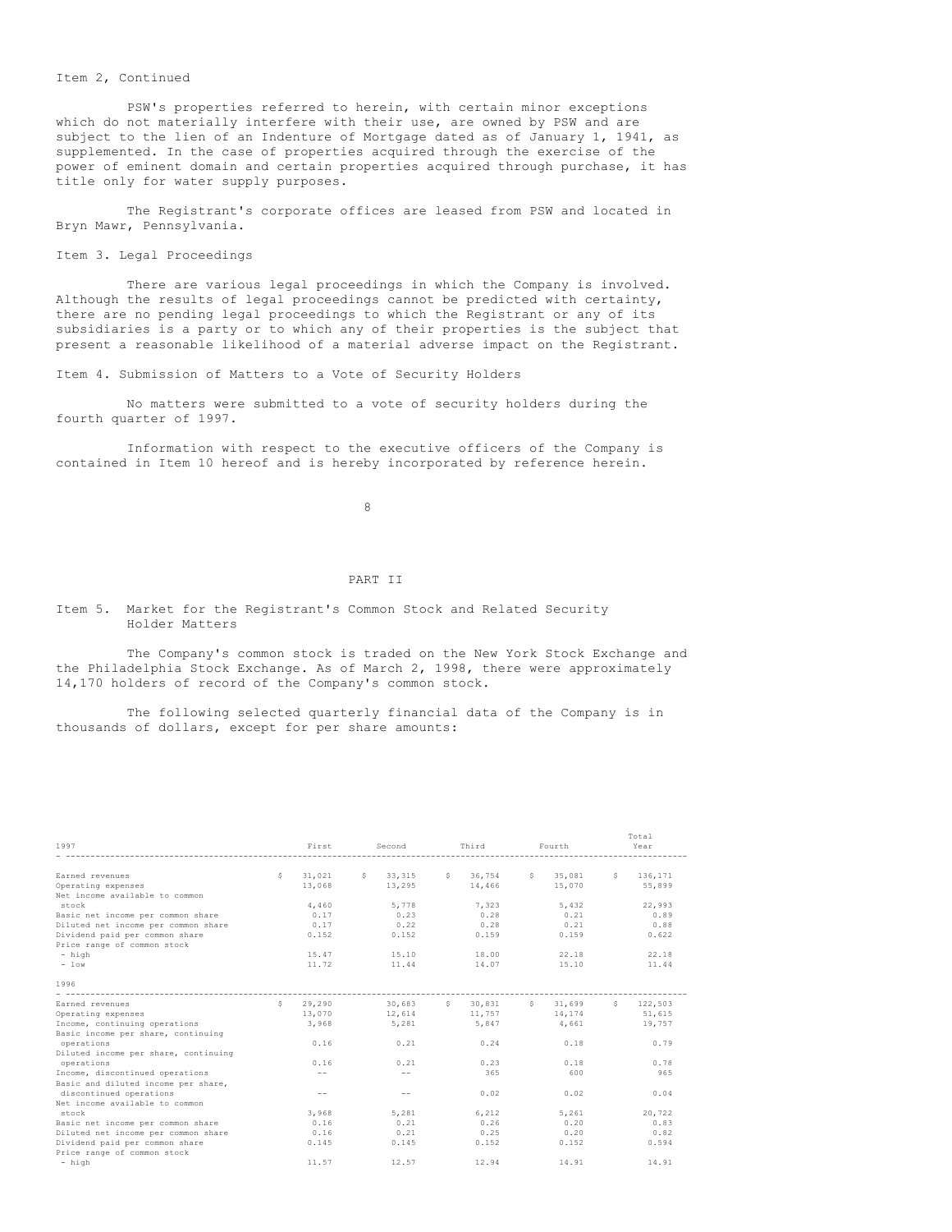Item 2, Continued

PSW's properties referred to herein, with certain minor exceptions which do not materially interfere with their use, are owned by PSW and are subject to the lien of an Indenture of Mortgage dated as of January 1, 1941, as supplemented. In the case of properties acquired through the exercise of the power of eminent domain and certain properties acquired through purchase, it has title only for water supply purposes.

The Registrant's corporate offices are leased from PSW and located in Bryn Mawr, Pennsylvania.

Item 3. Legal Proceedings

There are various legal proceedings in which the Company is involved. Although the results of legal proceedings cannot be predicted with certainty, there are no pending legal proceedings to which the Registrant or any of its subsidiaries is a party or to which any of their properties is the subject that present a reasonable likelihood of a material adverse impact on the Registrant.

Item 4. Submission of Matters to a Vote of Security Holders

No matters were submitted to a vote of security holders during the fourth quarter of 1997.

Information with respect to the executive officers of the Company is contained in Item 10 hereof and is hereby incorporated by reference herein.

## PART II

Item 5. Market for the Registrant's Common Stock and Related Security Holder Matters

The Company's common stock is traded on the New York Stock Exchange and the Philadelphia Stock Exchange. As of March 2, 1998, there were approximately 14,170 holders of record of the Company's common stock.

The following selected quarterly financial data of the Company is in thousands of dollars, except for per share amounts:

| 1997 | First | Second | Third | Fourth | Total Year |
|---|---|---|---|---|---|
| Earned revenues | $ 31,021 | $ 33,315 | $ 36,754 | $ 35,081 | $ 136,171 |
| Operating expenses | 13,068 | 13,295 | 14,466 | 15,070 | 55,899 |
| Net income available to common stock | 4,460 | 5,778 | 7,323 | 5,432 | 22,993 |
| Basic net income per common share | 0.17 | 0.23 | 0.28 | 0.21 | 0.89 |
| Diluted net income per common share | 0.17 | 0.22 | 0.28 | 0.21 | 0.88 |
| Dividend paid per common share | 0.152 | 0.152 | 0.159 | 0.159 | 0.622 |
| Price range of common stock | | | | | |
| - high | 15.47 | 15.10 | 18.00 | 22.18 | 22.18 |
| - low | 11.72 | 11.44 | 14.07 | 15.10 | 11.44 |

| 1996 | First | Second | Third | Fourth | Total Year |
|---|---|---|---|---|---|
| Earned revenues | $ 29,290 | 30,683 | $ 30,831 | $ 31,699 | $ 122,503 |
| Operating expenses | 13,070 | 12,614 | 11,757 | 14,174 | 51,615 |
| Income, continuing operations | 3,968 | 5,281 | 5,847 | 4,661 | 19,757 |
| Basic income per share, continuing operations | 0.16 | 0.21 | 0.24 | 0.18 | 0.79 |
| Diluted income per share, continuing operations | 0.16 | 0.21 | 0.23 | 0.18 | 0.78 |
| Income, discontinued operations | -- | -- | 365 | 600 | 965 |
| Basic and diluted income per share, discontinued operations | -- | -- | 0.02 | 0.02 | 0.04 |
| Net income available to common stock | 3,968 | 5,281 | 6,212 | 5,261 | 20,722 |
| Basic net income per common share | 0.16 | 0.21 | 0.26 | 0.20 | 0.83 |
| Diluted net income per common share | 0.16 | 0.21 | 0.25 | 0.20 | 0.82 |
| Dividend paid per common share | 0.145 | 0.145 | 0.152 | 0.152 | 0.594 |
| Price range of common stock | | | | | |
| - high | 11.57 | 12.57 | 12.94 | 14.91 | 14.91 |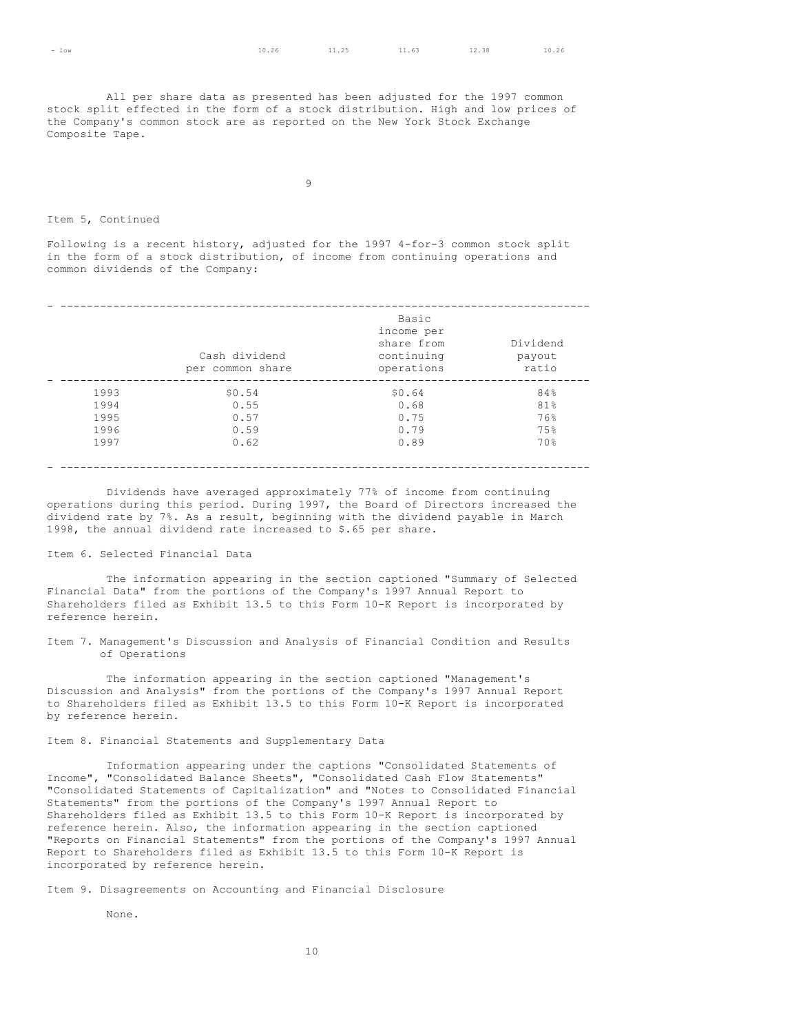| - low | 10.26 | 11.25 | 11.63 | 12.38 | 10.26 |
|---|---|---|---|---|---|

All per share data as presented has been adjusted for the 1997 common stock split effected in the form of a stock distribution. High and low prices of the Company's common stock are as reported on the New York Stock Exchange Composite Tape.

Item 5, Continued

Following is a recent history, adjusted for the 1997 4-for-3 common stock split in the form of a stock distribution, of income from continuing operations and common dividends of the Company:

| | Cash dividend per common share | Basic income per share from continuing operations | Dividend payout ratio |
|---|---|---|---|
| 1993 | $0.54 | $0.64 | 84% |
| 1994 | 0.55 | 0.68 | 81% |
| 1995 | 0.57 | 0.75 | 76% |
| 1996 | 0.59 | 0.79 | 75% |
| 1997 | 0.62 | 0.89 | 70% |

Dividends have averaged approximately 77% of income from continuing operations during this period. During 1997, the Board of Directors increased the dividend rate by 7%. As a result, beginning with the dividend payable in March 1998, the annual dividend rate increased to $.65 per share.

Item 6. Selected Financial Data

The information appearing in the section captioned "Summary of Selected Financial Data" from the portions of the Company's 1997 Annual Report to Shareholders filed as Exhibit 13.5 to this Form 10-K Report is incorporated by reference herein.

Item 7. Management's Discussion and Analysis of Financial Condition and Results of Operations

The information appearing in the section captioned "Management's Discussion and Analysis" from the portions of the Company's 1997 Annual Report to Shareholders filed as Exhibit 13.5 to this Form 10-K Report is incorporated by reference herein.

Item 8. Financial Statements and Supplementary Data

Information appearing under the captions "Consolidated Statements of Income", "Consolidated Balance Sheets", "Consolidated Cash Flow Statements" "Consolidated Statements of Capitalization" and "Notes to Consolidated Financial Statements" from the portions of the Company's 1997 Annual Report to Shareholders filed as Exhibit 13.5 to this Form 10-K Report is incorporated by reference herein. Also, the information appearing in the section captioned "Reports on Financial Statements" from the portions of the Company's 1997 Annual Report to Shareholders filed as Exhibit 13.5 to this Form 10-K Report is incorporated by reference herein.

Item 9. Disagreements on Accounting and Financial Disclosure

None.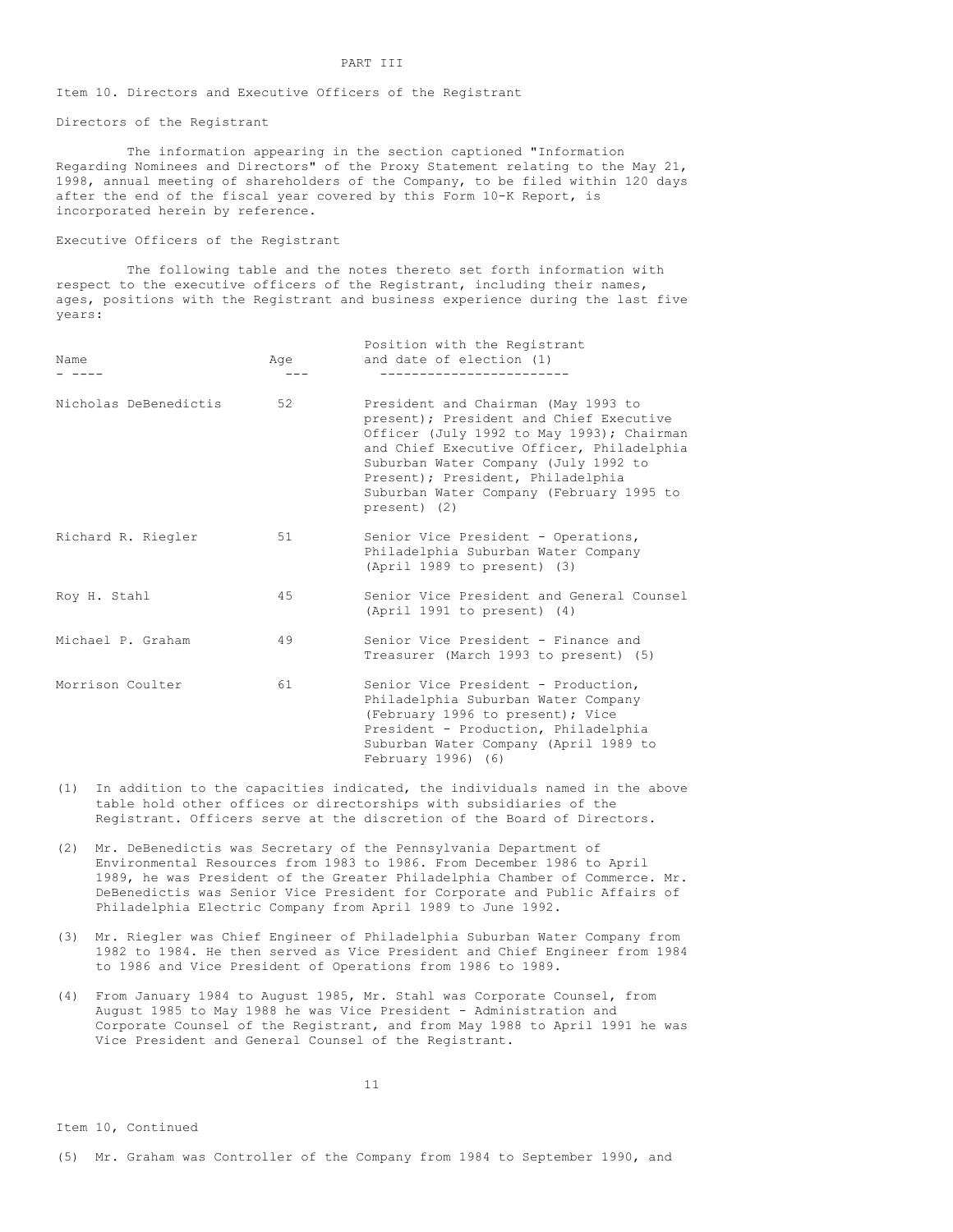# PART III

## Item 10. Directors and Executive Officers of the Registrant

### Directors of the Registrant

The information appearing in the section captioned "Information Regarding Nominees and Directors" of the Proxy Statement relating to the May 21, 1998, annual meeting of shareholders of the Company, to be filed within 120 days after the end of the fiscal year covered by this Form 10-K Report, is incorporated herein by reference.

### Executive Officers of the Registrant

The following table and the notes thereto set forth information with respect to the executive officers of the Registrant, including their names, ages, positions with the Registrant and business experience during the last five years:

| Name | Age | Position with the Registrant and date of election (1) |
|---|---|---|
| Nicholas DeBenedictis | 52 | President and Chairman (May 1993 to present); President and Chief Executive Officer (July 1992 to May 1993); Chairman and Chief Executive Officer, Philadelphia Suburban Water Company (July 1992 to Present); President, Philadelphia Suburban Water Company (February 1995 to present) (2) |
| Richard R. Riegler | 51 | Senior Vice President - Operations, Philadelphia Suburban Water Company (April 1989 to present) (3) |
| Roy H. Stahl | 45 | Senior Vice President and General Counsel (April 1991 to present) (4) |
| Michael P. Graham | 49 | Senior Vice President - Finance and Treasurer (March 1993 to present) (5) |
| Morrison Coulter | 61 | Senior Vice President - Production, Philadelphia Suburban Water Company (February 1996 to present); Vice President - Production, Philadelphia Suburban Water Company (April 1989 to February 1996) (6) |

(1) In addition to the capacities indicated, the individuals named in the above table hold other offices or directorships with subsidiaries of the Registrant. Officers serve at the discretion of the Board of Directors.

(2) Mr. DeBenedictis was Secretary of the Pennsylvania Department of Environmental Resources from 1983 to 1986. From December 1986 to April 1989, he was President of the Greater Philadelphia Chamber of Commerce. Mr. DeBenedictis was Senior Vice President for Corporate and Public Affairs of Philadelphia Electric Company from April 1989 to June 1992.

(3) Mr. Riegler was Chief Engineer of Philadelphia Suburban Water Company from 1982 to 1984. He then served as Vice President and Chief Engineer from 1984 to 1986 and Vice President of Operations from 1986 to 1989.

(4) From January 1984 to August 1985, Mr. Stahl was Corporate Counsel, from August 1985 to May 1988 he was Vice President - Administration and Corporate Counsel of the Registrant, and from May 1988 to April 1991 he was Vice President and General Counsel of the Registrant.

Item 10, Continued

(5) Mr. Graham was Controller of the Company from 1984 to September 1990, and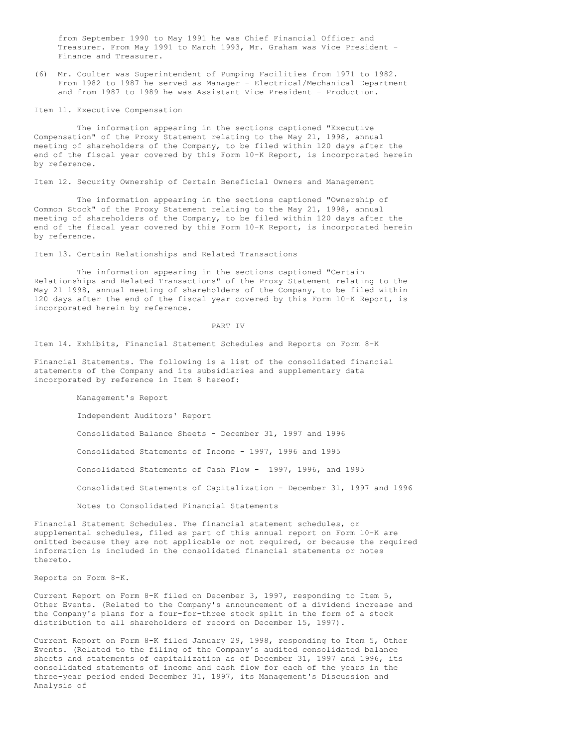from September 1990 to May 1991 he was Chief Financial Officer and Treasurer. From May 1991 to March 1993, Mr. Graham was Vice President - Finance and Treasurer.

(6) Mr. Coulter was Superintendent of Pumping Facilities from 1971 to 1982. From 1982 to 1987 he served as Manager - Electrical/Mechanical Department and from 1987 to 1989 he was Assistant Vice President - Production.

## Item 11. Executive Compensation

The information appearing in the sections captioned "Executive Compensation" of the Proxy Statement relating to the May 21, 1998, annual meeting of shareholders of the Company, to be filed within 120 days after the end of the fiscal year covered by this Form 10-K Report, is incorporated herein by reference.

## Item 12. Security Ownership of Certain Beneficial Owners and Management

The information appearing in the sections captioned "Ownership of Common Stock" of the Proxy Statement relating to the May 21, 1998, annual meeting of shareholders of the Company, to be filed within 120 days after the end of the fiscal year covered by this Form 10-K Report, is incorporated herein by reference.

## Item 13. Certain Relationships and Related Transactions

The information appearing in the sections captioned "Certain Relationships and Related Transactions" of the Proxy Statement relating to the May 21 1998, annual meeting of shareholders of the Company, to be filed within 120 days after the end of the fiscal year covered by this Form 10-K Report, is incorporated herein by reference.

# PART IV

## Item 14. Exhibits, Financial Statement Schedules and Reports on Form 8-K

Financial Statements. The following is a list of the consolidated financial statements of the Company and its subsidiaries and supplementary data incorporated by reference in Item 8 hereof:

Management's Report

Independent Auditors' Report

Consolidated Balance Sheets - December 31, 1997 and 1996

Consolidated Statements of Income - 1997, 1996 and 1995

Consolidated Statements of Cash Flow - 1997, 1996, and 1995

Consolidated Statements of Capitalization - December 31, 1997 and 1996

Notes to Consolidated Financial Statements

Financial Statement Schedules. The financial statement schedules, or supplemental schedules, filed as part of this annual report on Form 10-K are omitted because they are not applicable or not required, or because the required information is included in the consolidated financial statements or notes thereto.

Reports on Form 8-K.

Current Report on Form 8-K filed on December 3, 1997, responding to Item 5, Other Events. (Related to the Company's announcement of a dividend increase and the Company's plans for a four-for-three stock split in the form of a stock distribution to all shareholders of record on December 15, 1997).

Current Report on Form 8-K filed January 29, 1998, responding to Item 5, Other Events. (Related to the filing of the Company's audited consolidated balance sheets and statements of capitalization as of December 31, 1997 and 1996, its consolidated statements of income and cash flow for each of the years in the three-year period ended December 31, 1997, its Management's Discussion and Analysis of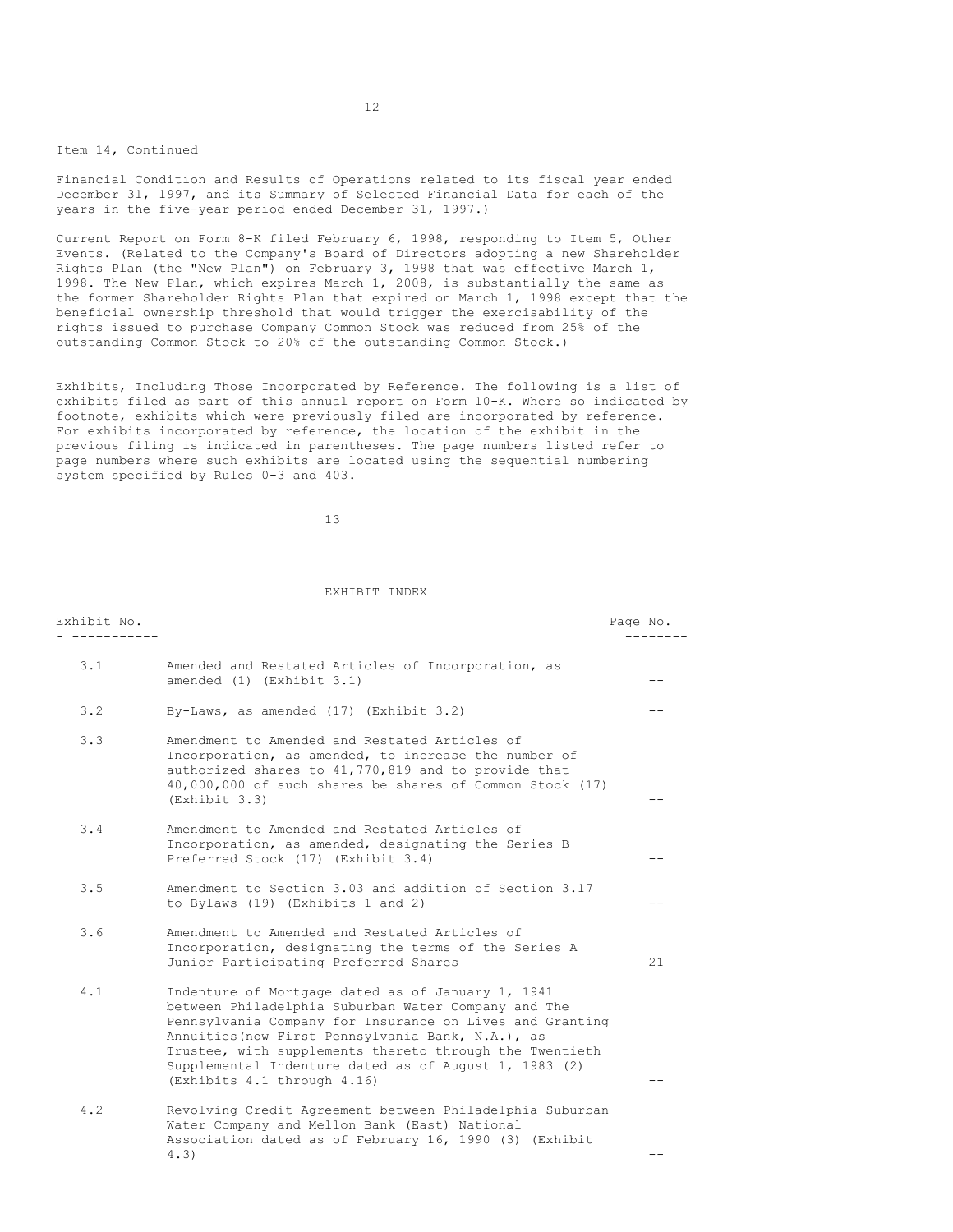Item 14, Continued

Financial Condition and Results of Operations related to its fiscal year ended December 31, 1997, and its Summary of Selected Financial Data for each of the years in the five-year period ended December 31, 1997.)

Current Report on Form 8-K filed February 6, 1998, responding to Item 5, Other Events. (Related to the Company's Board of Directors adopting a new Shareholder Rights Plan (the "New Plan") on February 3, 1998 that was effective March 1, 1998. The New Plan, which expires March 1, 2008, is substantially the same as the former Shareholder Rights Plan that expired on March 1, 1998 except that the beneficial ownership threshold that would trigger the exercisability of the rights issued to purchase Company Common Stock was reduced from 25% of the outstanding Common Stock to 20% of the outstanding Common Stock.)

Exhibits, Including Those Incorporated by Reference. The following is a list of exhibits filed as part of this annual report on Form 10-K. Where so indicated by footnote, exhibits which were previously filed are incorporated by reference. For exhibits incorporated by reference, the location of the exhibit in the previous filing is indicated in parentheses. The page numbers listed refer to page numbers where such exhibits are located using the sequential numbering system specified by Rules 0-3 and 403.

EXHIBIT INDEX

| Exhibit No. | | Page No. |
|---|---|---|
| 3.1 | Amended and Restated Articles of Incorporation, as amended (1) (Exhibit 3.1) | -- |
| 3.2 | By-Laws, as amended (17) (Exhibit 3.2) | -- |
| 3.3 | Amendment to Amended and Restated Articles of Incorporation, as amended, to increase the number of authorized shares to 41,770,819 and to provide that 40,000,000 of such shares be shares of Common Stock (17) (Exhibit 3.3) | -- |
| 3.4 | Amendment to Amended and Restated Articles of Incorporation, as amended, designating the Series B Preferred Stock (17) (Exhibit 3.4) | -- |
| 3.5 | Amendment to Section 3.03 and addition of Section 3.17 to Bylaws (19) (Exhibits 1 and 2) | -- |
| 3.6 | Amendment to Amended and Restated Articles of Incorporation, designating the terms of the Series A Junior Participating Preferred Shares | 21 |
| 4.1 | Indenture of Mortgage dated as of January 1, 1941 between Philadelphia Suburban Water Company and The Pennsylvania Company for Insurance on Lives and Granting Annuities(now First Pennsylvania Bank, N.A.), as Trustee, with supplements thereto through the Twentieth Supplemental Indenture dated as of August 1, 1983 (2) (Exhibits 4.1 through 4.16) | -- |
| 4.2 | Revolving Credit Agreement between Philadelphia Suburban Water Company and Mellon Bank (East) National Association dated as of February 16, 1990 (3) (Exhibit 4.3) | -- |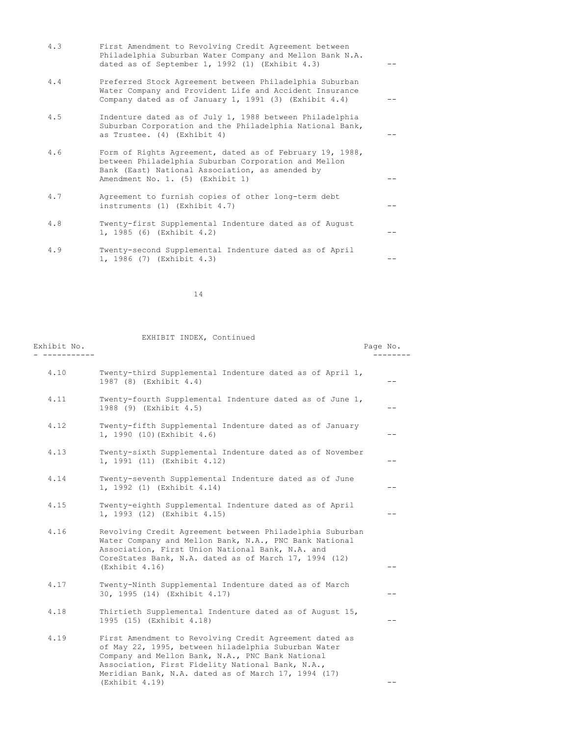| Exhibit No. | | Page No. |
|---|---|---|
| 4.3 | First Amendment to Revolving Credit Agreement between Philadelphia Suburban Water Company and Mellon Bank N.A. dated as of September 1, 1992 (1) (Exhibit 4.3) | -- |
| 4.4 | Preferred Stock Agreement between Philadelphia Suburban Water Company and Provident Life and Accident Insurance Company dated as of January 1, 1991 (3) (Exhibit 4.4) | -- |
| 4.5 | Indenture dated as of July 1, 1988 between Philadelphia Suburban Corporation and the Philadelphia National Bank, as Trustee. (4) (Exhibit 4) | -- |
| 4.6 | Form of Rights Agreement, dated as of February 19, 1988, between Philadelphia Suburban Corporation and Mellon Bank (East) National Association, as amended by Amendment No. 1. (5) (Exhibit 1) | -- |
| 4.7 | Agreement to furnish copies of other long-term debt instruments (1) (Exhibit 4.7) | -- |
| 4.8 | Twenty-first Supplemental Indenture dated as of August 1, 1985 (6) (Exhibit 4.2) | -- |
| 4.9 | Twenty-second Supplemental Indenture dated as of April 1, 1986 (7) (Exhibit 4.3) | -- |

EXHIBIT INDEX, Continued

| Exhibit No. | | Page No. |
|---|---|---|
| 4.10 | Twenty-third Supplemental Indenture dated as of April 1, 1987 (8) (Exhibit 4.4) | -- |
| 4.11 | Twenty-fourth Supplemental Indenture dated as of June 1, 1988 (9) (Exhibit 4.5) | -- |
| 4.12 | Twenty-fifth Supplemental Indenture dated as of January 1, 1990 (10)(Exhibit 4.6) | -- |
| 4.13 | Twenty-sixth Supplemental Indenture dated as of November 1, 1991 (11) (Exhibit 4.12) | -- |
| 4.14 | Twenty-seventh Supplemental Indenture dated as of June 1, 1992 (1) (Exhibit 4.14) | -- |
| 4.15 | Twenty-eighth Supplemental Indenture dated as of April 1, 1993 (12) (Exhibit 4.15) | -- |
| 4.16 | Revolving Credit Agreement between Philadelphia Suburban Water Company and Mellon Bank, N.A., PNC Bank National Association, First Union National Bank, N.A. and CoreStates Bank, N.A. dated as of March 17, 1994 (12) (Exhibit 4.16) | -- |
| 4.17 | Twenty-Ninth Supplemental Indenture dated as of March 30, 1995 (14) (Exhibit 4.17) | -- |
| 4.18 | Thirtieth Supplemental Indenture dated as of August 15, 1995 (15) (Exhibit 4.18) | -- |
| 4.19 | First Amendment to Revolving Credit Agreement dated as of May 22, 1995, between hiladelphia Suburban Water Company and Mellon Bank, N.A., PNC Bank National Association, First Fidelity National Bank, N.A., Meridian Bank, N.A. dated as of March 17, 1994 (17) (Exhibit 4.19) | -- |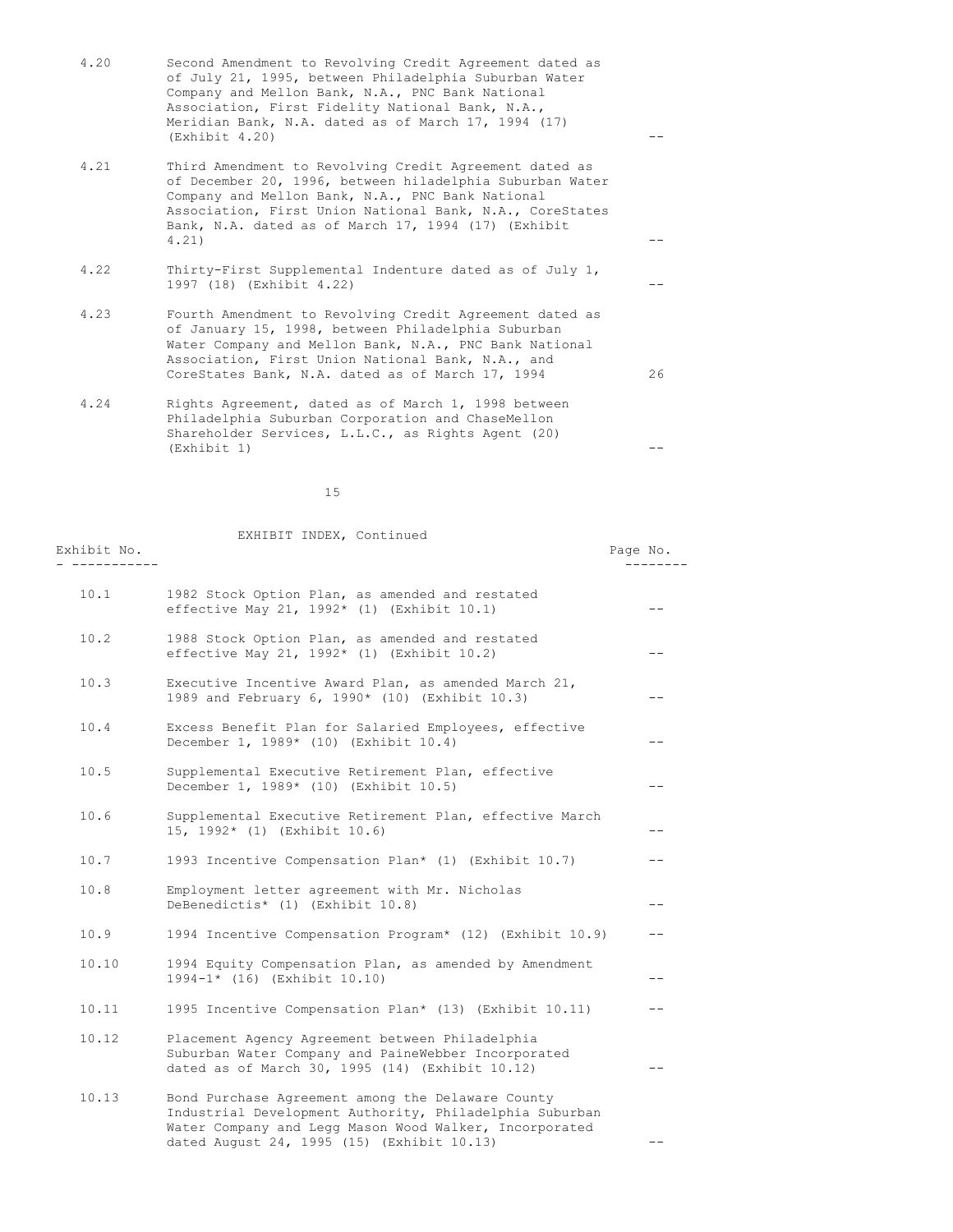| | | |
|---|---|---|
| 4.20 | Second Amendment to Revolving Credit Agreement dated as of July 21, 1995, between Philadelphia Suburban Water Company and Mellon Bank, N.A., PNC Bank National Association, First Fidelity National Bank, N.A., Meridian Bank, N.A. dated as of March 17, 1994 (17) (Exhibit 4.20) | -- |
| 4.21 | Third Amendment to Revolving Credit Agreement dated as of December 20, 1996, between hiladelphia Suburban Water Company and Mellon Bank, N.A., PNC Bank National Association, First Union National Bank, N.A., CoreStates Bank, N.A. dated as of March 17, 1994 (17) (Exhibit 4.21) | -- |
| 4.22 | Thirty-First Supplemental Indenture dated as of July 1, 1997 (18) (Exhibit 4.22) | -- |
| 4.23 | Fourth Amendment to Revolving Credit Agreement dated as of January 15, 1998, between Philadelphia Suburban Water Company and Mellon Bank, N.A., PNC Bank National Association, First Union National Bank, N.A., and CoreStates Bank, N.A. dated as of March 17, 1994 | 26 |
| 4.24 | Rights Agreement, dated as of March 1, 1998 between Philadelphia Suburban Corporation and ChaseMellon Shareholder Services, L.L.C., as Rights Agent (20) (Exhibit 1) | -- |

EXHIBIT INDEX, Continued

| Exhibit No. | | Page No. |
|---|---|---|
| 10.1 | 1982 Stock Option Plan, as amended and restated effective May 21, 1992* (1) (Exhibit 10.1) | -- |
| 10.2 | 1988 Stock Option Plan, as amended and restated effective May 21, 1992* (1) (Exhibit 10.2) | -- |
| 10.3 | Executive Incentive Award Plan, as amended March 21, 1989 and February 6, 1990* (10) (Exhibit 10.3) | -- |
| 10.4 | Excess Benefit Plan for Salaried Employees, effective December 1, 1989* (10) (Exhibit 10.4) | -- |
| 10.5 | Supplemental Executive Retirement Plan, effective December 1, 1989* (10) (Exhibit 10.5) | -- |
| 10.6 | Supplemental Executive Retirement Plan, effective March 15, 1992* (1) (Exhibit 10.6) | -- |
| 10.7 | 1993 Incentive Compensation Plan* (1) (Exhibit 10.7) | -- |
| 10.8 | Employment letter agreement with Mr. Nicholas DeBenedictis* (1) (Exhibit 10.8) | -- |
| 10.9 | 1994 Incentive Compensation Program* (12) (Exhibit 10.9) | -- |
| 10.10 | 1994 Equity Compensation Plan, as amended by Amendment 1994-1* (16) (Exhibit 10.10) | -- |
| 10.11 | 1995 Incentive Compensation Plan* (13) (Exhibit 10.11) | -- |
| 10.12 | Placement Agency Agreement between Philadelphia Suburban Water Company and PaineWebber Incorporated dated as of March 30, 1995 (14) (Exhibit 10.12) | -- |
| 10.13 | Bond Purchase Agreement among the Delaware County Industrial Development Authority, Philadelphia Suburban Water Company and Legg Mason Wood Walker, Incorporated dated August 24, 1995 (15) (Exhibit 10.13) | -- |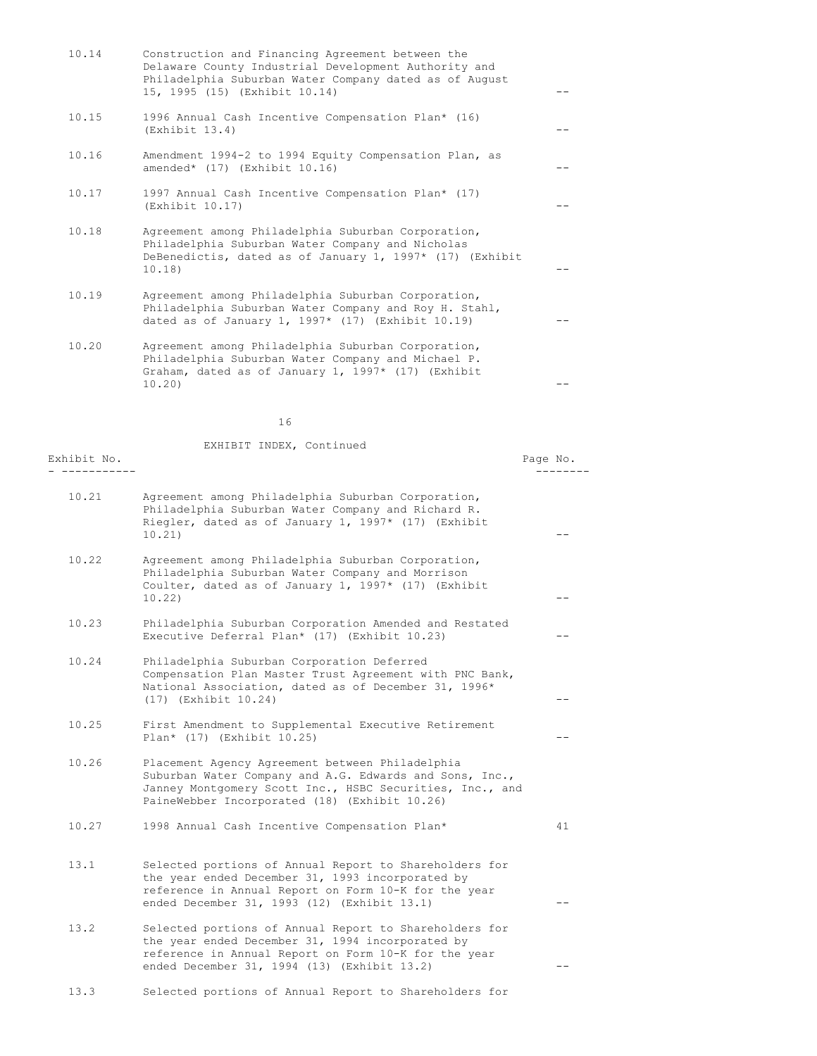| | | |
|---|---|---|
| 10.14 | Construction and Financing Agreement between the Delaware County Industrial Development Authority and Philadelphia Suburban Water Company dated as of August 15, 1995 (15) (Exhibit 10.14) | -- |
| 10.15 | 1996 Annual Cash Incentive Compensation Plan* (16) (Exhibit 13.4) | -- |
| 10.16 | Amendment 1994-2 to 1994 Equity Compensation Plan, as amended* (17) (Exhibit 10.16) | -- |
| 10.17 | 1997 Annual Cash Incentive Compensation Plan* (17) (Exhibit 10.17) | -- |
| 10.18 | Agreement among Philadelphia Suburban Corporation, Philadelphia Suburban Water Company and Nicholas DeBenedictis, dated as of January 1, 1997* (17) (Exhibit 10.18) | -- |
| 10.19 | Agreement among Philadelphia Suburban Corporation, Philadelphia Suburban Water Company and Roy H. Stahl, dated as of January 1, 1997* (17) (Exhibit 10.19) | -- |
| 10.20 | Agreement among Philadelphia Suburban Corporation, Philadelphia Suburban Water Company and Michael P. Graham, dated as of January 1, 1997* (17) (Exhibit 10.20) | -- |

EXHIBIT INDEX, Continued

| Exhibit No. | | Page No. |
|---|---|---|
| 10.21 | Agreement among Philadelphia Suburban Corporation, Philadelphia Suburban Water Company and Richard R. Riegler, dated as of January 1, 1997* (17) (Exhibit 10.21) | -- |
| 10.22 | Agreement among Philadelphia Suburban Corporation, Philadelphia Suburban Water Company and Morrison Coulter, dated as of January 1, 1997* (17) (Exhibit 10.22) | -- |
| 10.23 | Philadelphia Suburban Corporation Amended and Restated Executive Deferral Plan* (17) (Exhibit 10.23) | -- |
| 10.24 | Philadelphia Suburban Corporation Deferred Compensation Plan Master Trust Agreement with PNC Bank, National Association, dated as of December 31, 1996* (17) (Exhibit 10.24) | -- |
| 10.25 | First Amendment to Supplemental Executive Retirement Plan* (17) (Exhibit 10.25) | -- |
| 10.26 | Placement Agency Agreement between Philadelphia Suburban Water Company and A.G. Edwards and Sons, Inc., Janney Montgomery Scott Inc., HSBC Securities, Inc., and PaineWebber Incorporated (18) (Exhibit 10.26) | |
| 10.27 | 1998 Annual Cash Incentive Compensation Plan* | 41 |
| 13.1 | Selected portions of Annual Report to Shareholders for the year ended December 31, 1993 incorporated by reference in Annual Report on Form 10-K for the year ended December 31, 1993 (12) (Exhibit 13.1) | -- |
| 13.2 | Selected portions of Annual Report to Shareholders for the year ended December 31, 1994 incorporated by reference in Annual Report on Form 10-K for the year ended December 31, 1994 (13) (Exhibit 13.2) | -- |
| 13.3 | Selected portions of Annual Report to Shareholders for | |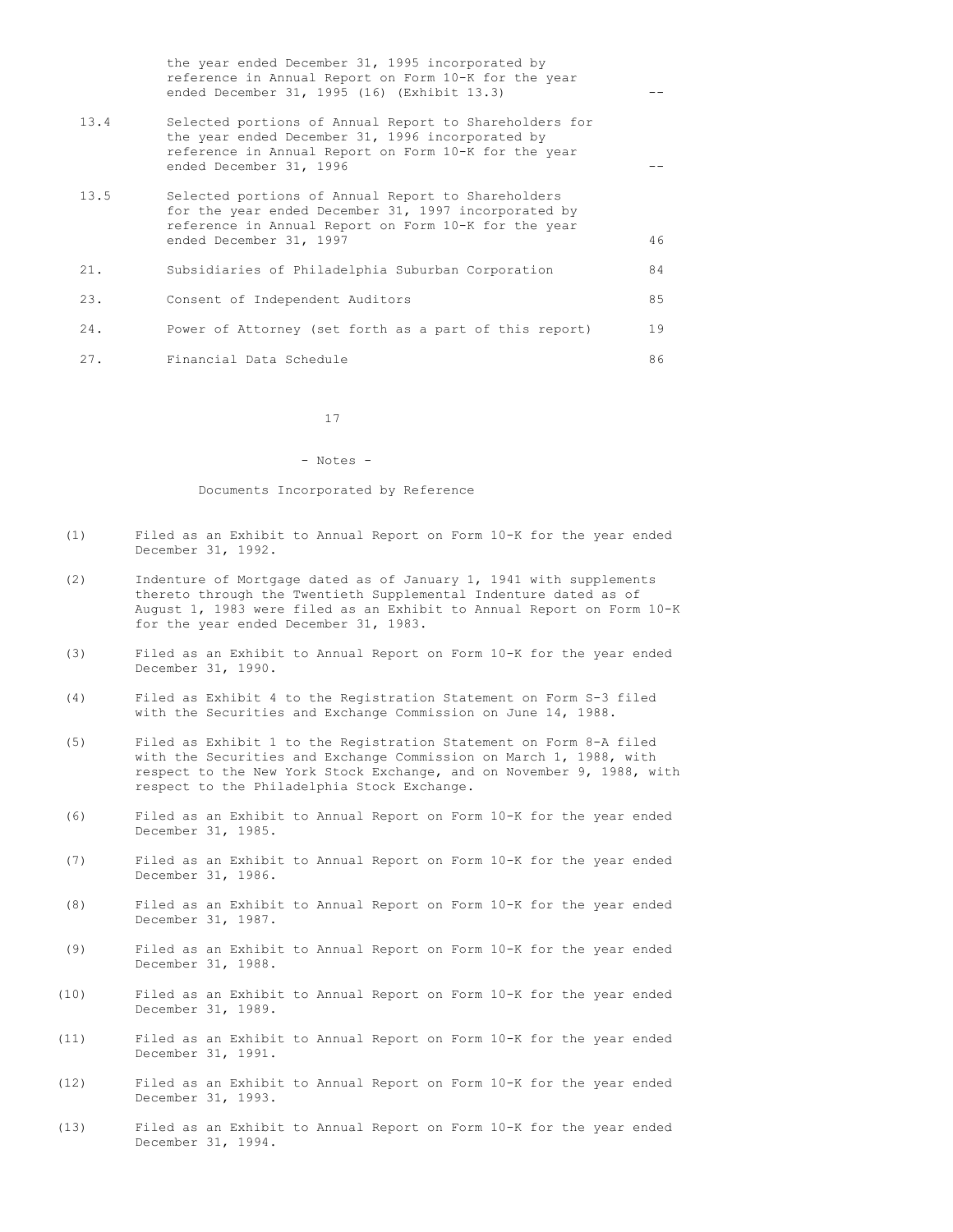| | | |
|---|---|---|
| | the year ended December 31, 1995 incorporated by reference in Annual Report on Form 10-K for the year ended December 31, 1995 (16) (Exhibit 13.3) | -- |
| 13.4 | Selected portions of Annual Report to Shareholders for the year ended December 31, 1996 incorporated by reference in Annual Report on Form 10-K for the year ended December 31, 1996 | -- |
| 13.5 | Selected portions of Annual Report to Shareholders for the year ended December 31, 1997 incorporated by reference in Annual Report on Form 10-K for the year ended December 31, 1997 | 46 |
| 21. | Subsidiaries of Philadelphia Suburban Corporation | 84 |
| 23. | Consent of Independent Auditors | 85 |
| 24. | Power of Attorney (set forth as a part of this report) | 19 |
| 27. | Financial Data Schedule | 86 |

- Notes -

Documents Incorporated by Reference

(1) Filed as an Exhibit to Annual Report on Form 10-K for the year ended December 31, 1992.

(2) Indenture of Mortgage dated as of January 1, 1941 with supplements thereto through the Twentieth Supplemental Indenture dated as of August 1, 1983 were filed as an Exhibit to Annual Report on Form 10-K for the year ended December 31, 1983.

(3) Filed as an Exhibit to Annual Report on Form 10-K for the year ended December 31, 1990.

(4) Filed as Exhibit 4 to the Registration Statement on Form S-3 filed with the Securities and Exchange Commission on June 14, 1988.

(5) Filed as Exhibit 1 to the Registration Statement on Form 8-A filed with the Securities and Exchange Commission on March 1, 1988, with respect to the New York Stock Exchange, and on November 9, 1988, with respect to the Philadelphia Stock Exchange.

(6) Filed as an Exhibit to Annual Report on Form 10-K for the year ended December 31, 1985.

(7) Filed as an Exhibit to Annual Report on Form 10-K for the year ended December 31, 1986.

(8) Filed as an Exhibit to Annual Report on Form 10-K for the year ended December 31, 1987.

(9) Filed as an Exhibit to Annual Report on Form 10-K for the year ended December 31, 1988.

(10) Filed as an Exhibit to Annual Report on Form 10-K for the year ended December 31, 1989.

(11) Filed as an Exhibit to Annual Report on Form 10-K for the year ended December 31, 1991.

(12) Filed as an Exhibit to Annual Report on Form 10-K for the year ended December 31, 1993.

(13) Filed as an Exhibit to Annual Report on Form 10-K for the year ended December 31, 1994.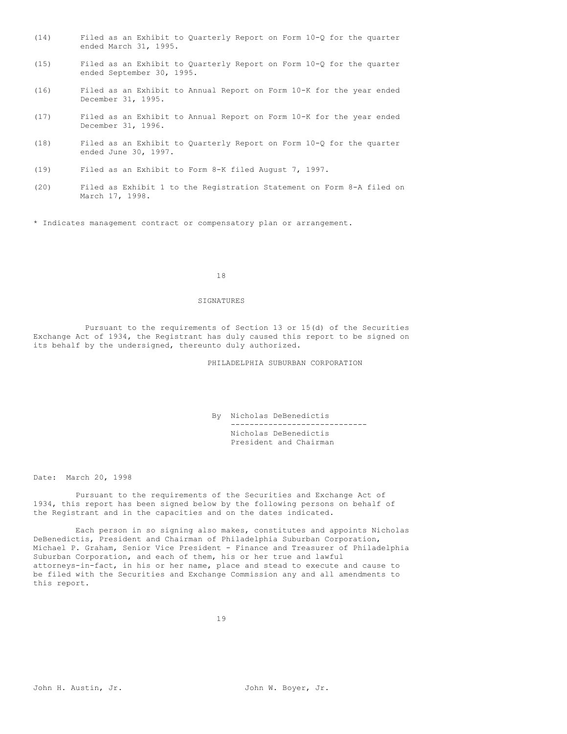(14) Filed as an Exhibit to Quarterly Report on Form 10-Q for the quarter ended March 31, 1995.

(15) Filed as an Exhibit to Quarterly Report on Form 10-Q for the quarter ended September 30, 1995.

(16) Filed as an Exhibit to Annual Report on Form 10-K for the year ended December 31, 1995.

(17) Filed as an Exhibit to Annual Report on Form 10-K for the year ended December 31, 1996.

(18) Filed as an Exhibit to Quarterly Report on Form 10-Q for the quarter ended June 30, 1997.

(19) Filed as an Exhibit to Form 8-K filed August 7, 1997.

(20) Filed as Exhibit 1 to the Registration Statement on Form 8-A filed on March 17, 1998.

* Indicates management contract or compensatory plan or arrangement.

## SIGNATURES

Pursuant to the requirements of Section 13 or 15(d) of the Securities Exchange Act of 1934, the Registrant has duly caused this report to be signed on its behalf by the undersigned, thereunto duly authorized.

PHILADELPHIA SUBURBAN CORPORATION

By Nicholas DeBenedictis
-----------------------------
Nicholas DeBenedictis
President and Chairman

Date: March 20, 1998

Pursuant to the requirements of the Securities and Exchange Act of 1934, this report has been signed below by the following persons on behalf of the Registrant and in the capacities and on the dates indicated.

Each person in so signing also makes, constitutes and appoints Nicholas DeBenedictis, President and Chairman of Philadelphia Suburban Corporation, Michael P. Graham, Senior Vice President - Finance and Treasurer of Philadelphia Suburban Corporation, and each of them, his or her true and lawful attorneys-in-fact, in his or her name, place and stead to execute and cause to be filed with the Securities and Exchange Commission any and all amendments to this report.

John H. Austin, Jr. John W. Boyer, Jr.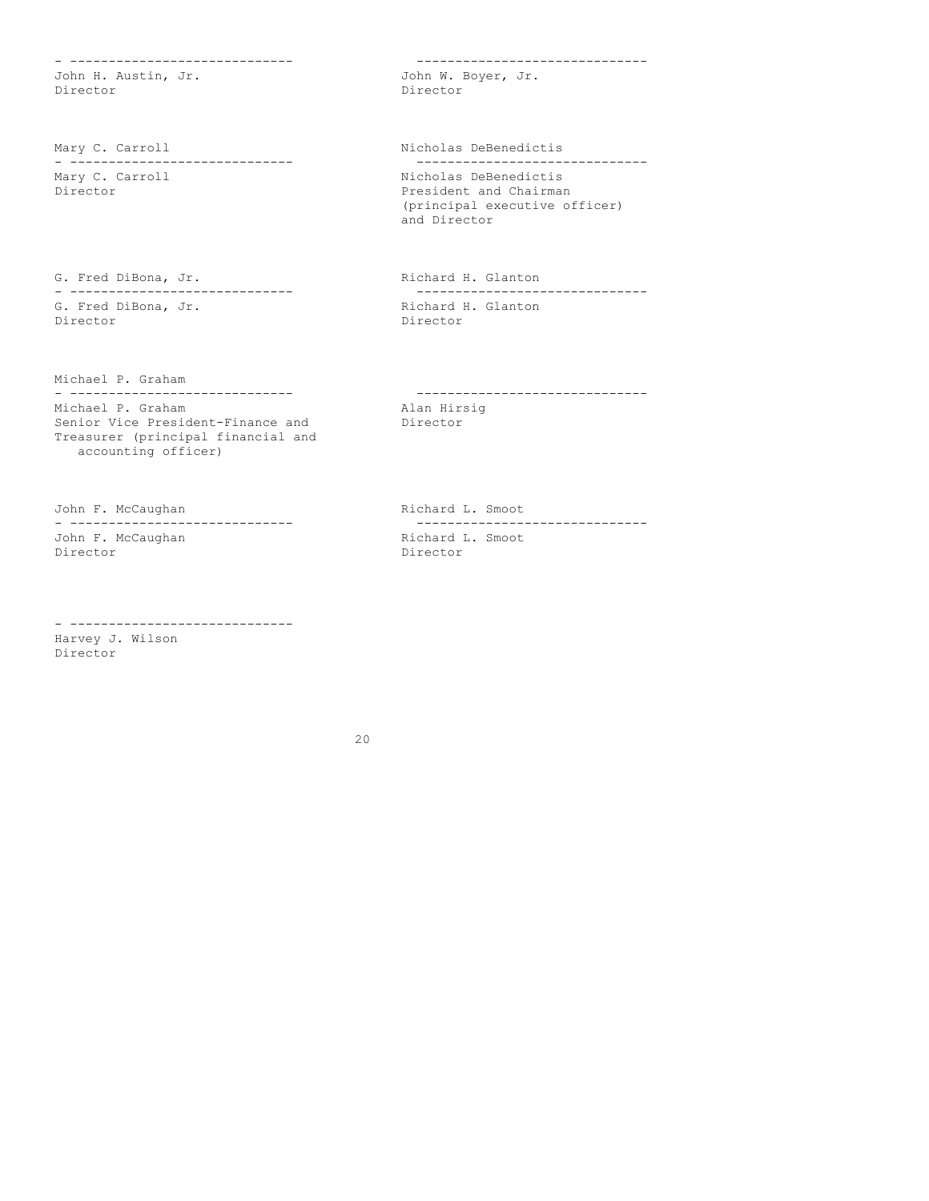| | |
|---|---|
| ------------------------------ | ------------------------------ |
| John H. Austin, Jr. | John W. Boyer, Jr. |
| Director | Director |
| Mary C. Carroll | Nicholas DeBenedictis |
| ------------------------------ | ------------------------------ |
| Mary C. Carroll | Nicholas DeBenedictis |
| Director | President and Chairman (principal executive officer) and Director |
| G. Fred DiBona, Jr. | Richard H. Glanton |
| ------------------------------ | ------------------------------ |
| G. Fred DiBona, Jr. | Richard H. Glanton |
| Director | Director |
| Michael P. Graham | |
| ------------------------------ | ------------------------------ |
| Michael P. Graham | Alan Hirsig |
| Senior Vice President-Finance and Treasurer (principal financial and accounting officer) | Director |
| John F. McCaughan | Richard L. Smoot |
| ------------------------------ | ------------------------------ |
| John F. McCaughan | Richard L. Smoot |
| Director | Director |
| ------------------------------ | |
| Harvey J. Wilson | |
| Director | |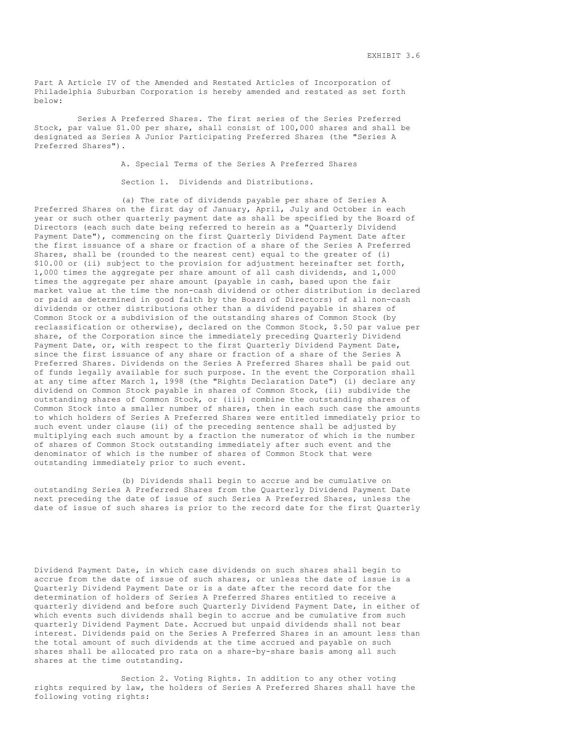EXHIBIT 3.6

Part A Article IV of the Amended and Restated Articles of Incorporation of Philadelphia Suburban Corporation is hereby amended and restated as set forth below:

Series A Preferred Shares. The first series of the Series Preferred Stock, par value $1.00 per share, shall consist of 100,000 shares and shall be designated as Series A Junior Participating Preferred Shares (the "Series A Preferred Shares").

A. Special Terms of the Series A Preferred Shares

Section 1. Dividends and Distributions.

(a) The rate of dividends payable per share of Series A Preferred Shares on the first day of January, April, July and October in each year or such other quarterly payment date as shall be specified by the Board of Directors (each such date being referred to herein as a "Quarterly Dividend Payment Date"), commencing on the first Quarterly Dividend Payment Date after the first issuance of a share or fraction of a share of the Series A Preferred Shares, shall be (rounded to the nearest cent) equal to the greater of (i) $10.00 or (ii) subject to the provision for adjustment hereinafter set forth, 1,000 times the aggregate per share amount of all cash dividends, and 1,000 times the aggregate per share amount (payable in cash, based upon the fair market value at the time the non-cash dividend or other distribution is declared or paid as determined in good faith by the Board of Directors) of all non-cash dividends or other distributions other than a dividend payable in shares of Common Stock or a subdivision of the outstanding shares of Common Stock (by reclassification or otherwise), declared on the Common Stock, $.50 par value per share, of the Corporation since the immediately preceding Quarterly Dividend Payment Date, or, with respect to the first Quarterly Dividend Payment Date, since the first issuance of any share or fraction of a share of the Series A Preferred Shares. Dividends on the Series A Preferred Shares shall be paid out of funds legally available for such purpose. In the event the Corporation shall at any time after March 1, 1998 (the "Rights Declaration Date") (i) declare any dividend on Common Stock payable in shares of Common Stock, (ii) subdivide the outstanding shares of Common Stock, or (iii) combine the outstanding shares of Common Stock into a smaller number of shares, then in each such case the amounts to which holders of Series A Preferred Shares were entitled immediately prior to such event under clause (ii) of the preceding sentence shall be adjusted by multiplying each such amount by a fraction the numerator of which is the number of shares of Common Stock outstanding immediately after such event and the denominator of which is the number of shares of Common Stock that were outstanding immediately prior to such event.

(b) Dividends shall begin to accrue and be cumulative on outstanding Series A Preferred Shares from the Quarterly Dividend Payment Date next preceding the date of issue of such Series A Preferred Shares, unless the date of issue of such shares is prior to the record date for the first Quarterly Dividend Payment Date, in which case dividends on such shares shall begin to accrue from the date of issue of such shares, or unless the date of issue is a Quarterly Dividend Payment Date or is a date after the record date for the determination of holders of Series A Preferred Shares entitled to receive a quarterly dividend and before such Quarterly Dividend Payment Date, in either of which events such dividends shall begin to accrue and be cumulative from such quarterly Dividend Payment Date. Accrued but unpaid dividends shall not bear interest. Dividends paid on the Series A Preferred Shares in an amount less than the total amount of such dividends at the time accrued and payable on such shares shall be allocated pro rata on a share-by-share basis among all such shares at the time outstanding.

Section 2. Voting Rights. In addition to any other voting rights required by law, the holders of Series A Preferred Shares shall have the following voting rights: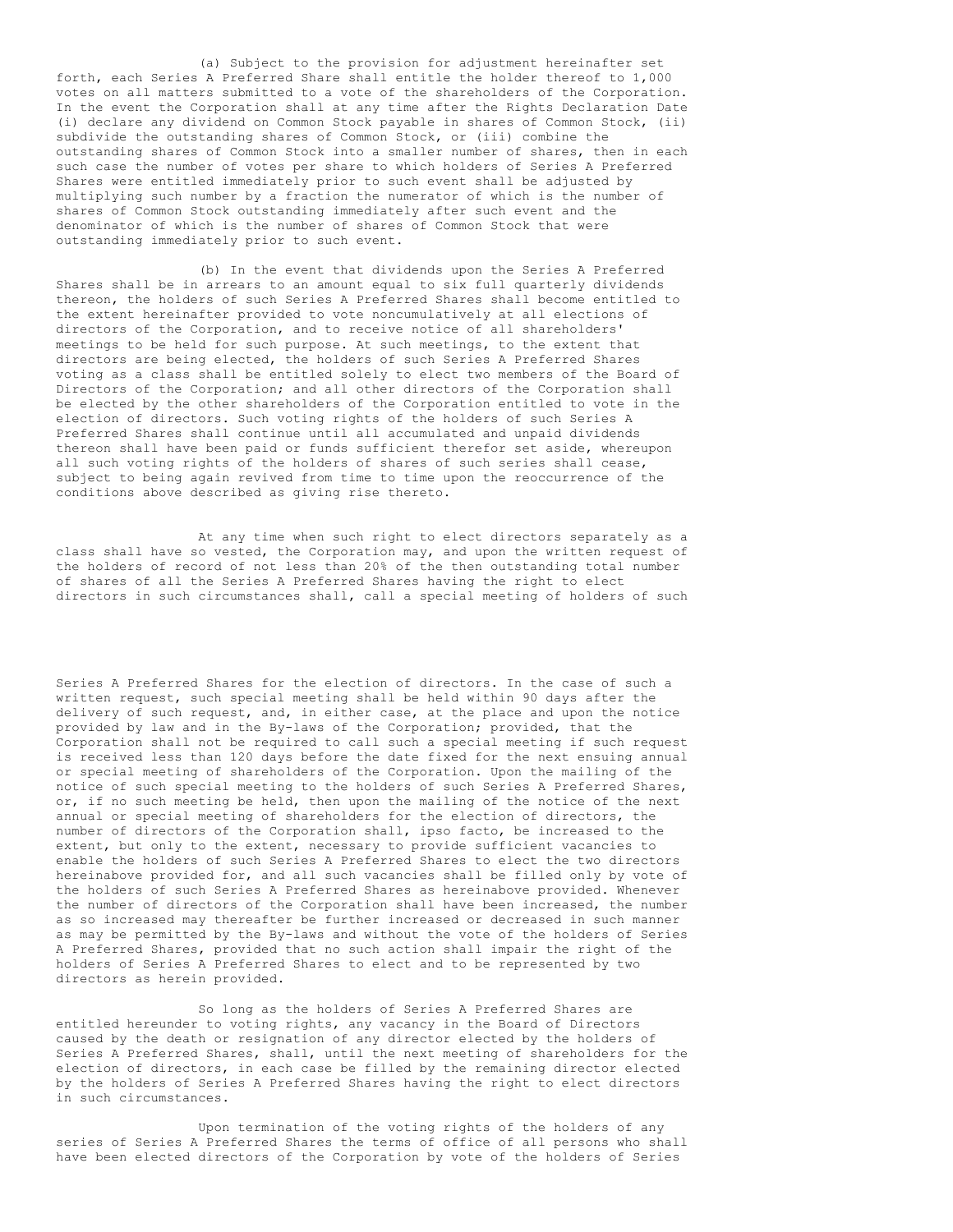(a) Subject to the provision for adjustment hereinafter set forth, each Series A Preferred Share shall entitle the holder thereof to 1,000 votes on all matters submitted to a vote of the shareholders of the Corporation. In the event the Corporation shall at any time after the Rights Declaration Date (i) declare any dividend on Common Stock payable in shares of Common Stock, (ii) subdivide the outstanding shares of Common Stock, or (iii) combine the outstanding shares of Common Stock into a smaller number of shares, then in each such case the number of votes per share to which holders of Series A Preferred Shares were entitled immediately prior to such event shall be adjusted by multiplying such number by a fraction the numerator of which is the number of shares of Common Stock outstanding immediately after such event and the denominator of which is the number of shares of Common Stock that were outstanding immediately prior to such event.

(b) In the event that dividends upon the Series A Preferred Shares shall be in arrears to an amount equal to six full quarterly dividends thereon, the holders of such Series A Preferred Shares shall become entitled to the extent hereinafter provided to vote noncumulatively at all elections of directors of the Corporation, and to receive notice of all shareholders' meetings to be held for such purpose. At such meetings, to the extent that directors are being elected, the holders of such Series A Preferred Shares voting as a class shall be entitled solely to elect two members of the Board of Directors of the Corporation; and all other directors of the Corporation shall be elected by the other shareholders of the Corporation entitled to vote in the election of directors. Such voting rights of the holders of such Series A Preferred Shares shall continue until all accumulated and unpaid dividends thereon shall have been paid or funds sufficient therefor set aside, whereupon all such voting rights of the holders of shares of such series shall cease, subject to being again revived from time to time upon the reoccurrence of the conditions above described as giving rise thereto.

At any time when such right to elect directors separately as a class shall have so vested, the Corporation may, and upon the written request of the holders of record of not less than 20% of the then outstanding total number of shares of all the Series A Preferred Shares having the right to elect directors in such circumstances shall, call a special meeting of holders of such Series A Preferred Shares for the election of directors. In the case of such a written request, such special meeting shall be held within 90 days after the delivery of such request, and, in either case, at the place and upon the notice provided by law and in the By-laws of the Corporation; provided, that the Corporation shall not be required to call such a special meeting if such request is received less than 120 days before the date fixed for the next ensuing annual or special meeting of shareholders of the Corporation. Upon the mailing of the notice of such special meeting to the holders of such Series A Preferred Shares, or, if no such meeting be held, then upon the mailing of the notice of the next annual or special meeting of shareholders for the election of directors, the number of directors of the Corporation shall, ipso facto, be increased to the extent, but only to the extent, necessary to provide sufficient vacancies to enable the holders of such Series A Preferred Shares to elect the two directors hereinabove provided for, and all such vacancies shall be filled only by vote of the holders of such Series A Preferred Shares as hereinabove provided. Whenever the number of directors of the Corporation shall have been increased, the number as so increased may thereafter be further increased or decreased in such manner as may be permitted by the By-laws and without the vote of the holders of Series A Preferred Shares, provided that no such action shall impair the right of the holders of Series A Preferred Shares to elect and to be represented by two directors as herein provided.

So long as the holders of Series A Preferred Shares are entitled hereunder to voting rights, any vacancy in the Board of Directors caused by the death or resignation of any director elected by the holders of Series A Preferred Shares, shall, until the next meeting of shareholders for the election of directors, in each case be filled by the remaining director elected by the holders of Series A Preferred Shares having the right to elect directors in such circumstances.

Upon termination of the voting rights of the holders of any series of Series A Preferred Shares the terms of office of all persons who shall have been elected directors of the Corporation by vote of the holders of Series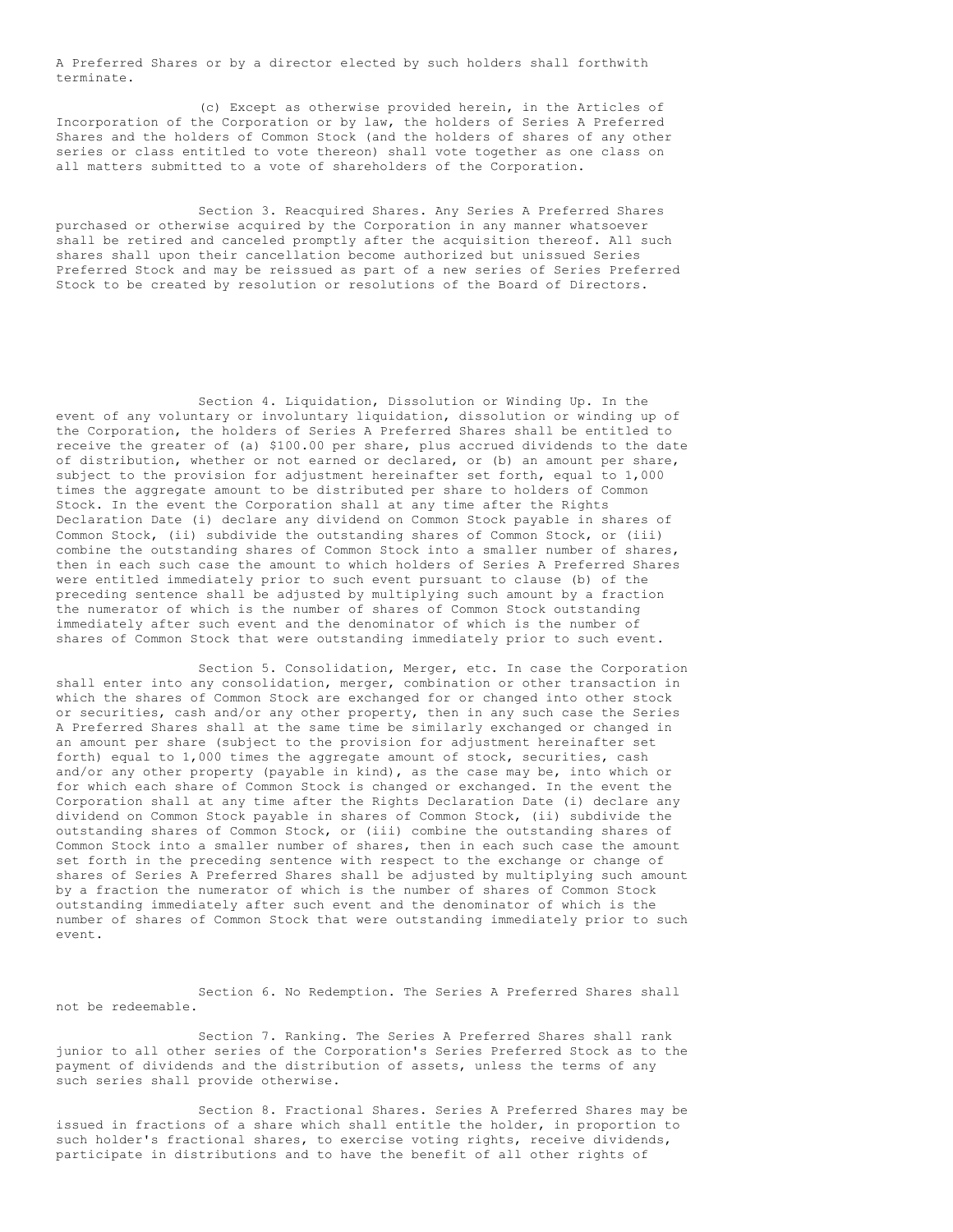A Preferred Shares or by a director elected by such holders shall forthwith terminate.

(c) Except as otherwise provided herein, in the Articles of Incorporation of the Corporation or by law, the holders of Series A Preferred Shares and the holders of Common Stock (and the holders of shares of any other series or class entitled to vote thereon) shall vote together as one class on all matters submitted to a vote of shareholders of the Corporation.

Section 3. Reacquired Shares. Any Series A Preferred Shares purchased or otherwise acquired by the Corporation in any manner whatsoever shall be retired and canceled promptly after the acquisition thereof. All such shares shall upon their cancellation become authorized but unissued Series Preferred Stock and may be reissued as part of a new series of Series Preferred Stock to be created by resolution or resolutions of the Board of Directors.

Section 4. Liquidation, Dissolution or Winding Up. In the event of any voluntary or involuntary liquidation, dissolution or winding up of the Corporation, the holders of Series A Preferred Shares shall be entitled to receive the greater of (a) $100.00 per share, plus accrued dividends to the date of distribution, whether or not earned or declared, or (b) an amount per share, subject to the provision for adjustment hereinafter set forth, equal to 1,000 times the aggregate amount to be distributed per share to holders of Common Stock. In the event the Corporation shall at any time after the Rights Declaration Date (i) declare any dividend on Common Stock payable in shares of Common Stock, (ii) subdivide the outstanding shares of Common Stock, or (iii) combine the outstanding shares of Common Stock into a smaller number of shares, then in each such case the amount to which holders of Series A Preferred Shares were entitled immediately prior to such event pursuant to clause (b) of the preceding sentence shall be adjusted by multiplying such amount by a fraction the numerator of which is the number of shares of Common Stock outstanding immediately after such event and the denominator of which is the number of shares of Common Stock that were outstanding immediately prior to such event.

Section 5. Consolidation, Merger, etc. In case the Corporation shall enter into any consolidation, merger, combination or other transaction in which the shares of Common Stock are exchanged for or changed into other stock or securities, cash and/or any other property, then in any such case the Series A Preferred Shares shall at the same time be similarly exchanged or changed in an amount per share (subject to the provision for adjustment hereinafter set forth) equal to 1,000 times the aggregate amount of stock, securities, cash and/or any other property (payable in kind), as the case may be, into which or for which each share of Common Stock is changed or exchanged. In the event the Corporation shall at any time after the Rights Declaration Date (i) declare any dividend on Common Stock payable in shares of Common Stock, (ii) subdivide the outstanding shares of Common Stock, or (iii) combine the outstanding shares of Common Stock into a smaller number of shares, then in each such case the amount set forth in the preceding sentence with respect to the exchange or change of shares of Series A Preferred Shares shall be adjusted by multiplying such amount by a fraction the numerator of which is the number of shares of Common Stock outstanding immediately after such event and the denominator of which is the number of shares of Common Stock that were outstanding immediately prior to such event.

Section 6. No Redemption. The Series A Preferred Shares shall not be redeemable.

Section 7. Ranking. The Series A Preferred Shares shall rank junior to all other series of the Corporation's Series Preferred Stock as to the payment of dividends and the distribution of assets, unless the terms of any such series shall provide otherwise.

Section 8. Fractional Shares. Series A Preferred Shares may be issued in fractions of a share which shall entitle the holder, in proportion to such holder's fractional shares, to exercise voting rights, receive dividends, participate in distributions and to have the benefit of all other rights of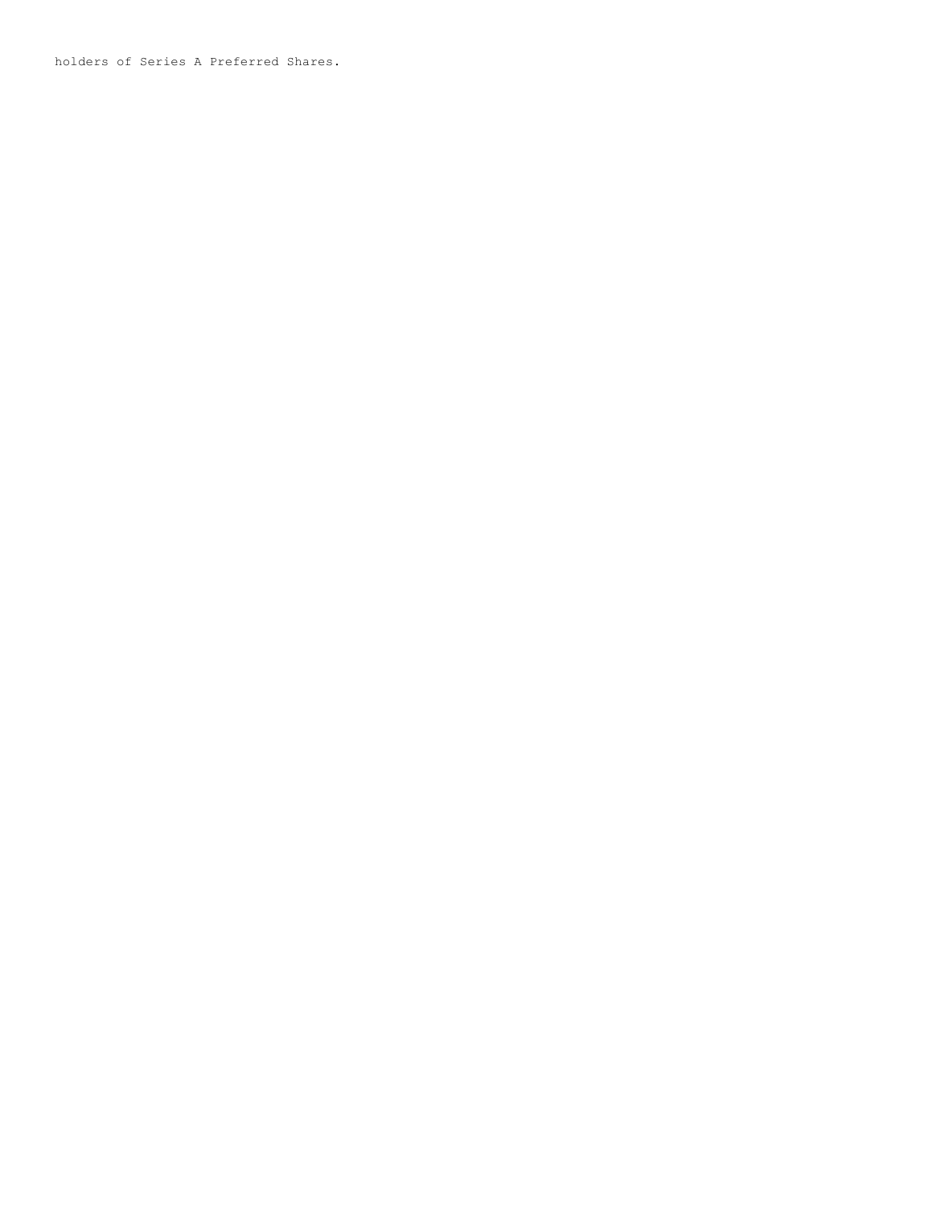holders of Series A Preferred Shares.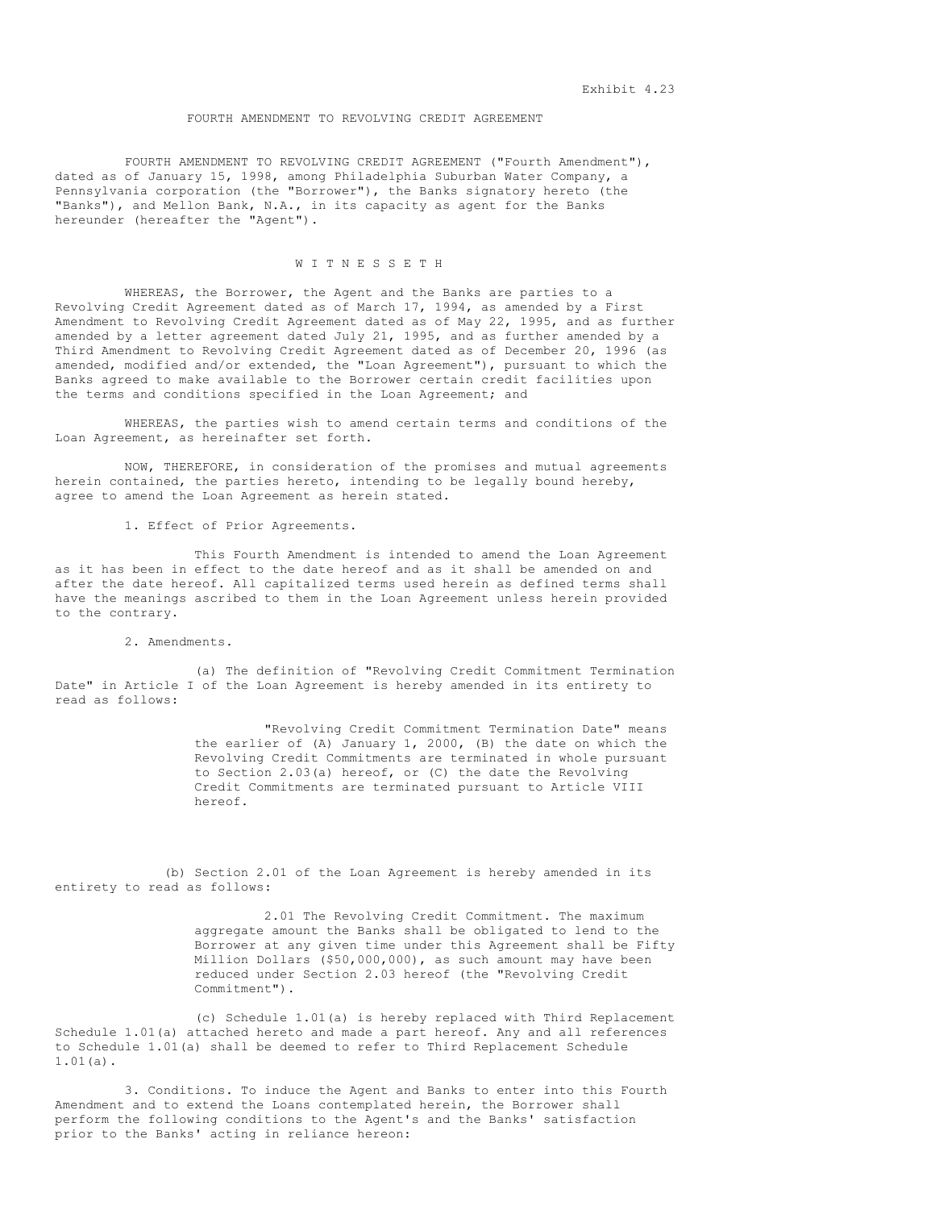Exhibit 4.23

# FOURTH AMENDMENT TO REVOLVING CREDIT AGREEMENT

FOURTH AMENDMENT TO REVOLVING CREDIT AGREEMENT ("Fourth Amendment"), dated as of January 15, 1998, among Philadelphia Suburban Water Company, a Pennsylvania corporation (the "Borrower"), the Banks signatory hereto (the "Banks"), and Mellon Bank, N.A., in its capacity as agent for the Banks hereunder (hereafter the "Agent").

W I T N E S S E T H

WHEREAS, the Borrower, the Agent and the Banks are parties to a Revolving Credit Agreement dated as of March 17, 1994, as amended by a First Amendment to Revolving Credit Agreement dated as of May 22, 1995, and as further amended by a letter agreement dated July 21, 1995, and as further amended by a Third Amendment to Revolving Credit Agreement dated as of December 20, 1996 (as amended, modified and/or extended, the "Loan Agreement"), pursuant to which the Banks agreed to make available to the Borrower certain credit facilities upon the terms and conditions specified in the Loan Agreement; and

WHEREAS, the parties wish to amend certain terms and conditions of the Loan Agreement, as hereinafter set forth.

NOW, THEREFORE, in consideration of the promises and mutual agreements herein contained, the parties hereto, intending to be legally bound hereby, agree to amend the Loan Agreement as herein stated.

1. Effect of Prior Agreements.

This Fourth Amendment is intended to amend the Loan Agreement as it has been in effect to the date hereof and as it shall be amended on and after the date hereof. All capitalized terms used herein as defined terms shall have the meanings ascribed to them in the Loan Agreement unless herein provided to the contrary.

2. Amendments.

(a) The definition of "Revolving Credit Commitment Termination Date" in Article I of the Loan Agreement is hereby amended in its entirety to read as follows:

> "Revolving Credit Commitment Termination Date" means the earlier of (A) January 1, 2000, (B) the date on which the Revolving Credit Commitments are terminated in whole pursuant to Section 2.03(a) hereof, or (C) the date the Revolving Credit Commitments are terminated pursuant to Article VIII hereof.

(b) Section 2.01 of the Loan Agreement is hereby amended in its entirety to read as follows:

> 2.01 The Revolving Credit Commitment. The maximum aggregate amount the Banks shall be obligated to lend to the Borrower at any given time under this Agreement shall be Fifty Million Dollars ($50,000,000), as such amount may have been reduced under Section 2.03 hereof (the "Revolving Credit Commitment").

(c) Schedule 1.01(a) is hereby replaced with Third Replacement Schedule 1.01(a) attached hereto and made a part hereof. Any and all references to Schedule 1.01(a) shall be deemed to refer to Third Replacement Schedule 1.01(a).

3. Conditions. To induce the Agent and Banks to enter into this Fourth Amendment and to extend the Loans contemplated herein, the Borrower shall perform the following conditions to the Agent's and the Banks' satisfaction prior to the Banks' acting in reliance hereon: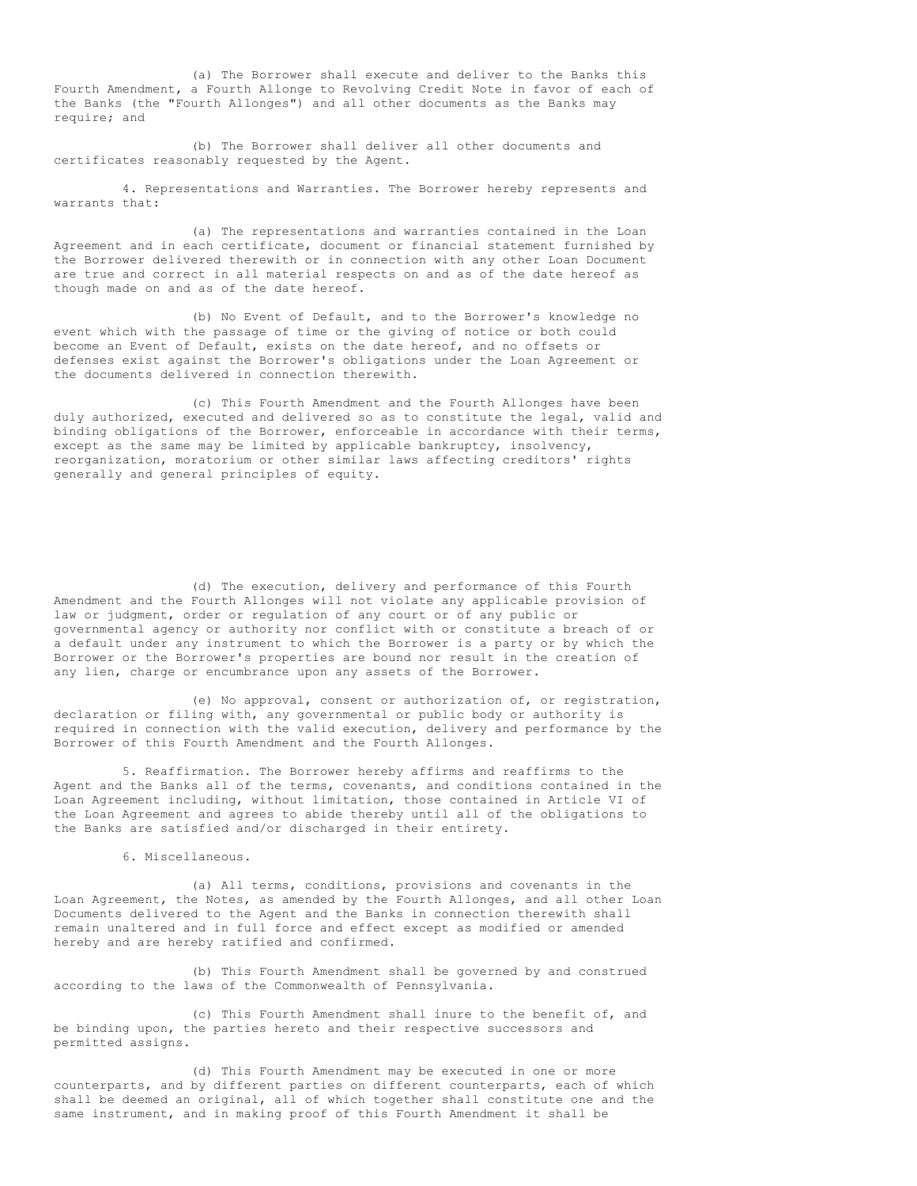(a) The Borrower shall execute and deliver to the Banks this Fourth Amendment, a Fourth Allonge to Revolving Credit Note in favor of each of the Banks (the "Fourth Allonges") and all other documents as the Banks may require; and

(b) The Borrower shall deliver all other documents and certificates reasonably requested by the Agent.

4. Representations and Warranties. The Borrower hereby represents and warrants that:

(a) The representations and warranties contained in the Loan Agreement and in each certificate, document or financial statement furnished by the Borrower delivered therewith or in connection with any other Loan Document are true and correct in all material respects on and as of the date hereof as though made on and as of the date hereof.

(b) No Event of Default, and to the Borrower's knowledge no event which with the passage of time or the giving of notice or both could become an Event of Default, exists on the date hereof, and no offsets or defenses exist against the Borrower's obligations under the Loan Agreement or the documents delivered in connection therewith.

(c) This Fourth Amendment and the Fourth Allonges have been duly authorized, executed and delivered so as to constitute the legal, valid and binding obligations of the Borrower, enforceable in accordance with their terms, except as the same may be limited by applicable bankruptcy, insolvency, reorganization, moratorium or other similar laws affecting creditors' rights generally and general principles of equity.

(d) The execution, delivery and performance of this Fourth Amendment and the Fourth Allonges will not violate any applicable provision of law or judgment, order or regulation of any court or of any public or governmental agency or authority nor conflict with or constitute a breach of or a default under any instrument to which the Borrower is a party or by which the Borrower or the Borrower's properties are bound nor result in the creation of any lien, charge or encumbrance upon any assets of the Borrower.

(e) No approval, consent or authorization of, or registration, declaration or filing with, any governmental or public body or authority is required in connection with the valid execution, delivery and performance by the Borrower of this Fourth Amendment and the Fourth Allonges.

5. Reaffirmation. The Borrower hereby affirms and reaffirms to the Agent and the Banks all of the terms, covenants, and conditions contained in the Loan Agreement including, without limitation, those contained in Article VI of the Loan Agreement and agrees to abide thereby until all of the obligations to the Banks are satisfied and/or discharged in their entirety.

6. Miscellaneous.

(a) All terms, conditions, provisions and covenants in the Loan Agreement, the Notes, as amended by the Fourth Allonges, and all other Loan Documents delivered to the Agent and the Banks in connection therewith shall remain unaltered and in full force and effect except as modified or amended hereby and are hereby ratified and confirmed.

(b) This Fourth Amendment shall be governed by and construed according to the laws of the Commonwealth of Pennsylvania.

(c) This Fourth Amendment shall inure to the benefit of, and be binding upon, the parties hereto and their respective successors and permitted assigns.

(d) This Fourth Amendment may be executed in one or more counterparts, and by different parties on different counterparts, each of which shall be deemed an original, all of which together shall constitute one and the same instrument, and in making proof of this Fourth Amendment it shall be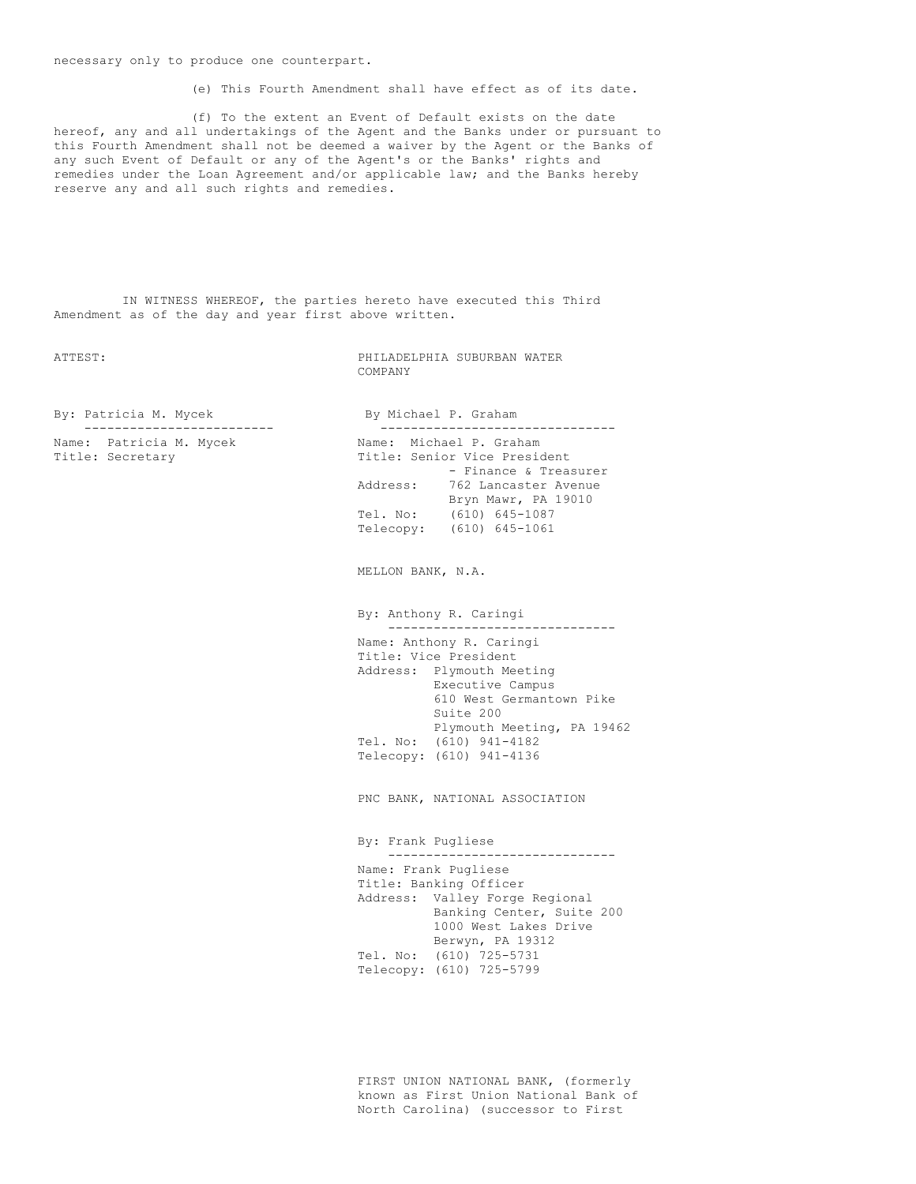necessary only to produce one counterpart.

(e) This Fourth Amendment shall have effect as of its date.

(f) To the extent an Event of Default exists on the date hereof, any and all undertakings of the Agent and the Banks under or pursuant to this Fourth Amendment shall not be deemed a waiver by the Agent or the Banks of any such Event of Default or any of the Agent's or the Banks' rights and remedies under the Loan Agreement and/or applicable law; and the Banks hereby reserve any and all such rights and remedies.

IN WITNESS WHEREOF, the parties hereto have executed this Third Amendment as of the day and year first above written.

ATTEST:

By: Patricia M. Mycek
Name: Patricia M. Mycek
Title: Secretary

PHILADELPHIA SUBURBAN WATER COMPANY

By Michael P. Graham
Name: Michael P. Graham
Title: Senior Vice President - Finance & Treasurer
Address: 762 Lancaster Avenue
Bryn Mawr, PA 19010
Tel. No: (610) 645-1087
Telecopy: (610) 645-1061

MELLON BANK, N.A.

By: Anthony R. Caringi
Name: Anthony R. Caringi
Title: Vice President
Address: Plymouth Meeting
Executive Campus
610 West Germantown Pike
Suite 200
Plymouth Meeting, PA 19462
Tel. No: (610) 941-4182
Telecopy: (610) 941-4136

PNC BANK, NATIONAL ASSOCIATION

By: Frank Pugliese
Name: Frank Pugliese
Title: Banking Officer
Address: Valley Forge Regional
Banking Center, Suite 200
1000 West Lakes Drive
Berwyn, PA 19312
Tel. No: (610) 725-5731
Telecopy: (610) 725-5799

FIRST UNION NATIONAL BANK, (formerly known as First Union National Bank of North Carolina) (successor to First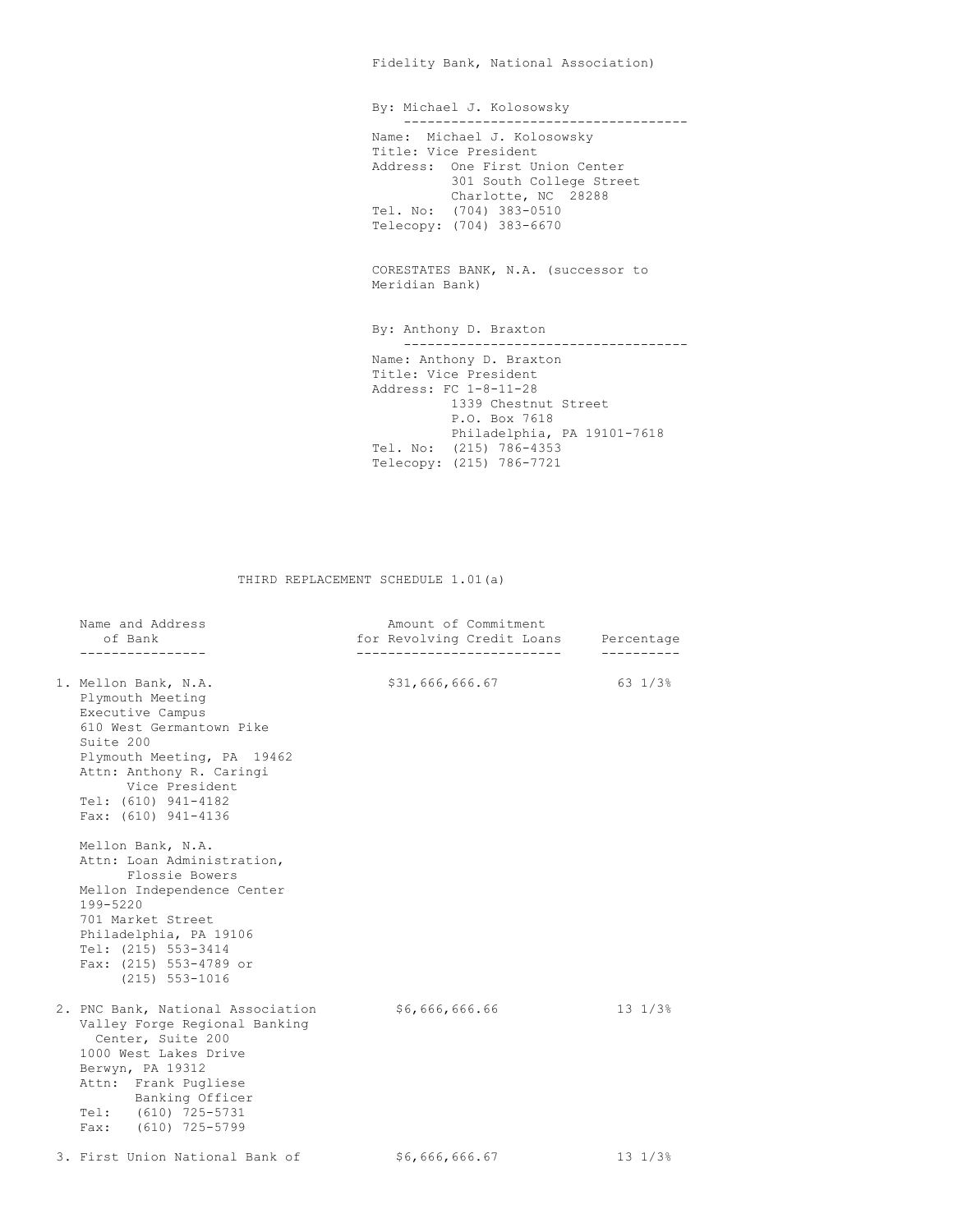Fidelity Bank, National Association)

By: Michael J. Kolosowsky

Name: Michael J. Kolosowsky
Title: Vice President
Address: One First Union Center
301 South College Street
Charlotte, NC 28288
Tel. No: (704) 383-0510
Telecopy: (704) 383-6670

CORESTATES BANK, N.A. (successor to Meridian Bank)

By: Anthony D. Braxton

Name: Anthony D. Braxton
Title: Vice President
Address: FC 1-8-11-28
1339 Chestnut Street
P.O. Box 7618
Philadelphia, PA 19101-7618
Tel. No: (215) 786-4353
Telecopy: (215) 786-7721

THIRD REPLACEMENT SCHEDULE 1.01(a)

| Name and Address of Bank | Amount of Commitment for Revolving Credit Loans | Percentage |
|---|---|---|
| 1. Mellon Bank, N.A.<br>Plymouth Meeting<br>Executive Campus<br>610 West Germantown Pike<br>Suite 200<br>Plymouth Meeting, PA 19462<br>Attn: Anthony R. Caringi<br>Vice President<br>Tel: (610) 941-4182<br>Fax: (610) 941-4136<br><br>Mellon Bank, N.A.<br>Attn: Loan Administration,<br>Flossie Bowers<br>Mellon Independence Center<br>199-5220<br>701 Market Street<br>Philadelphia, PA 19106<br>Tel: (215) 553-3414<br>Fax: (215) 553-4789 or<br>(215) 553-1016 | $31,666,666.67 | 63 1/3% |
| 2. PNC Bank, National Association<br>Valley Forge Regional Banking<br>Center, Suite 200<br>1000 West Lakes Drive<br>Berwyn, PA 19312<br>Attn: Frank Pugliese<br>Banking Officer<br>Tel: (610) 725-5731<br>Fax: (610) 725-5799 | $6,666,666.66 | 13 1/3% |
| 3. First Union National Bank of | $6,666,666.67 | 13 1/3% |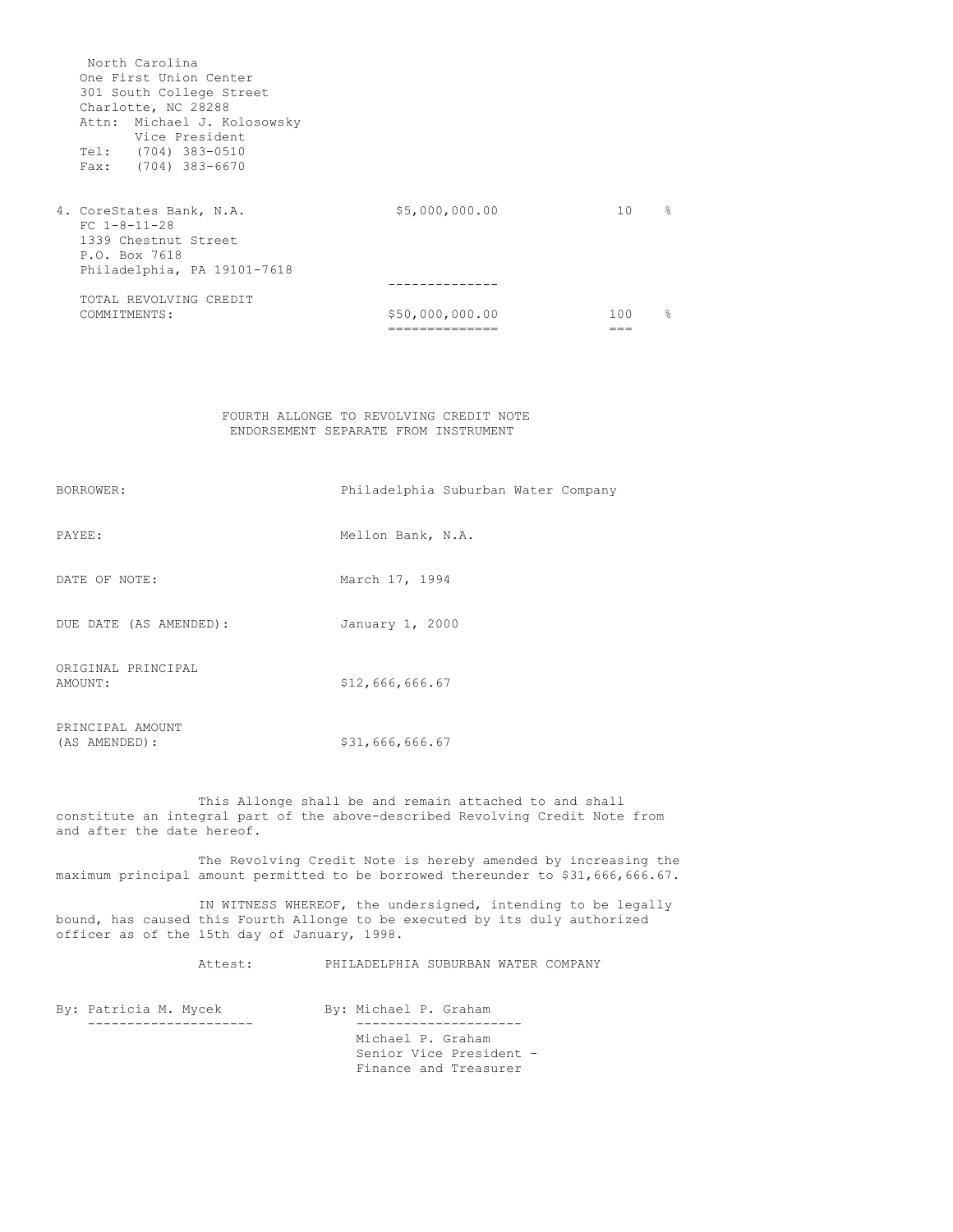North Carolina
One First Union Center
301 South College Street
Charlotte, NC 28288
Attn: Michael J. Kolosowsky
Vice President
Tel: (704) 383-0510
Fax: (704) 383-6670

| | | |
|---|---|---|
| 4. CoreStates Bank, N.A.<br>FC 1-8-11-28<br>1339 Chestnut Street<br>P.O. Box 7618<br>Philadelphia, PA 19101-7618 | $5,000,000.00 | 10 % |
| TOTAL REVOLVING CREDIT COMMITMENTS: | $50,000,000.00 | 100 % |

FOURTH ALLONGE TO REVOLVING CREDIT NOTE
ENDORSEMENT SEPARATE FROM INSTRUMENT

| | |
|---|---|
| BORROWER: | Philadelphia Suburban Water Company |
| PAYEE: | Mellon Bank, N.A. |
| DATE OF NOTE: | March 17, 1994 |
| DUE DATE (AS AMENDED): | January 1, 2000 |
| ORIGINAL PRINCIPAL AMOUNT: | $12,666,666.67 |
| PRINCIPAL AMOUNT (AS AMENDED): | $31,666,666.67 |

This Allonge shall be and remain attached to and shall constitute an integral part of the above-described Revolving Credit Note from and after the date hereof.

The Revolving Credit Note is hereby amended by increasing the maximum principal amount permitted to be borrowed thereunder to $31,666,666.67.

IN WITNESS WHEREOF, the undersigned, intending to be legally bound, has caused this Fourth Allonge to be executed by its duly authorized officer as of the 15th day of January, 1998.

Attest: PHILADELPHIA SUBURBAN WATER COMPANY

By: Patricia M. Mycek

By: Michael P. Graham
Michael P. Graham
Senior Vice President - Finance and Treasurer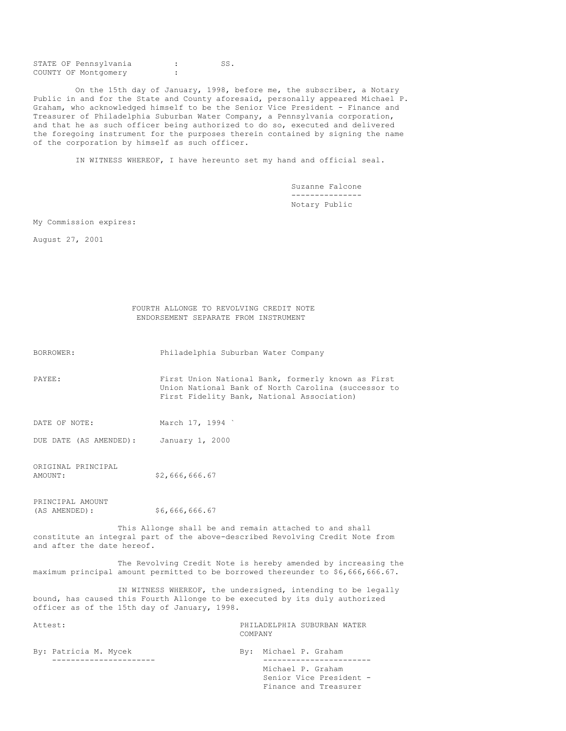STATE OF Pennsylvania : SS.
COUNTY OF Montgomery :

On the 15th day of January, 1998, before me, the subscriber, a Notary Public in and for the State and County aforesaid, personally appeared Michael P. Graham, who acknowledged himself to be the Senior Vice President - Finance and Treasurer of Philadelphia Suburban Water Company, a Pennsylvania corporation, and that he as such officer being authorized to do so, executed and delivered the foregoing instrument for the purposes therein contained by signing the name of the corporation by himself as such officer.

IN WITNESS WHEREOF, I have hereunto set my hand and official seal.

Suzanne Falcone
---------------
Notary Public

My Commission expires:

August 27, 2001

## FOURTH ALLONGE TO REVOLVING CREDIT NOTE
## ENDORSEMENT SEPARATE FROM INSTRUMENT

BORROWER: Philadelphia Suburban Water Company

PAYEE: First Union National Bank, formerly known as First Union National Bank of North Carolina (successor to First Fidelity Bank, National Association)

DATE OF NOTE: March 17, 1994 `

DUE DATE (AS AMENDED): January 1, 2000

ORIGINAL PRINCIPAL AMOUNT: $2,666,666.67

PRINCIPAL AMOUNT (AS AMENDED): $6,666,666.67

This Allonge shall be and remain attached to and shall constitute an integral part of the above-described Revolving Credit Note from and after the date hereof.

The Revolving Credit Note is hereby amended by increasing the maximum principal amount permitted to be borrowed thereunder to $6,666,666.67.

IN WITNESS WHEREOF, the undersigned, intending to be legally bound, has caused this Fourth Allonge to be executed by its duly authorized officer as of the 15th day of January, 1998.

Attest: PHILADELPHIA SUBURBAN WATER COMPANY

By: Patricia M. Mycek
----------------------

By: Michael P. Graham
-----------------------
Michael P. Graham
Senior Vice President - Finance and Treasurer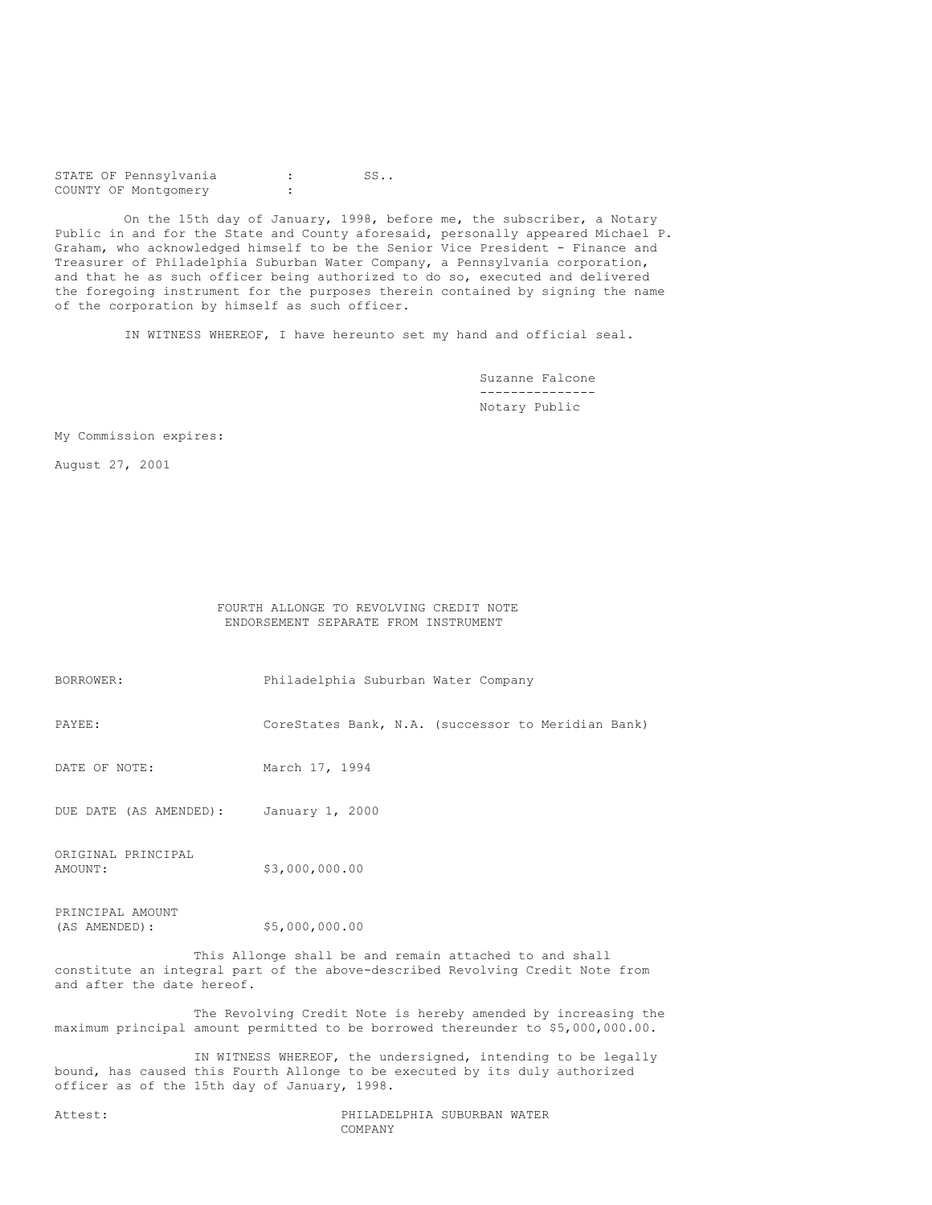STATE OF Pennsylvania : SS..
COUNTY OF Montgomery :

On the 15th day of January, 1998, before me, the subscriber, a Notary Public in and for the State and County aforesaid, personally appeared Michael P. Graham, who acknowledged himself to be the Senior Vice President - Finance and Treasurer of Philadelphia Suburban Water Company, a Pennsylvania corporation, and that he as such officer being authorized to do so, executed and delivered the foregoing instrument for the purposes therein contained by signing the name of the corporation by himself as such officer.

IN WITNESS WHEREOF, I have hereunto set my hand and official seal.

Suzanne Falcone
---------------
Notary Public

My Commission expires:

August 27, 2001

## FOURTH ALLONGE TO REVOLVING CREDIT NOTE
## ENDORSEMENT SEPARATE FROM INSTRUMENT

BORROWER: Philadelphia Suburban Water Company

PAYEE: CoreStates Bank, N.A. (successor to Meridian Bank)

DATE OF NOTE: March 17, 1994

DUE DATE (AS AMENDED): January 1, 2000

ORIGINAL PRINCIPAL AMOUNT: $3,000,000.00

PRINCIPAL AMOUNT (AS AMENDED): $5,000,000.00

This Allonge shall be and remain attached to and shall constitute an integral part of the above-described Revolving Credit Note from and after the date hereof.

The Revolving Credit Note is hereby amended by increasing the maximum principal amount permitted to be borrowed thereunder to $5,000,000.00.

IN WITNESS WHEREOF, the undersigned, intending to be legally bound, has caused this Fourth Allonge to be executed by its duly authorized officer as of the 15th day of January, 1998.

Attest: PHILADELPHIA SUBURBAN WATER COMPANY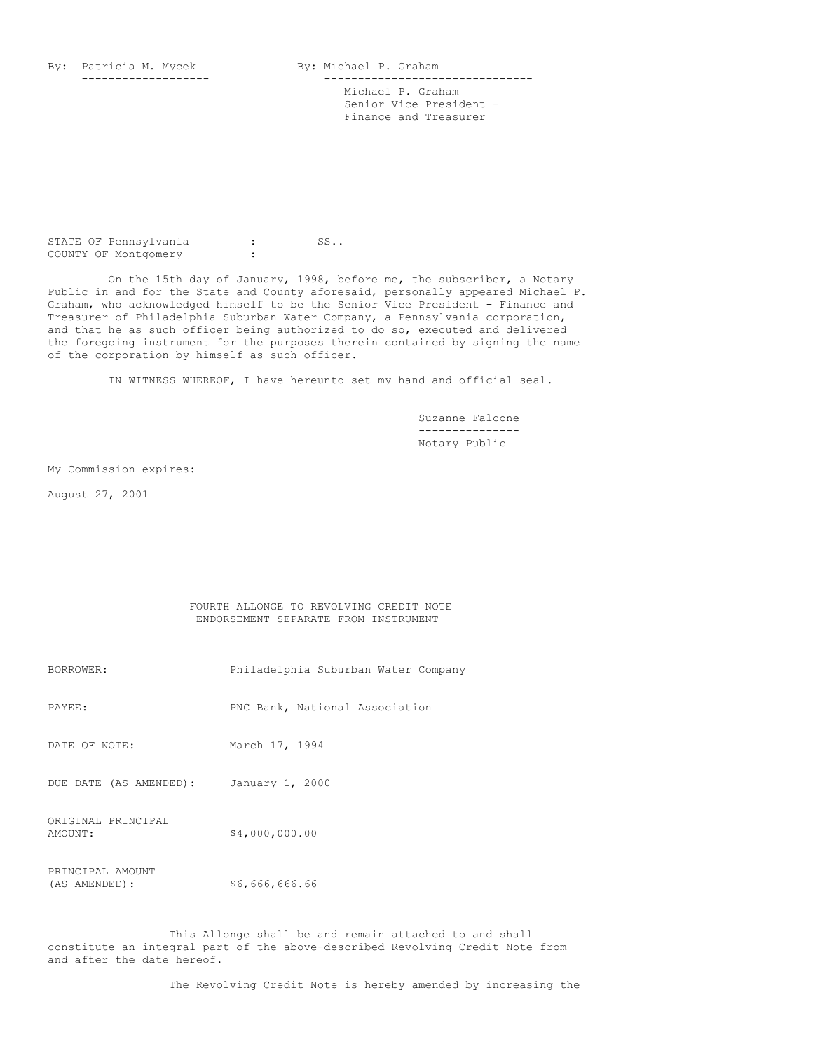By: Patricia M. Mycek
-------------------

By: Michael P. Graham
-------------------------------
Michael P. Graham
Senior Vice President -
Finance and Treasurer

STATE OF Pennsylvania : SS..
COUNTY OF Montgomery :

On the 15th day of January, 1998, before me, the subscriber, a Notary Public in and for the State and County aforesaid, personally appeared Michael P. Graham, who acknowledged himself to be the Senior Vice President - Finance and Treasurer of Philadelphia Suburban Water Company, a Pennsylvania corporation, and that he as such officer being authorized to do so, executed and delivered the foregoing instrument for the purposes therein contained by signing the name of the corporation by himself as such officer.

IN WITNESS WHEREOF, I have hereunto set my hand and official seal.

Suzanne Falcone
---------------
Notary Public

My Commission expires:

August 27, 2001

FOURTH ALLONGE TO REVOLVING CREDIT NOTE
ENDORSEMENT SEPARATE FROM INSTRUMENT

| | |
|---|---|
| BORROWER: | Philadelphia Suburban Water Company |
| PAYEE: | PNC Bank, National Association |
| DATE OF NOTE: | March 17, 1994 |
| DUE DATE (AS AMENDED): | January 1, 2000 |
| ORIGINAL PRINCIPAL AMOUNT: | $4,000,000.00 |
| PRINCIPAL AMOUNT (AS AMENDED): | $6,666,666.66 |

This Allonge shall be and remain attached to and shall constitute an integral part of the above-described Revolving Credit Note from and after the date hereof.

The Revolving Credit Note is hereby amended by increasing the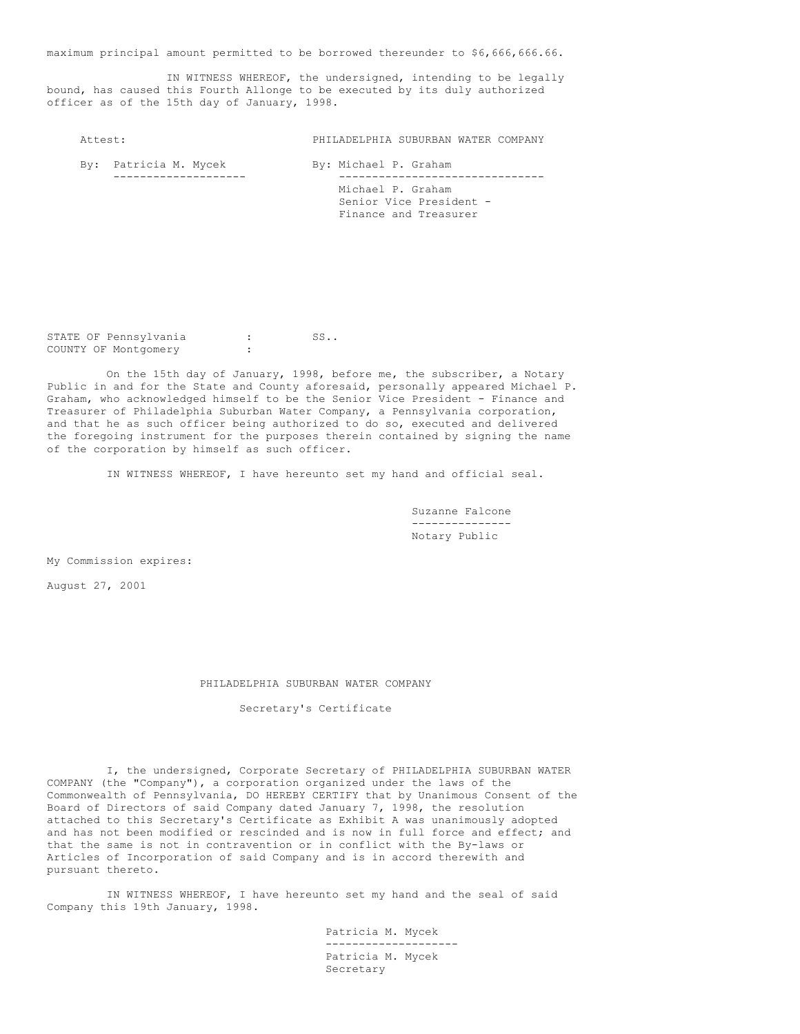maximum principal amount permitted to be borrowed thereunder to $6,666,666.66.

IN WITNESS WHEREOF, the undersigned, intending to be legally bound, has caused this Fourth Allonge to be executed by its duly authorized officer as of the 15th day of January, 1998.

| Attest: | PHILADELPHIA SUBURBAN WATER COMPANY |
|---|---|
| By: Patricia M. Mycek | By: Michael P. Graham |
| | Michael P. Graham<br>Senior Vice President - Finance and Treasurer |

STATE OF Pennsylvania : SS..
COUNTY OF Montgomery :

On the 15th day of January, 1998, before me, the subscriber, a Notary Public in and for the State and County aforesaid, personally appeared Michael P. Graham, who acknowledged himself to be the Senior Vice President - Finance and Treasurer of Philadelphia Suburban Water Company, a Pennsylvania corporation, and that he as such officer being authorized to do so, executed and delivered the foregoing instrument for the purposes therein contained by signing the name of the corporation by himself as such officer.

IN WITNESS WHEREOF, I have hereunto set my hand and official seal.

Suzanne Falcone
Notary Public

My Commission expires:

August 27, 2001

PHILADELPHIA SUBURBAN WATER COMPANY

Secretary's Certificate

I, the undersigned, Corporate Secretary of PHILADELPHIA SUBURBAN WATER COMPANY (the "Company"), a corporation organized under the laws of the Commonwealth of Pennsylvania, DO HEREBY CERTIFY that by Unanimous Consent of the Board of Directors of said Company dated January 7, 1998, the resolution attached to this Secretary's Certificate as Exhibit A was unanimously adopted and has not been modified or rescinded and is now in full force and effect; and that the same is not in contravention or in conflict with the By-laws or Articles of Incorporation of said Company and is in accord therewith and pursuant thereto.

IN WITNESS WHEREOF, I have hereunto set my hand and the seal of said Company this 19th January, 1998.

Patricia M. Mycek

Patricia M. Mycek
Secretary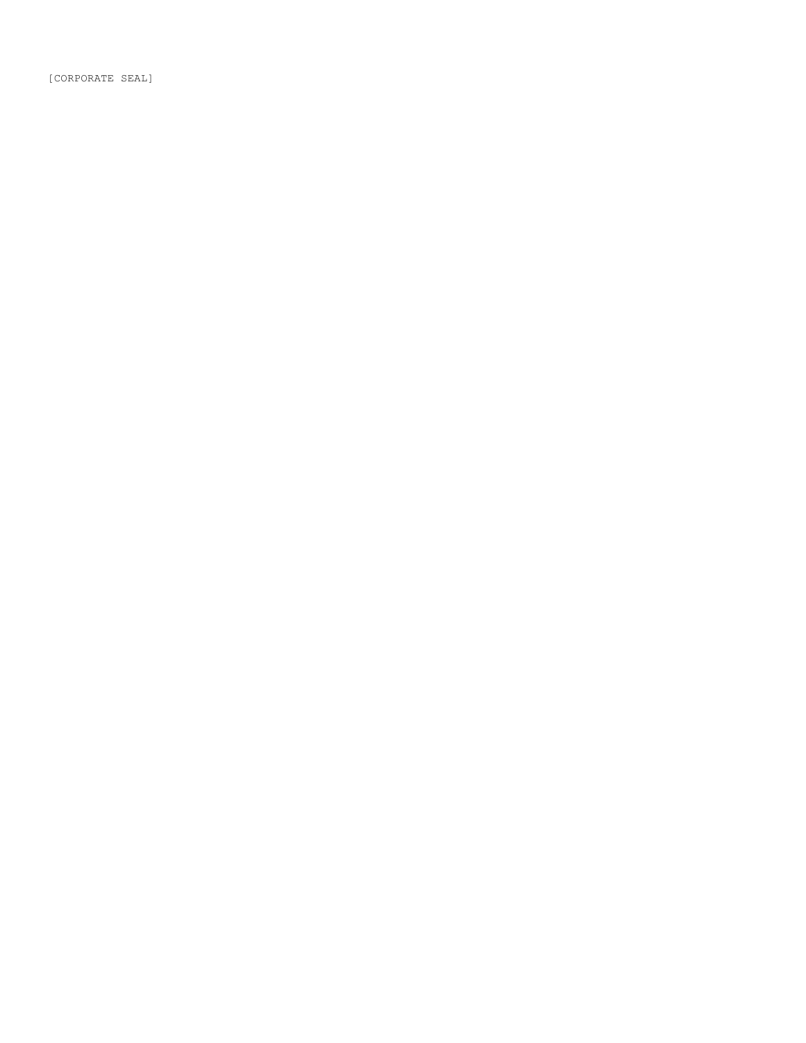[CORPORATE SEAL]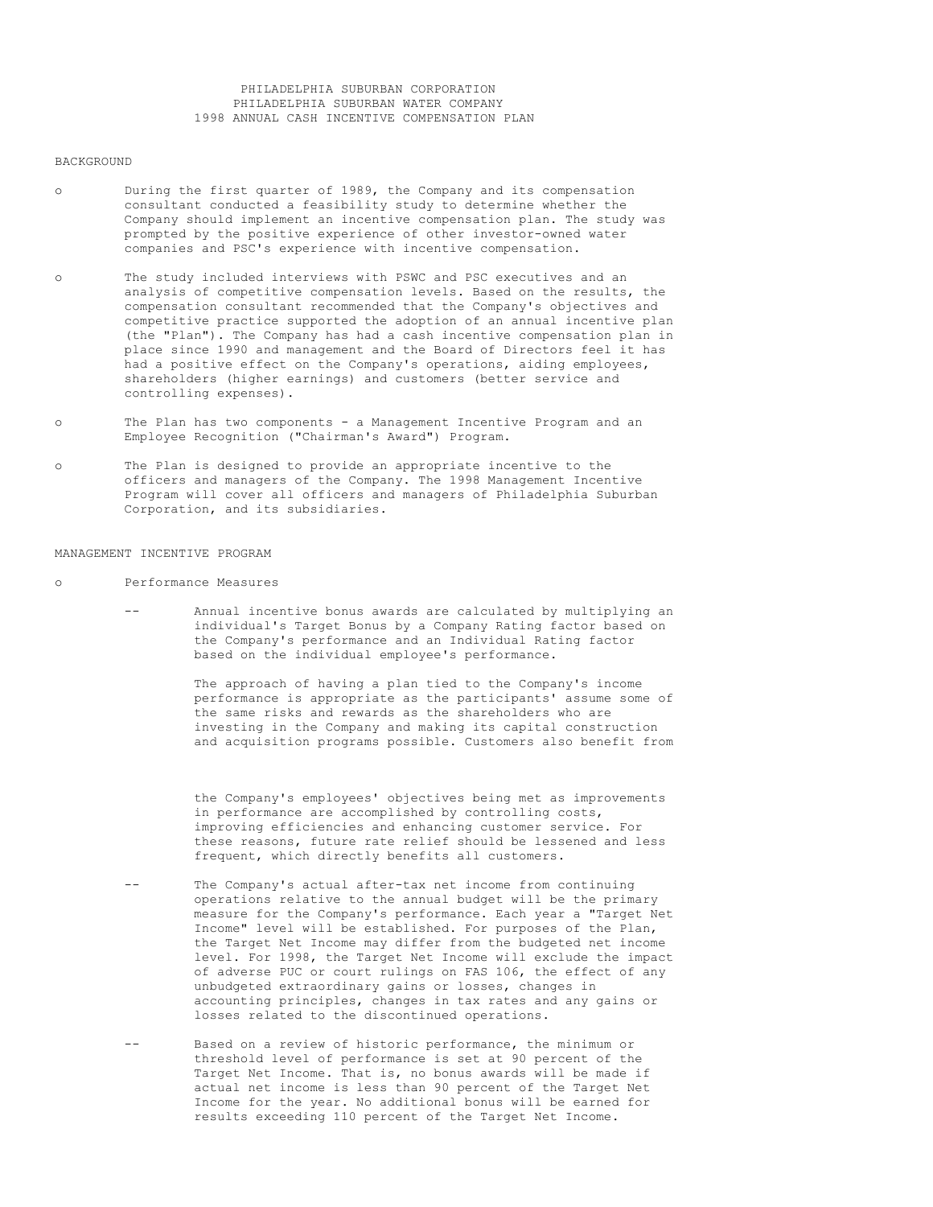# PHILADELPHIA SUBURBAN CORPORATION
# PHILADELPHIA SUBURBAN WATER COMPANY
# 1998 ANNUAL CASH INCENTIVE COMPENSATION PLAN

## BACKGROUND

- During the first quarter of 1989, the Company and its compensation consultant conducted a feasibility study to determine whether the Company should implement an incentive compensation plan. The study was prompted by the positive experience of other investor-owned water companies and PSC's experience with incentive compensation.

- The study included interviews with PSWC and PSC executives and an analysis of competitive compensation levels. Based on the results, the compensation consultant recommended that the Company's objectives and competitive practice supported the adoption of an annual incentive plan (the "Plan"). The Company has had a cash incentive compensation plan in place since 1990 and management and the Board of Directors feel it has had a positive effect on the Company's operations, aiding employees, shareholders (higher earnings) and customers (better service and controlling expenses).

- The Plan has two components - a Management Incentive Program and an Employee Recognition ("Chairman's Award") Program.

- The Plan is designed to provide an appropriate incentive to the officers and managers of the Company. The 1998 Management Incentive Program will cover all officers and managers of Philadelphia Suburban Corporation, and its subsidiaries.

## MANAGEMENT INCENTIVE PROGRAM

- Performance Measures

  - Annual incentive bonus awards are calculated by multiplying an individual's Target Bonus by a Company Rating factor based on the Company's performance and an Individual Rating factor based on the individual employee's performance.

    The approach of having a plan tied to the Company's income performance is appropriate as the participants' assume some of the same risks and rewards as the shareholders who are investing in the Company and making its capital construction and acquisition programs possible. Customers also benefit from the Company's employees' objectives being met as improvements in performance are accomplished by controlling costs, improving efficiencies and enhancing customer service. For these reasons, future rate relief should be lessened and less frequent, which directly benefits all customers.

  - The Company's actual after-tax net income from continuing operations relative to the annual budget will be the primary measure for the Company's performance. Each year a "Target Net Income" level will be established. For purposes of the Plan, the Target Net Income may differ from the budgeted net income level. For 1998, the Target Net Income will exclude the impact of adverse PUC or court rulings on FAS 106, the effect of any unbudgeted extraordinary gains or losses, changes in accounting principles, changes in tax rates and any gains or losses related to the discontinued operations.

  - Based on a review of historic performance, the minimum or threshold level of performance is set at 90 percent of the Target Net Income. That is, no bonus awards will be made if actual net income is less than 90 percent of the Target Net Income for the year. No additional bonus will be earned for results exceeding 110 percent of the Target Net Income.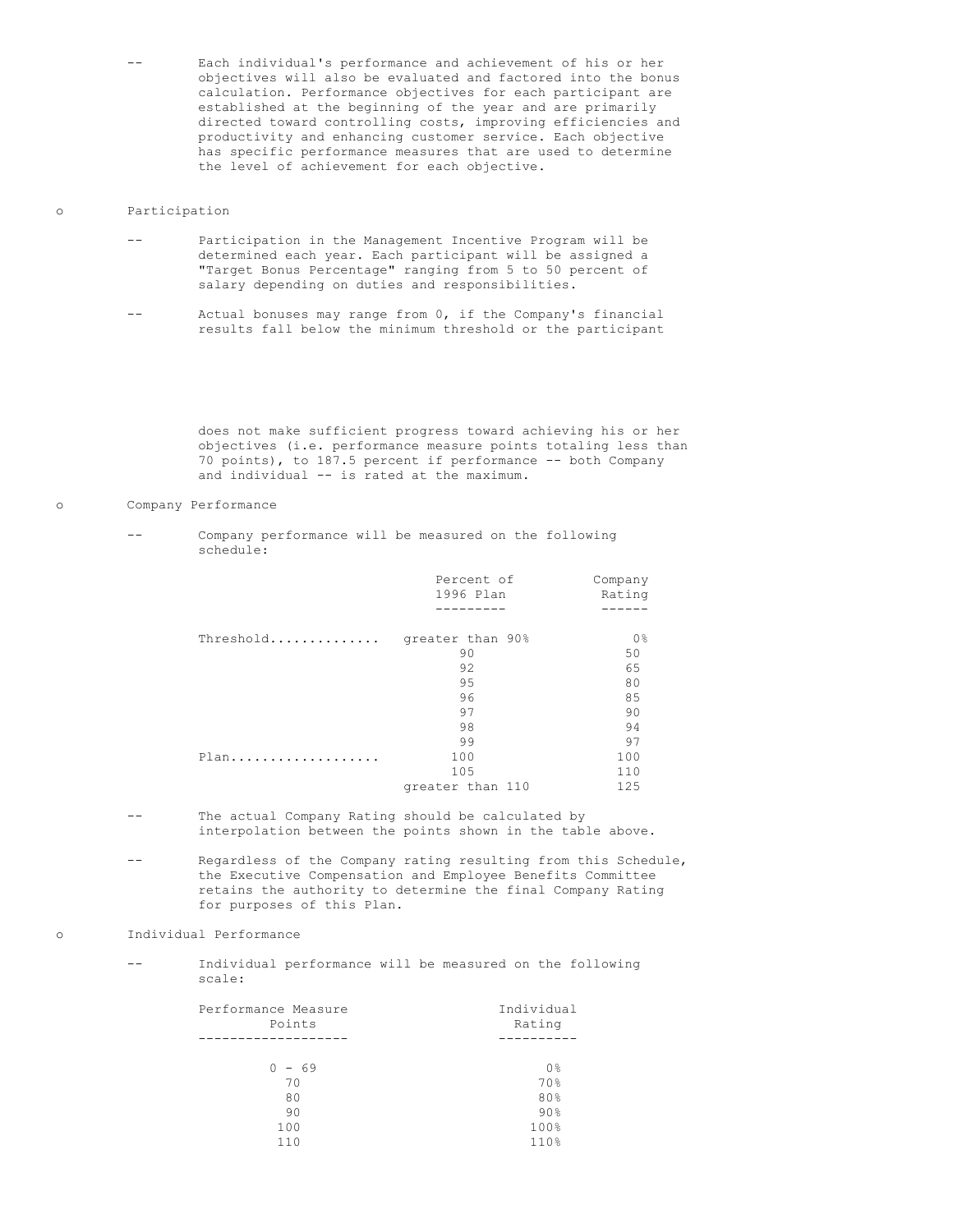- Each individual's performance and achievement of his or her objectives will also be evaluated and factored into the bonus calculation. Performance objectives for each participant are established at the beginning of the year and are primarily directed toward controlling costs, improving efficiencies and productivity and enhancing customer service. Each objective has specific performance measures that are used to determine the level of achievement for each objective.

- Participation

  - Participation in the Management Incentive Program will be determined each year. Each participant will be assigned a "Target Bonus Percentage" ranging from 5 to 50 percent of salary depending on duties and responsibilities.

  - Actual bonuses may range from 0, if the Company's financial results fall below the minimum threshold or the participant does not make sufficient progress toward achieving his or her objectives (i.e. performance measure points totaling less than 70 points), to 187.5 percent if performance -- both Company and individual -- is rated at the maximum.

- Company Performance

  - Company performance will be measured on the following schedule:

| | Percent of 1996 Plan | Company Rating |
|---|---|---|
| Threshold.............. | greater than 90% | 0% |
| | 90 | 50 |
| | 92 | 65 |
| | 95 | 80 |
| | 96 | 85 |
| | 97 | 90 |
| | 98 | 94 |
| | 99 | 97 |
| Plan................... | 100 | 100 |
| | 105 | 110 |
| | greater than 110 | 125 |

  - The actual Company Rating should be calculated by interpolation between the points shown in the table above.

  - Regardless of the Company rating resulting from this Schedule, the Executive Compensation and Employee Benefits Committee retains the authority to determine the final Company Rating for purposes of this Plan.

- Individual Performance

  - Individual performance will be measured on the following scale:

| Performance Measure Points | Individual Rating |
|---|---|
| 0 - 69 | 0% |
| 70 | 70% |
| 80 | 80% |
| 90 | 90% |
| 100 | 100% |
| 110 | 110% |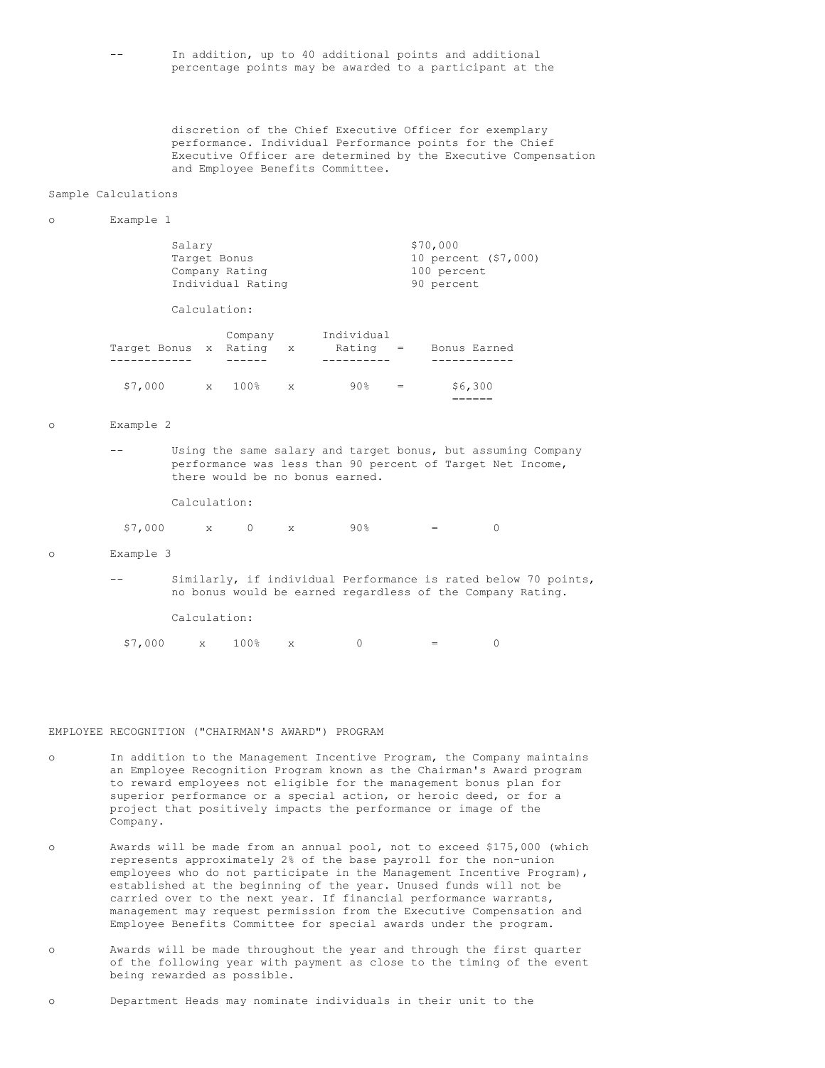- In addition, up to 40 additional points and additional percentage points may be awarded to a participant at the discretion of the Chief Executive Officer for exemplary performance. Individual Performance points for the Chief Executive Officer are determined by the Executive Compensation and Employee Benefits Committee.

Sample Calculations

- Example 1

| | |
|---|---|
| Salary | $70,000 |
| Target Bonus | 10 percent ($7,000) |
| Company Rating | 100 percent |
| Individual Rating | 90 percent |

Calculation:

| Target Bonus | x | Company Rating | x | Individual Rating | = | Bonus Earned |
|---|---|---|---|---|---|---|
| $7,000 | x | 100% | x | 90% | = | $6,300 |

- Example 2

  - Using the same salary and target bonus, but assuming Company performance was less than 90 percent of Target Net Income, there would be no bonus earned.

  Calculation:

  $7,000 x 0 x 90% = 0

- Example 3

  - Similarly, if individual Performance is rated below 70 points, no bonus would be earned regardless of the Company Rating.

  Calculation:

  $7,000 x 100% x 0 = 0

EMPLOYEE RECOGNITION ("CHAIRMAN'S AWARD") PROGRAM

- In addition to the Management Incentive Program, the Company maintains an Employee Recognition Program known as the Chairman's Award program to reward employees not eligible for the management bonus plan for superior performance or a special action, or heroic deed, or for a project that positively impacts the performance or image of the Company.

- Awards will be made from an annual pool, not to exceed $175,000 (which represents approximately 2% of the base payroll for the non-union employees who do not participate in the Management Incentive Program), established at the beginning of the year. Unused funds will not be carried over to the next year. If financial performance warrants, management may request permission from the Executive Compensation and Employee Benefits Committee for special awards under the program.

- Awards will be made throughout the year and through the first quarter of the following year with payment as close to the timing of the event being rewarded as possible.

- Department Heads may nominate individuals in their unit to the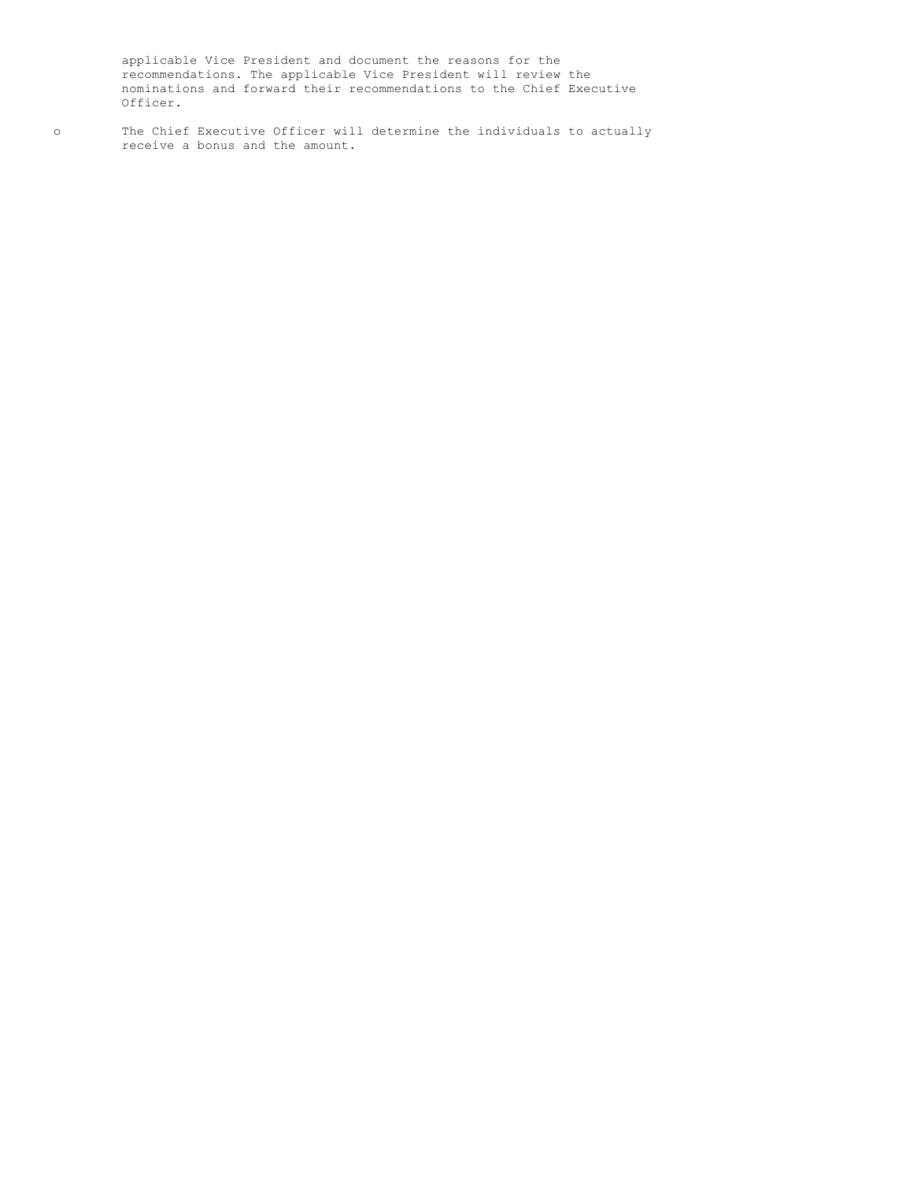applicable Vice President and document the reasons for the recommendations. The applicable Vice President will review the nominations and forward their recommendations to the Chief Executive Officer.

- The Chief Executive Officer will determine the individuals to actually receive a bonus and the amount.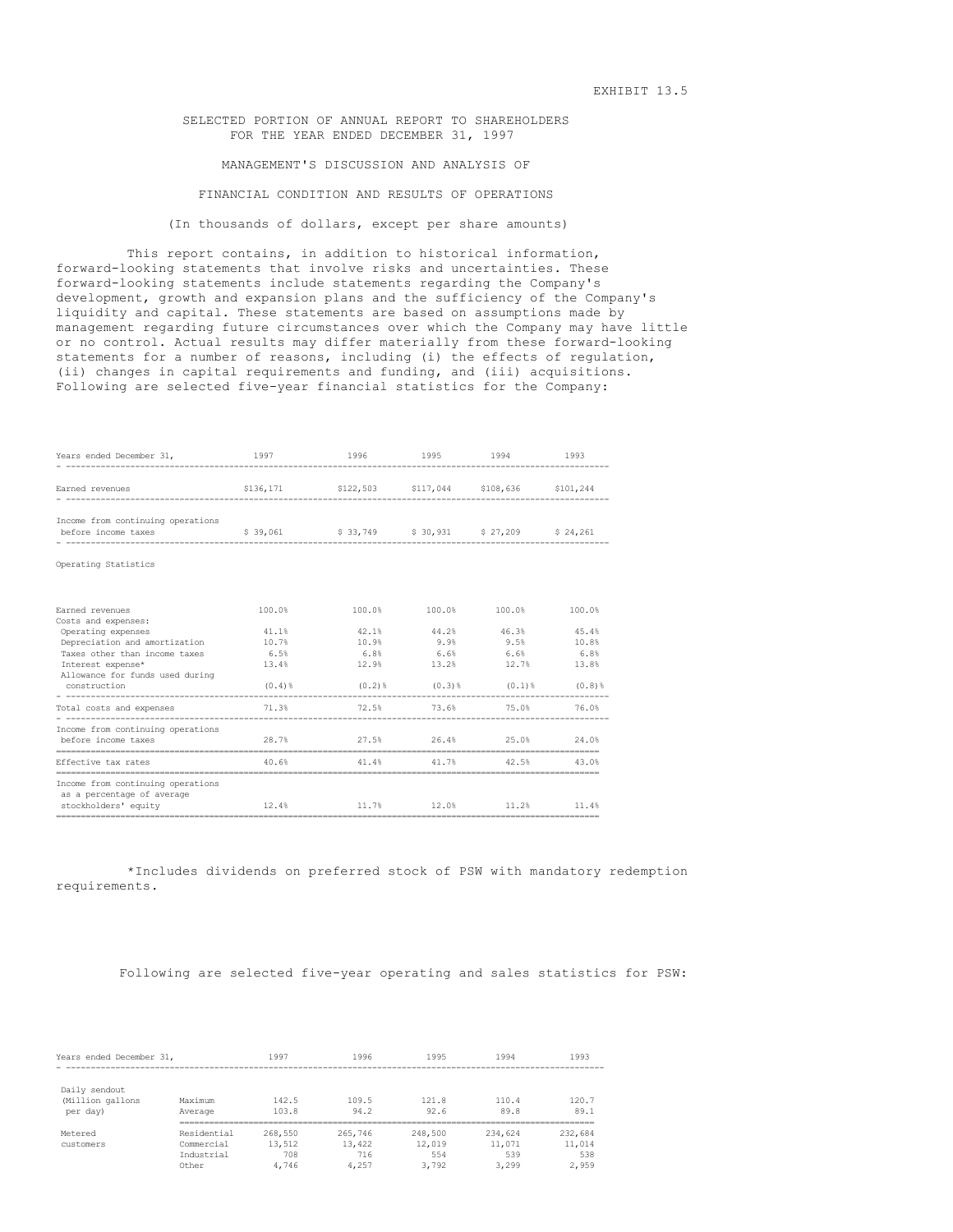EXHIBIT 13.5

# SELECTED PORTION OF ANNUAL REPORT TO SHAREHOLDERS FOR THE YEAR ENDED DECEMBER 31, 1997

## MANAGEMENT'S DISCUSSION AND ANALYSIS OF

## FINANCIAL CONDITION AND RESULTS OF OPERATIONS

(In thousands of dollars, except per share amounts)

This report contains, in addition to historical information, forward-looking statements that involve risks and uncertainties. These forward-looking statements include statements regarding the Company's development, growth and expansion plans and the sufficiency of the Company's liquidity and capital. These statements are based on assumptions made by management regarding future circumstances over which the Company may have little or no control. Actual results may differ materially from these forward-looking statements for a number of reasons, including (i) the effects of regulation, (ii) changes in capital requirements and funding, and (iii) acquisitions. Following are selected five-year financial statistics for the Company:

| Years ended December 31, | 1997 | 1996 | 1995 | 1994 | 1993 |
|---|---|---|---|---|---|
| Earned revenues | $136,171 | $122,503 | $117,044 | $108,636 | $101,244 |
| Income from continuing operations before income taxes | $ 39,061 | $ 33,749 | $ 30,931 | $ 27,209 | $ 24,261 |
| Operating Statistics | | | | | |
| Earned revenues | 100.0% | 100.0% | 100.0% | 100.0% | 100.0% |
| Costs and expenses: | | | | | |
| Operating expenses | 41.1% | 42.1% | 44.2% | 46.3% | 45.4% |
| Depreciation and amortization | 10.7% | 10.9% | 9.9% | 9.5% | 10.8% |
| Taxes other than income taxes | 6.5% | 6.8% | 6.6% | 6.6% | 6.8% |
| Interest expense* | 13.4% | 12.9% | 13.2% | 12.7% | 13.8% |
| Allowance for funds used during construction | (0.4)% | (0.2)% | (0.3)% | (0.1)% | (0.8)% |
| Total costs and expenses | 71.3% | 72.5% | 73.6% | 75.0% | 76.0% |
| Income from continuing operations before income taxes | 28.7% | 27.5% | 26.4% | 25.0% | 24.0% |
| Effective tax rates | 40.6% | 41.4% | 41.7% | 42.5% | 43.0% |
| Income from continuing operations as a percentage of average stockholders' equity | 12.4% | 11.7% | 12.0% | 11.2% | 11.4% |

*Includes dividends on preferred stock of PSW with mandatory redemption requirements.

Following are selected five-year operating and sales statistics for PSW:

| Years ended December 31, | | 1997 | 1996 | 1995 | 1994 | 1993 |
|---|---|---|---|---|---|---|
| Daily sendout (Million gallons per day) | Maximum | 142.5 | 109.5 | 121.8 | 110.4 | 120.7 |
| | Average | 103.8 | 94.2 | 92.6 | 89.8 | 89.1 |
| Metered customers | Residential | 268,550 | 265,746 | 248,500 | 234,624 | 232,684 |
| | Commercial | 13,512 | 13,422 | 12,019 | 11,071 | 11,014 |
| | Industrial | 708 | 716 | 554 | 539 | 538 |
| | Other | 4,746 | 4,257 | 3,792 | 3,299 | 2,959 |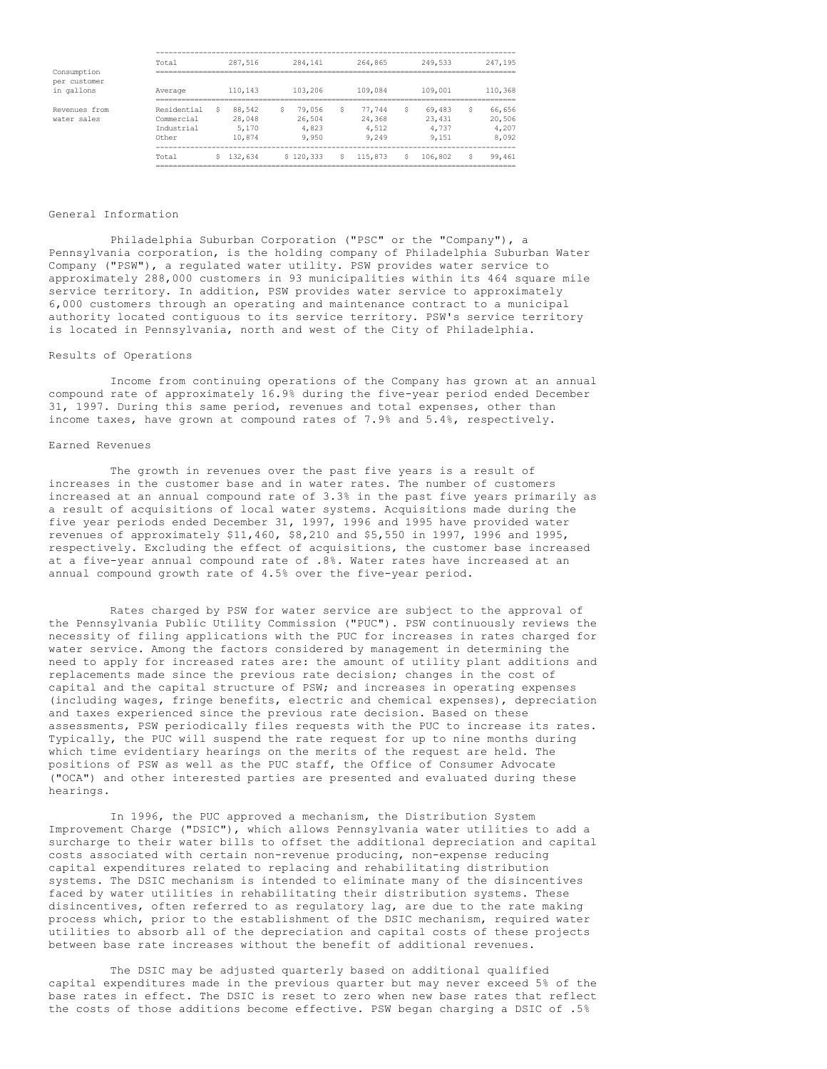| | | | | | | |
|---|---|---|---|---|---|---|
| | Total | 287,516 | 284,141 | 264,865 | 249,533 | 247,195 |
| Consumption per customer in gallons | Average | 110,143 | 103,206 | 109,084 | 109,001 | 110,368 |
| Revenues from water sales | Residential | $ 88,542 | $ 79,056 | $ 77,744 | $ 69,483 | $ 66,656 |
| | Commercial | 28,048 | 26,504 | 24,368 | 23,431 | 20,506 |
| | Industrial | 5,170 | 4,823 | 4,512 | 4,737 | 4,207 |
| | Other | 10,874 | 9,950 | 9,249 | 9,151 | 8,092 |
| | Total | $ 132,634 | $ 120,333 | $ 115,873 | $ 106,802 | $ 99,461 |

## General Information

Philadelphia Suburban Corporation ("PSC" or the "Company"), a Pennsylvania corporation, is the holding company of Philadelphia Suburban Water Company ("PSW"), a regulated water utility. PSW provides water service to approximately 288,000 customers in 93 municipalities within its 464 square mile service territory. In addition, PSW provides water service to approximately 6,000 customers through an operating and maintenance contract to a municipal authority located contiguous to its service territory. PSW's service territory is located in Pennsylvania, north and west of the City of Philadelphia.

## Results of Operations

Income from continuing operations of the Company has grown at an annual compound rate of approximately 16.9% during the five-year period ended December 31, 1997. During this same period, revenues and total expenses, other than income taxes, have grown at compound rates of 7.9% and 5.4%, respectively.

## Earned Revenues

The growth in revenues over the past five years is a result of increases in the customer base and in water rates. The number of customers increased at an annual compound rate of 3.3% in the past five years primarily as a result of acquisitions of local water systems. Acquisitions made during the five year periods ended December 31, 1997, 1996 and 1995 have provided water revenues of approximately $11,460, $8,210 and $5,550 in 1997, 1996 and 1995, respectively. Excluding the effect of acquisitions, the customer base increased at a five-year annual compound rate of .8%. Water rates have increased at an annual compound growth rate of 4.5% over the five-year period.

Rates charged by PSW for water service are subject to the approval of the Pennsylvania Public Utility Commission ("PUC"). PSW continuously reviews the necessity of filing applications with the PUC for increases in rates charged for water service. Among the factors considered by management in determining the need to apply for increased rates are: the amount of utility plant additions and replacements made since the previous rate decision; changes in the cost of capital and the capital structure of PSW; and increases in operating expenses (including wages, fringe benefits, electric and chemical expenses), depreciation and taxes experienced since the previous rate decision. Based on these assessments, PSW periodically files requests with the PUC to increase its rates. Typically, the PUC will suspend the rate request for up to nine months during which time evidentiary hearings on the merits of the request are held. The positions of PSW as well as the PUC staff, the Office of Consumer Advocate ("OCA") and other interested parties are presented and evaluated during these hearings.

In 1996, the PUC approved a mechanism, the Distribution System Improvement Charge ("DSIC"), which allows Pennsylvania water utilities to add a surcharge to their water bills to offset the additional depreciation and capital costs associated with certain non-revenue producing, non-expense reducing capital expenditures related to replacing and rehabilitating distribution systems. The DSIC mechanism is intended to eliminate many of the disincentives faced by water utilities in rehabilitating their distribution systems. These disincentives, often referred to as regulatory lag, are due to the rate making process which, prior to the establishment of the DSIC mechanism, required water utilities to absorb all of the depreciation and capital costs of these projects between base rate increases without the benefit of additional revenues.

The DSIC may be adjusted quarterly based on additional qualified capital expenditures made in the previous quarter but may never exceed 5% of the base rates in effect. The DSIC is reset to zero when new base rates that reflect the costs of those additions become effective. PSW began charging a DSIC of .5%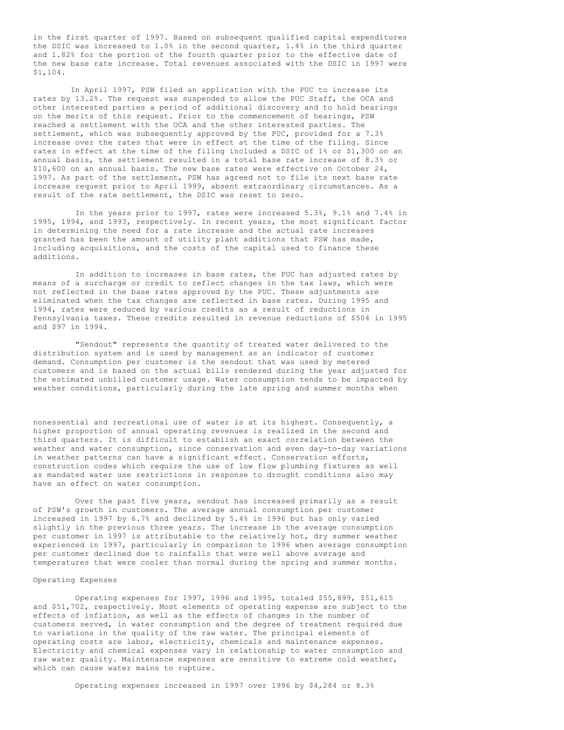in the first quarter of 1997. Based on subsequent qualified capital expenditures the DSIC was increased to 1.0% in the second quarter, 1.4% in the third quarter and 1.82% for the portion of the fourth quarter prior to the effective date of the new base rate increase. Total revenues associated with the DSIC in 1997 were $1,104.

In April 1997, PSW filed an application with the PUC to increase its rates by 13.2%. The request was suspended to allow the PUC Staff, the OCA and other interested parties a period of additional discovery and to hold hearings on the merits of this request. Prior to the commencement of hearings, PSW reached a settlement with the OCA and the other interested parties. The settlement, which was subsequently approved by the PUC, provided for a 7.3% increase over the rates that were in effect at the time of the filing. Since rates in effect at the time of the filing included a DSIC of 1% or $1,300 on an annual basis, the settlement resulted in a total base rate increase of 8.3% or $10,600 on an annual basis. The new base rates were effective on October 24, 1997. As part of the settlement, PSW has agreed not to file its next base rate increase request prior to April 1999, absent extraordinary circumstances. As a result of the rate settlement, the DSIC was reset to zero.

In the years prior to 1997, rates were increased 5.3%, 9.1% and 7.4% in 1995, 1994, and 1993, respectively. In recent years, the most significant factor in determining the need for a rate increase and the actual rate increases granted has been the amount of utility plant additions that PSW has made, including acquisitions, and the costs of the capital used to finance these additions.

In addition to increases in base rates, the PUC has adjusted rates by means of a surcharge or credit to reflect changes in the tax laws, which were not reflected in the base rates approved by the PUC. These adjustments are eliminated when the tax changes are reflected in base rates. During 1995 and 1994, rates were reduced by various credits as a result of reductions in Pennsylvania taxes. These credits resulted in revenue reductions of $504 in 1995 and $97 in 1994.

"Sendout" represents the quantity of treated water delivered to the distribution system and is used by management as an indicator of customer demand. Consumption per customer is the sendout that was used by metered customers and is based on the actual bills rendered during the year adjusted for the estimated unbilled customer usage. Water consumption tends to be impacted by weather conditions, particularly during the late spring and summer months when nonessential and recreational use of water is at its highest. Consequently, a higher proportion of annual operating revenues is realized in the second and third quarters. It is difficult to establish an exact correlation between the weather and water consumption, since conservation and even day-to-day variations in weather patterns can have a significant effect. Conservation efforts, construction codes which require the use of low flow plumbing fixtures as well as mandated water use restrictions in response to drought conditions also may have an effect on water consumption.

Over the past five years, sendout has increased primarily as a result of PSW's growth in customers. The average annual consumption per customer increased in 1997 by 6.7% and declined by 5.4% in 1996 but has only varied slightly in the previous three years. The increase in the average consumption per customer in 1997 is attributable to the relatively hot, dry summer weather experienced in 1997, particularly in comparison to 1996 when average consumption per customer declined due to rainfalls that were well above average and temperatures that were cooler than normal during the spring and summer months.

Operating Expenses

Operating expenses for 1997, 1996 and 1995, totaled $55,899, $51,615 and $51,702, respectively. Most elements of operating expense are subject to the effects of inflation, as well as the effects of changes in the number of customers served, in water consumption and the degree of treatment required due to variations in the quality of the raw water. The principal elements of operating costs are labor, electricity, chemicals and maintenance expenses. Electricity and chemical expenses vary in relationship to water consumption and raw water quality. Maintenance expenses are sensitive to extreme cold weather, which can cause water mains to rupture.

Operating expenses increased in 1997 over 1996 by $4,284 or 8.3%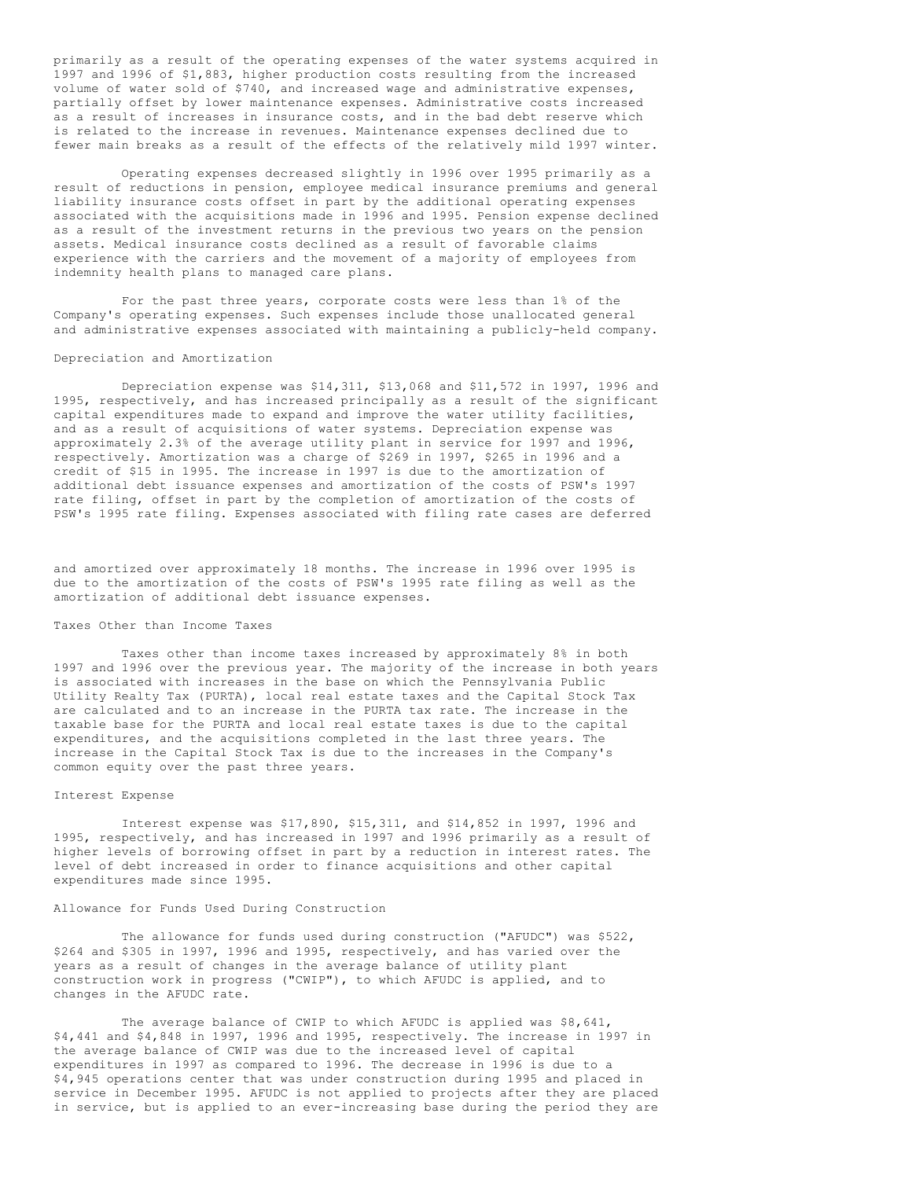primarily as a result of the operating expenses of the water systems acquired in 1997 and 1996 of $1,883, higher production costs resulting from the increased volume of water sold of $740, and increased wage and administrative expenses, partially offset by lower maintenance expenses. Administrative costs increased as a result of increases in insurance costs, and in the bad debt reserve which is related to the increase in revenues. Maintenance expenses declined due to fewer main breaks as a result of the effects of the relatively mild 1997 winter.

Operating expenses decreased slightly in 1996 over 1995 primarily as a result of reductions in pension, employee medical insurance premiums and general liability insurance costs offset in part by the additional operating expenses associated with the acquisitions made in 1996 and 1995. Pension expense declined as a result of the investment returns in the previous two years on the pension assets. Medical insurance costs declined as a result of favorable claims experience with the carriers and the movement of a majority of employees from indemnity health plans to managed care plans.

For the past three years, corporate costs were less than 1% of the Company's operating expenses. Such expenses include those unallocated general and administrative expenses associated with maintaining a publicly-held company.

## Depreciation and Amortization

Depreciation expense was $14,311, $13,068 and $11,572 in 1997, 1996 and 1995, respectively, and has increased principally as a result of the significant capital expenditures made to expand and improve the water utility facilities, and as a result of acquisitions of water systems. Depreciation expense was approximately 2.3% of the average utility plant in service for 1997 and 1996, respectively. Amortization was a charge of $269 in 1997, $265 in 1996 and a credit of $15 in 1995. The increase in 1997 is due to the amortization of additional debt issuance expenses and amortization of the costs of PSW's 1997 rate filing, offset in part by the completion of amortization of the costs of PSW's 1995 rate filing. Expenses associated with filing rate cases are deferred and amortized over approximately 18 months. The increase in 1996 over 1995 is due to the amortization of the costs of PSW's 1995 rate filing as well as the amortization of additional debt issuance expenses.

## Taxes Other than Income Taxes

Taxes other than income taxes increased by approximately 8% in both 1997 and 1996 over the previous year. The majority of the increase in both years is associated with increases in the base on which the Pennsylvania Public Utility Realty Tax (PURTA), local real estate taxes and the Capital Stock Tax are calculated and to an increase in the PURTA tax rate. The increase in the taxable base for the PURTA and local real estate taxes is due to the capital expenditures, and the acquisitions completed in the last three years. The increase in the Capital Stock Tax is due to the increases in the Company's common equity over the past three years.

## Interest Expense

Interest expense was $17,890, $15,311, and $14,852 in 1997, 1996 and 1995, respectively, and has increased in 1997 and 1996 primarily as a result of higher levels of borrowing offset in part by a reduction in interest rates. The level of debt increased in order to finance acquisitions and other capital expenditures made since 1995.

## Allowance for Funds Used During Construction

The allowance for funds used during construction ("AFUDC") was $522, $264 and $305 in 1997, 1996 and 1995, respectively, and has varied over the years as a result of changes in the average balance of utility plant construction work in progress ("CWIP"), to which AFUDC is applied, and to changes in the AFUDC rate.

The average balance of CWIP to which AFUDC is applied was $8,641, $4,441 and $4,848 in 1997, 1996 and 1995, respectively. The increase in 1997 in the average balance of CWIP was due to the increased level of capital expenditures in 1997 as compared to 1996. The decrease in 1996 is due to a $4,945 operations center that was under construction during 1995 and placed in service in December 1995. AFUDC is not applied to projects after they are placed in service, but is applied to an ever-increasing base during the period they are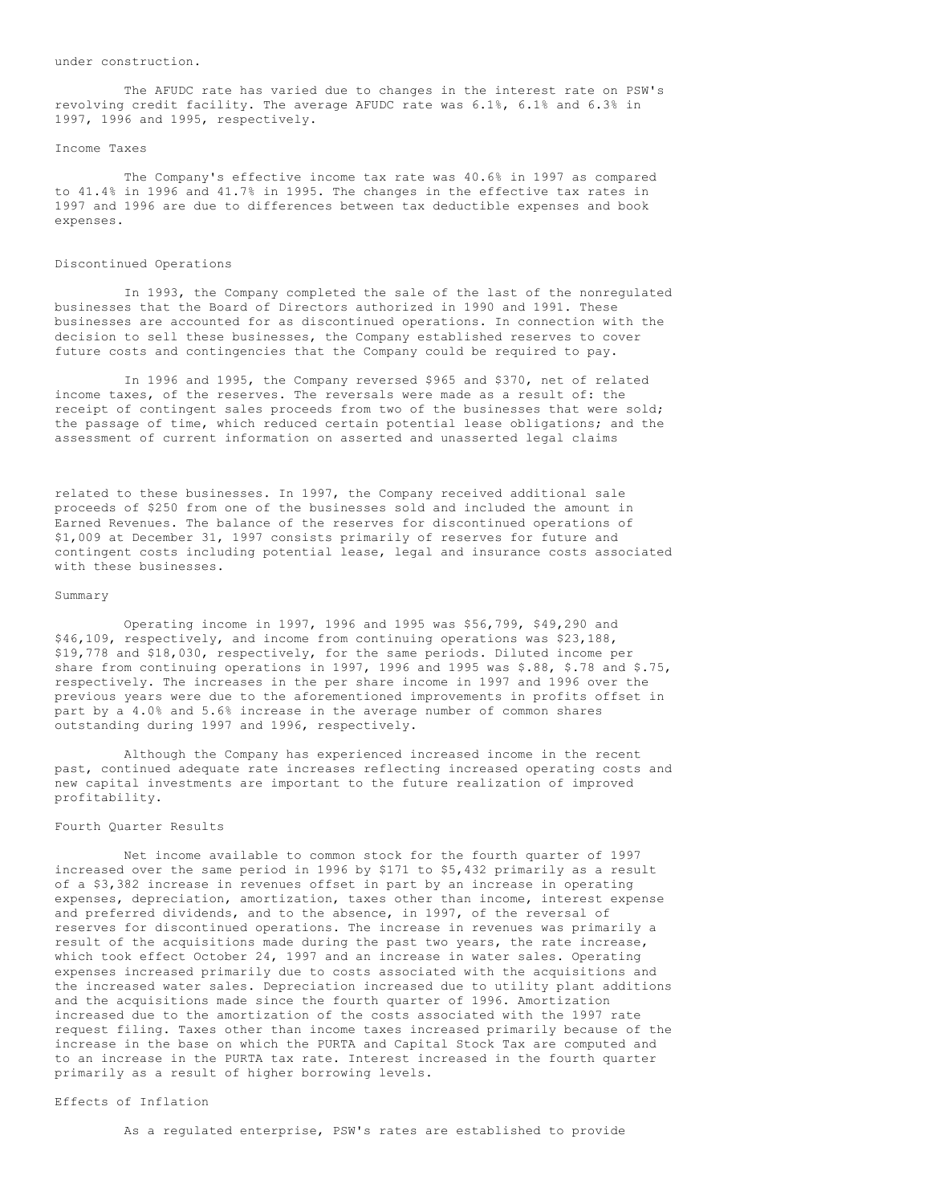under construction.

The AFUDC rate has varied due to changes in the interest rate on PSW's revolving credit facility. The average AFUDC rate was 6.1%, 6.1% and 6.3% in 1997, 1996 and 1995, respectively.

## Income Taxes

The Company's effective income tax rate was 40.6% in 1997 as compared to 41.4% in 1996 and 41.7% in 1995. The changes in the effective tax rates in 1997 and 1996 are due to differences between tax deductible expenses and book expenses.

## Discontinued Operations

In 1993, the Company completed the sale of the last of the nonregulated businesses that the Board of Directors authorized in 1990 and 1991. These businesses are accounted for as discontinued operations. In connection with the decision to sell these businesses, the Company established reserves to cover future costs and contingencies that the Company could be required to pay.

In 1996 and 1995, the Company reversed $965 and $370, net of related income taxes, of the reserves. The reversals were made as a result of: the receipt of contingent sales proceeds from two of the businesses that were sold; the passage of time, which reduced certain potential lease obligations; and the assessment of current information on asserted and unasserted legal claims related to these businesses. In 1997, the Company received additional sale proceeds of $250 from one of the businesses sold and included the amount in Earned Revenues. The balance of the reserves for discontinued operations of $1,009 at December 31, 1997 consists primarily of reserves for future and contingent costs including potential lease, legal and insurance costs associated with these businesses.

## Summary

Operating income in 1997, 1996 and 1995 was $56,799, $49,290 and $46,109, respectively, and income from continuing operations was $23,188, $19,778 and $18,030, respectively, for the same periods. Diluted income per share from continuing operations in 1997, 1996 and 1995 was $.88, $.78 and $.75, respectively. The increases in the per share income in 1997 and 1996 over the previous years were due to the aforementioned improvements in profits offset in part by a 4.0% and 5.6% increase in the average number of common shares outstanding during 1997 and 1996, respectively.

Although the Company has experienced increased income in the recent past, continued adequate rate increases reflecting increased operating costs and new capital investments are important to the future realization of improved profitability.

## Fourth Quarter Results

Net income available to common stock for the fourth quarter of 1997 increased over the same period in 1996 by $171 to $5,432 primarily as a result of a $3,382 increase in revenues offset in part by an increase in operating expenses, depreciation, amortization, taxes other than income, interest expense and preferred dividends, and to the absence, in 1997, of the reversal of reserves for discontinued operations. The increase in revenues was primarily a result of the acquisitions made during the past two years, the rate increase, which took effect October 24, 1997 and an increase in water sales. Operating expenses increased primarily due to costs associated with the acquisitions and the increased water sales. Depreciation increased due to utility plant additions and the acquisitions made since the fourth quarter of 1996. Amortization increased due to the amortization of the costs associated with the 1997 rate request filing. Taxes other than income taxes increased primarily because of the increase in the base on which the PURTA and Capital Stock Tax are computed and to an increase in the PURTA tax rate. Interest increased in the fourth quarter primarily as a result of higher borrowing levels.

## Effects of Inflation

As a regulated enterprise, PSW's rates are established to provide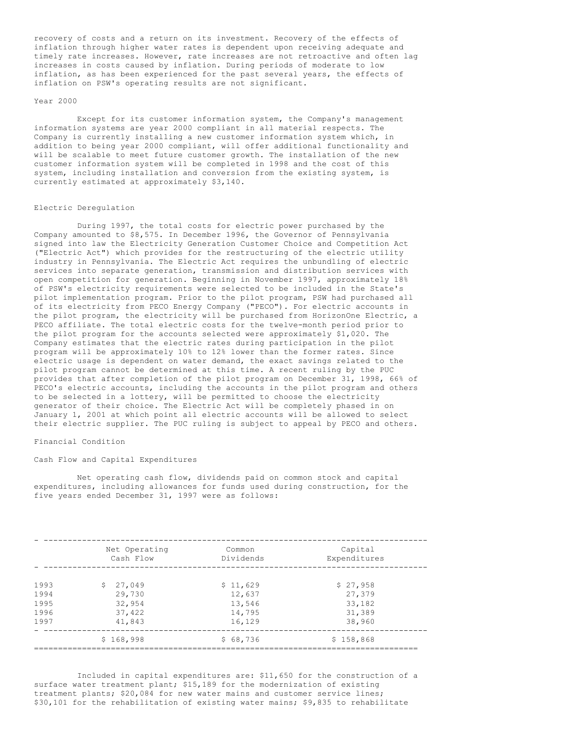recovery of costs and a return on its investment. Recovery of the effects of inflation through higher water rates is dependent upon receiving adequate and timely rate increases. However, rate increases are not retroactive and often lag increases in costs caused by inflation. During periods of moderate to low inflation, as has been experienced for the past several years, the effects of inflation on PSW's operating results are not significant.

### Year 2000

Except for its customer information system, the Company's management information systems are year 2000 compliant in all material respects. The Company is currently installing a new customer information system which, in addition to being year 2000 compliant, will offer additional functionality and will be scalable to meet future customer growth. The installation of the new customer information system will be completed in 1998 and the cost of this system, including installation and conversion from the existing system, is currently estimated at approximately $3,140.

### Electric Deregulation

During 1997, the total costs for electric power purchased by the Company amounted to $8,575. In December 1996, the Governor of Pennsylvania signed into law the Electricity Generation Customer Choice and Competition Act ("Electric Act") which provides for the restructuring of the electric utility industry in Pennsylvania. The Electric Act requires the unbundling of electric services into separate generation, transmission and distribution services with open competition for generation. Beginning in November 1997, approximately 18% of PSW's electricity requirements were selected to be included in the State's pilot implementation program. Prior to the pilot program, PSW had purchased all of its electricity from PECO Energy Company ("PECO"). For electric accounts in the pilot program, the electricity will be purchased from HorizonOne Electric, a PECO affiliate. The total electric costs for the twelve-month period prior to the pilot program for the accounts selected were approximately $1,020. The Company estimates that the electric rates during participation in the pilot program will be approximately 10% to 12% lower than the former rates. Since electric usage is dependent on water demand, the exact savings related to the pilot program cannot be determined at this time. A recent ruling by the PUC provides that after completion of the pilot program on December 31, 1998, 66% of PECO's electric accounts, including the accounts in the pilot program and others to be selected in a lottery, will be permitted to choose the electricity generator of their choice. The Electric Act will be completely phased in on January 1, 2001 at which point all electric accounts will be allowed to select their electric supplier. The PUC ruling is subject to appeal by PECO and others.

## Financial Condition

### Cash Flow and Capital Expenditures

Net operating cash flow, dividends paid on common stock and capital expenditures, including allowances for funds used during construction, for the five years ended December 31, 1997 were as follows:

| | Net Operating Cash Flow | Common Dividends | Capital Expenditures |
|---|---|---|---|
| 1993 | $ 27,049 | $ 11,629 | $ 27,958 |
| 1994 | 29,730 | 12,637 | 27,379 |
| 1995 | 32,954 | 13,546 | 33,182 |
| 1996 | 37,422 | 14,795 | 31,389 |
| 1997 | 41,843 | 16,129 | 38,960 |
| | $ 168,998 | $ 68,736 | $ 158,868 |

Included in capital expenditures are: $11,650 for the construction of a surface water treatment plant; $15,189 for the modernization of existing treatment plants; $20,084 for new water mains and customer service lines; $30,101 for the rehabilitation of existing water mains; $9,835 to rehabilitate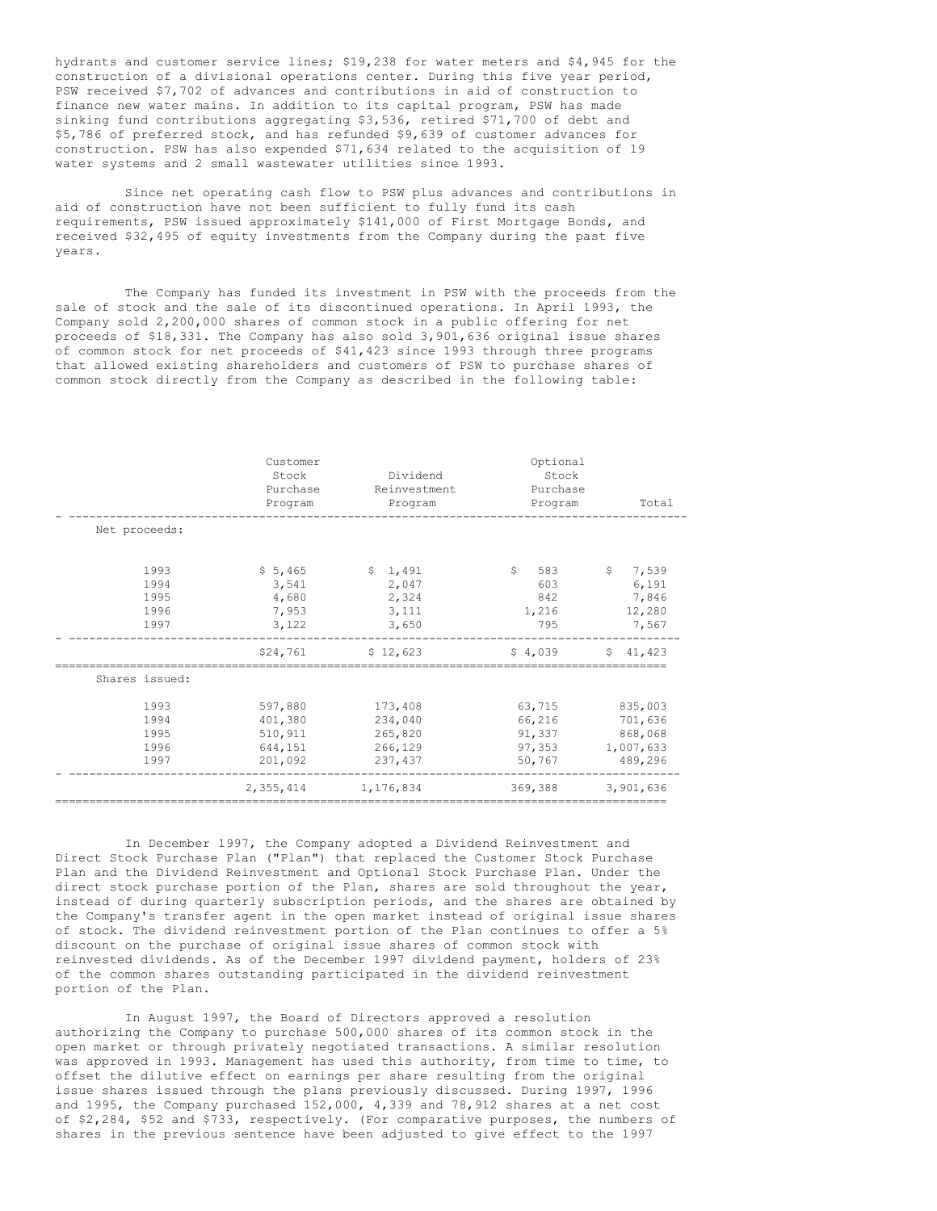hydrants and customer service lines; $19,238 for water meters and $4,945 for the construction of a divisional operations center. During this five year period, PSW received $7,702 of advances and contributions in aid of construction to finance new water mains. In addition to its capital program, PSW has made sinking fund contributions aggregating $3,536, retired $71,700 of debt and $5,786 of preferred stock, and has refunded $9,639 of customer advances for construction. PSW has also expended $71,634 related to the acquisition of 19 water systems and 2 small wastewater utilities since 1993.

Since net operating cash flow to PSW plus advances and contributions in aid of construction have not been sufficient to fully fund its cash requirements, PSW issued approximately $141,000 of First Mortgage Bonds, and received $32,495 of equity investments from the Company during the past five years.

The Company has funded its investment in PSW with the proceeds from the sale of stock and the sale of its discontinued operations. In April 1993, the Company sold 2,200,000 shares of common stock in a public offering for net proceeds of $18,331. The Company has also sold 3,901,636 original issue shares of common stock for net proceeds of $41,423 since 1993 through three programs that allowed existing shareholders and customers of PSW to purchase shares of common stock directly from the Company as described in the following table:

| | Customer Stock Purchase Program | Dividend Reinvestment Program | Optional Stock Purchase Program | Total |
|---|---|---|---|---|
| Net proceeds: | | | | |
| 1993 | $ 5,465 | $ 1,491 | $ 583 | $ 7,539 |
| 1994 | 3,541 | 2,047 | 603 | 6,191 |
| 1995 | 4,680 | 2,324 | 842 | 7,846 |
| 1996 | 7,953 | 3,111 | 1,216 | 12,280 |
| 1997 | 3,122 | 3,650 | 795 | 7,567 |
| | $24,761 | $ 12,623 | $ 4,039 | $ 41,423 |
| Shares issued: | | | | |
| 1993 | 597,880 | 173,408 | 63,715 | 835,003 |
| 1994 | 401,380 | 234,040 | 66,216 | 701,636 |
| 1995 | 510,911 | 265,820 | 91,337 | 868,068 |
| 1996 | 644,151 | 266,129 | 97,353 | 1,007,633 |
| 1997 | 201,092 | 237,437 | 50,767 | 489,296 |
| | 2,355,414 | 1,176,834 | 369,388 | 3,901,636 |

In December 1997, the Company adopted a Dividend Reinvestment and Direct Stock Purchase Plan ("Plan") that replaced the Customer Stock Purchase Plan and the Dividend Reinvestment and Optional Stock Purchase Plan. Under the direct stock purchase portion of the Plan, shares are sold throughout the year, instead of during quarterly subscription periods, and the shares are obtained by the Company's transfer agent in the open market instead of original issue shares of stock. The dividend reinvestment portion of the Plan continues to offer a 5% discount on the purchase of original issue shares of common stock with reinvested dividends. As of the December 1997 dividend payment, holders of 23% of the common shares outstanding participated in the dividend reinvestment portion of the Plan.

In August 1997, the Board of Directors approved a resolution authorizing the Company to purchase 500,000 shares of its common stock in the open market or through privately negotiated transactions. A similar resolution was approved in 1993. Management has used this authority, from time to time, to offset the dilutive effect on earnings per share resulting from the original issue shares issued through the plans previously discussed. During 1997, 1996 and 1995, the Company purchased 152,000, 4,339 and 78,912 shares at a net cost of $2,284, $52 and $733, respectively. (For comparative purposes, the numbers of shares in the previous sentence have been adjusted to give effect to the 1997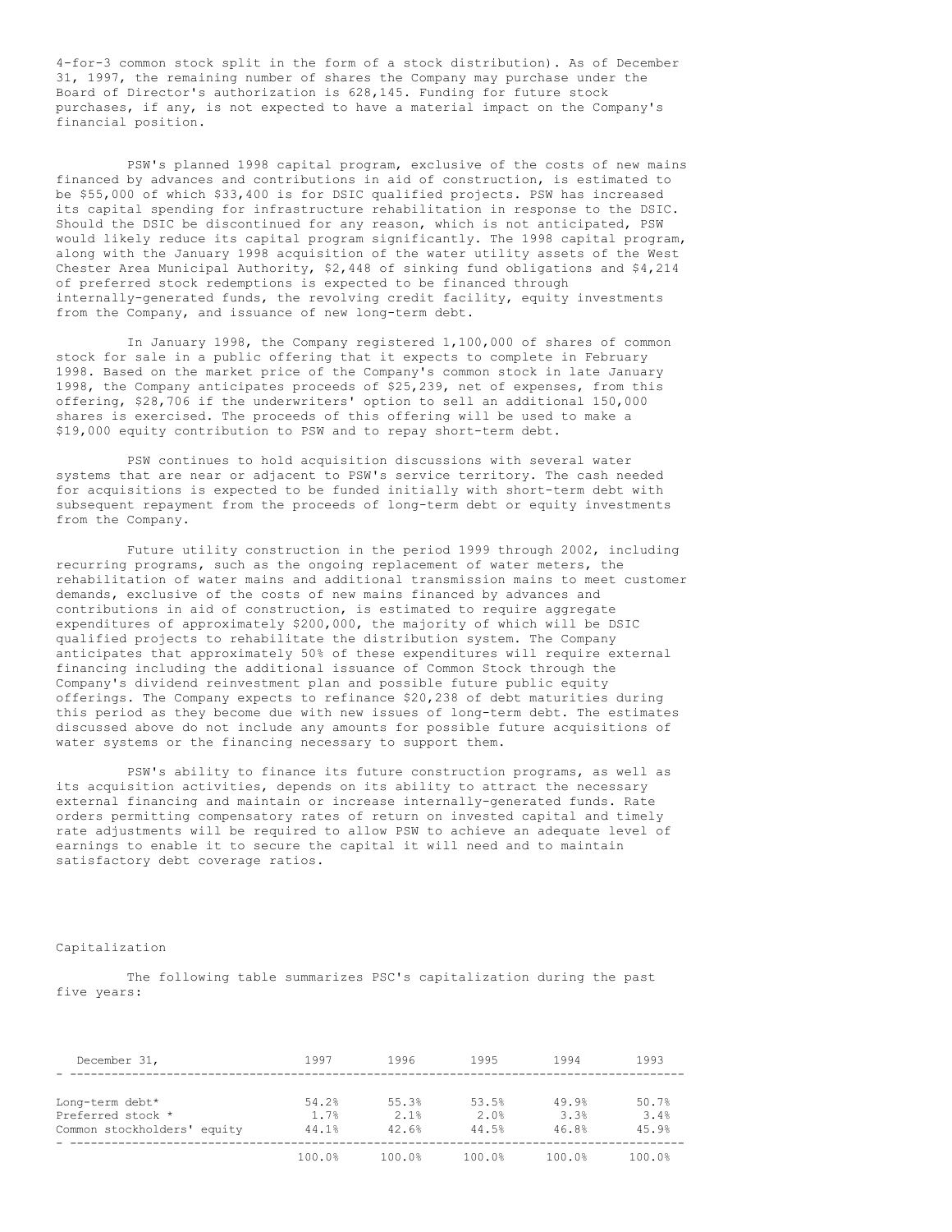4-for-3 common stock split in the form of a stock distribution). As of December 31, 1997, the remaining number of shares the Company may purchase under the Board of Director's authorization is 628,145. Funding for future stock purchases, if any, is not expected to have a material impact on the Company's financial position.

PSW's planned 1998 capital program, exclusive of the costs of new mains financed by advances and contributions in aid of construction, is estimated to be $55,000 of which $33,400 is for DSIC qualified projects. PSW has increased its capital spending for infrastructure rehabilitation in response to the DSIC. Should the DSIC be discontinued for any reason, which is not anticipated, PSW would likely reduce its capital program significantly. The 1998 capital program, along with the January 1998 acquisition of the water utility assets of the West Chester Area Municipal Authority, $2,448 of sinking fund obligations and $4,214 of preferred stock redemptions is expected to be financed through internally-generated funds, the revolving credit facility, equity investments from the Company, and issuance of new long-term debt.

In January 1998, the Company registered 1,100,000 of shares of common stock for sale in a public offering that it expects to complete in February 1998. Based on the market price of the Company's common stock in late January 1998, the Company anticipates proceeds of $25,239, net of expenses, from this offering, $28,706 if the underwriters' option to sell an additional 150,000 shares is exercised. The proceeds of this offering will be used to make a $19,000 equity contribution to PSW and to repay short-term debt.

PSW continues to hold acquisition discussions with several water systems that are near or adjacent to PSW's service territory. The cash needed for acquisitions is expected to be funded initially with short-term debt with subsequent repayment from the proceeds of long-term debt or equity investments from the Company.

Future utility construction in the period 1999 through 2002, including recurring programs, such as the ongoing replacement of water meters, the rehabilitation of water mains and additional transmission mains to meet customer demands, exclusive of the costs of new mains financed by advances and contributions in aid of construction, is estimated to require aggregate expenditures of approximately $200,000, the majority of which will be DSIC qualified projects to rehabilitate the distribution system. The Company anticipates that approximately 50% of these expenditures will require external financing including the additional issuance of Common Stock through the Company's dividend reinvestment plan and possible future public equity offerings. The Company expects to refinance $20,238 of debt maturities during this period as they become due with new issues of long-term debt. The estimates discussed above do not include any amounts for possible future acquisitions of water systems or the financing necessary to support them.

PSW's ability to finance its future construction programs, as well as its acquisition activities, depends on its ability to attract the necessary external financing and maintain or increase internally-generated funds. Rate orders permitting compensatory rates of return on invested capital and timely rate adjustments will be required to allow PSW to achieve an adequate level of earnings to enable it to secure the capital it will need and to maintain satisfactory debt coverage ratios.

Capitalization

The following table summarizes PSC's capitalization during the past five years:

| December 31, | 1997 | 1996 | 1995 | 1994 | 1993 |
|---|---|---|---|---|---|
| Long-term debt* | 54.2% | 55.3% | 53.5% | 49.9% | 50.7% |
| Preferred stock * | 1.7% | 2.1% | 2.0% | 3.3% | 3.4% |
| Common stockholders' equity | 44.1% | 42.6% | 44.5% | 46.8% | 45.9% |
| | 100.0% | 100.0% | 100.0% | 100.0% | 100.0% |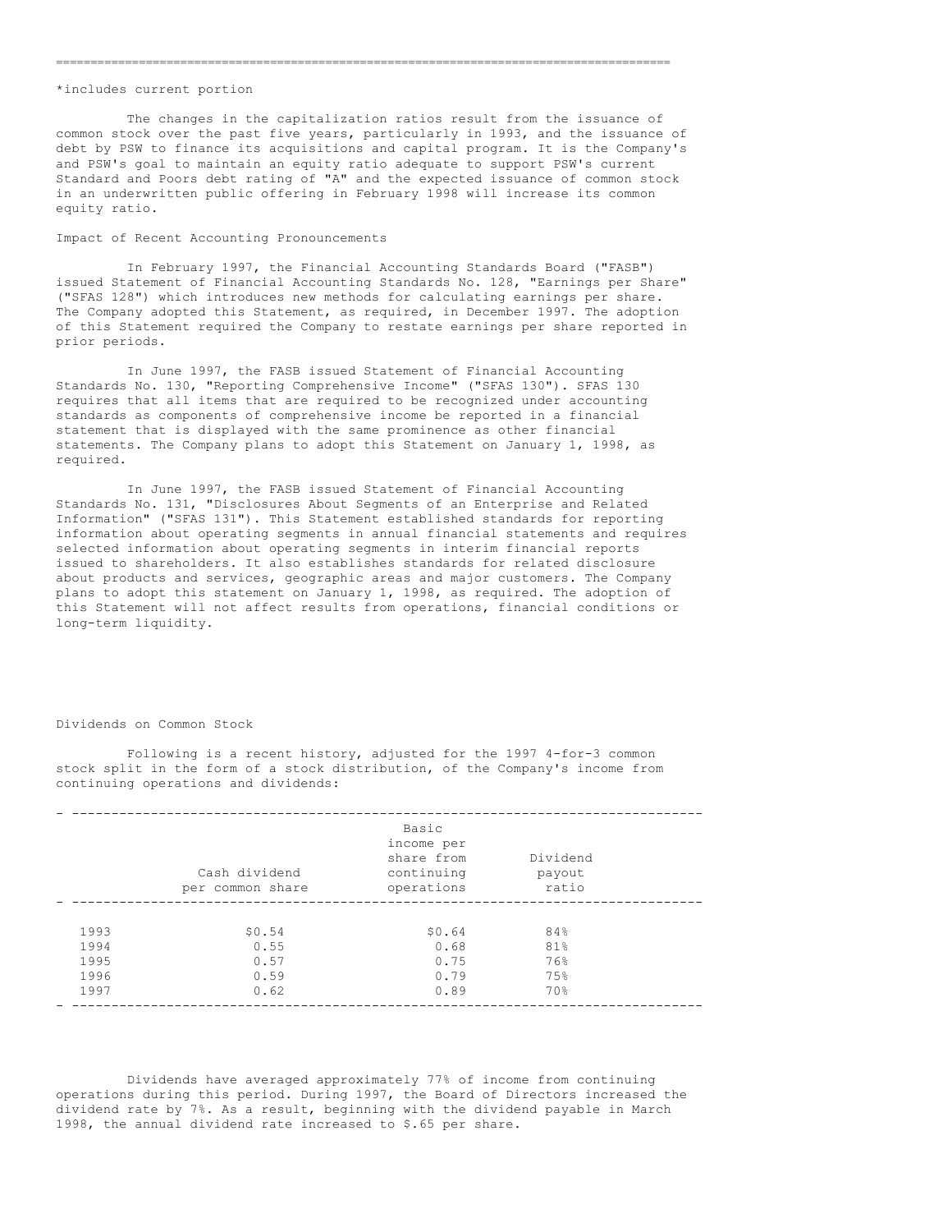*includes current portion

The changes in the capitalization ratios result from the issuance of common stock over the past five years, particularly in 1993, and the issuance of debt by PSW to finance its acquisitions and capital program. It is the Company's and PSW's goal to maintain an equity ratio adequate to support PSW's current Standard and Poors debt rating of "A" and the expected issuance of common stock in an underwritten public offering in February 1998 will increase its common equity ratio.

Impact of Recent Accounting Pronouncements

In February 1997, the Financial Accounting Standards Board ("FASB") issued Statement of Financial Accounting Standards No. 128, "Earnings per Share" ("SFAS 128") which introduces new methods for calculating earnings per share. The Company adopted this Statement, as required, in December 1997. The adoption of this Statement required the Company to restate earnings per share reported in prior periods.

In June 1997, the FASB issued Statement of Financial Accounting Standards No. 130, "Reporting Comprehensive Income" ("SFAS 130"). SFAS 130 requires that all items that are required to be recognized under accounting standards as components of comprehensive income be reported in a financial statement that is displayed with the same prominence as other financial statements. The Company plans to adopt this Statement on January 1, 1998, as required.

In June 1997, the FASB issued Statement of Financial Accounting Standards No. 131, "Disclosures About Segments of an Enterprise and Related Information" ("SFAS 131"). This Statement established standards for reporting information about operating segments in annual financial statements and requires selected information about operating segments in interim financial reports issued to shareholders. It also establishes standards for related disclosure about products and services, geographic areas and major customers. The Company plans to adopt this statement on January 1, 1998, as required. The adoption of this Statement will not affect results from operations, financial conditions or long-term liquidity.

Dividends on Common Stock

Following is a recent history, adjusted for the 1997 4-for-3 common stock split in the form of a stock distribution, of the Company's income from continuing operations and dividends:

| | Cash dividend per common share | Basic income per share from continuing operations | Dividend payout ratio |
|---|---|---|---|
| 1993 | $0.54 | $0.64 | 84% |
| 1994 | 0.55 | 0.68 | 81% |
| 1995 | 0.57 | 0.75 | 76% |
| 1996 | 0.59 | 0.79 | 75% |
| 1997 | 0.62 | 0.89 | 70% |

Dividends have averaged approximately 77% of income from continuing operations during this period. During 1997, the Board of Directors increased the dividend rate by 7%. As a result, beginning with the dividend payable in March 1998, the annual dividend rate increased to $.65 per share.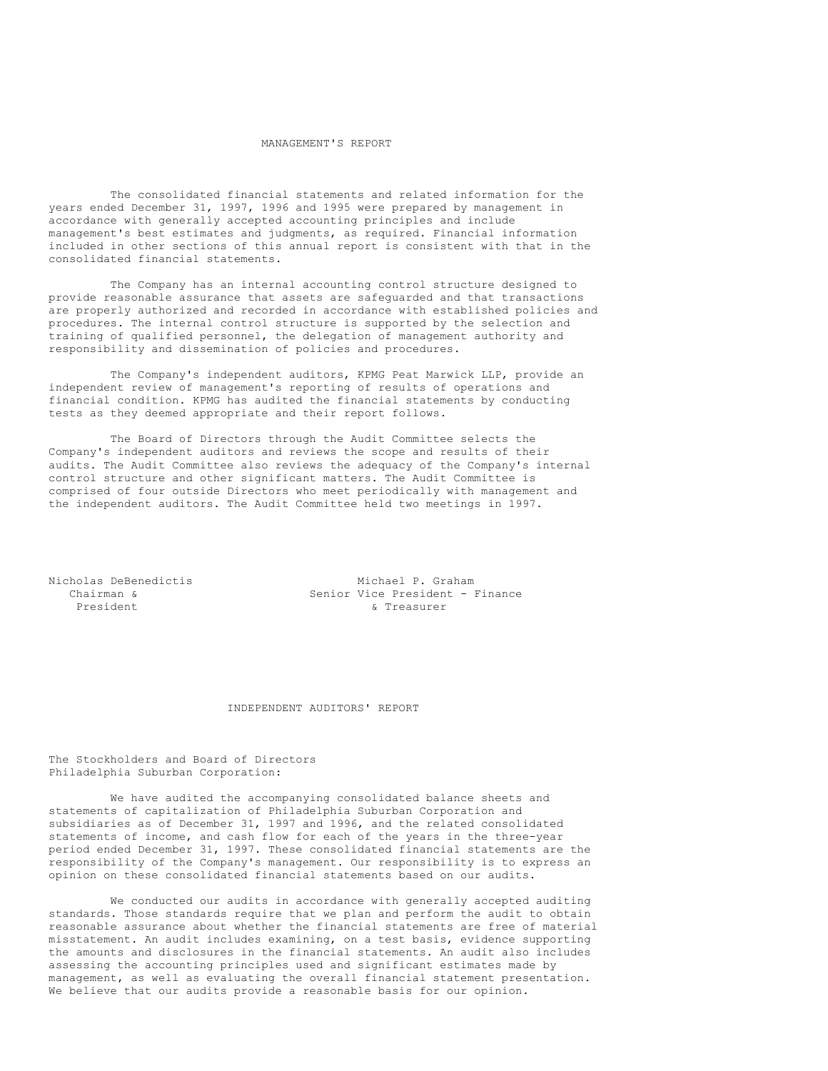## MANAGEMENT'S REPORT

The consolidated financial statements and related information for the years ended December 31, 1997, 1996 and 1995 were prepared by management in accordance with generally accepted accounting principles and include management's best estimates and judgments, as required. Financial information included in other sections of this annual report is consistent with that in the consolidated financial statements.

The Company has an internal accounting control structure designed to provide reasonable assurance that assets are safeguarded and that transactions are properly authorized and recorded in accordance with established policies and procedures. The internal control structure is supported by the selection and training of qualified personnel, the delegation of management authority and responsibility and dissemination of policies and procedures.

The Company's independent auditors, KPMG Peat Marwick LLP, provide an independent review of management's reporting of results of operations and financial condition. KPMG has audited the financial statements by conducting tests as they deemed appropriate and their report follows.

The Board of Directors through the Audit Committee selects the Company's independent auditors and reviews the scope and results of their audits. The Audit Committee also reviews the adequacy of the Company's internal control structure and other significant matters. The Audit Committee is comprised of four outside Directors who meet periodically with management and the independent auditors. The Audit Committee held two meetings in 1997.

Nicholas DeBenedictis
Chairman &
President

Michael P. Graham
Senior Vice President - Finance
& Treasurer

## INDEPENDENT AUDITORS' REPORT

The Stockholders and Board of Directors
Philadelphia Suburban Corporation:

We have audited the accompanying consolidated balance sheets and statements of capitalization of Philadelphia Suburban Corporation and subsidiaries as of December 31, 1997 and 1996, and the related consolidated statements of income, and cash flow for each of the years in the three-year period ended December 31, 1997. These consolidated financial statements are the responsibility of the Company's management. Our responsibility is to express an opinion on these consolidated financial statements based on our audits.

We conducted our audits in accordance with generally accepted auditing standards. Those standards require that we plan and perform the audit to obtain reasonable assurance about whether the financial statements are free of material misstatement. An audit includes examining, on a test basis, evidence supporting the amounts and disclosures in the financial statements. An audit also includes assessing the accounting principles used and significant estimates made by management, as well as evaluating the overall financial statement presentation. We believe that our audits provide a reasonable basis for our opinion.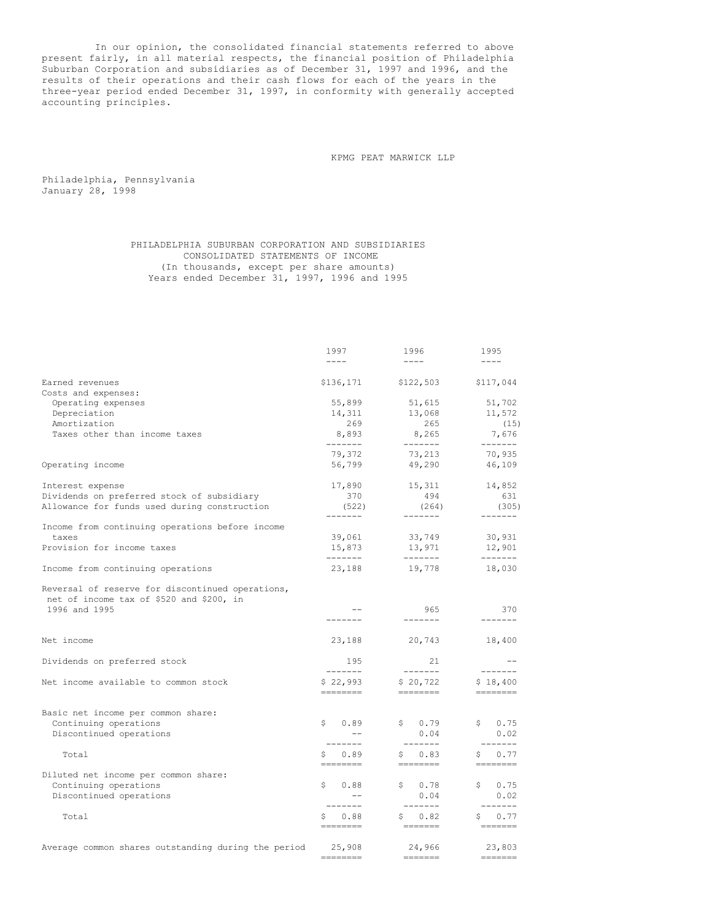In our opinion, the consolidated financial statements referred to above present fairly, in all material respects, the financial position of Philadelphia Suburban Corporation and subsidiaries as of December 31, 1997 and 1996, and the results of their operations and their cash flows for each of the years in the three-year period ended December 31, 1997, in conformity with generally accepted accounting principles.

KPMG PEAT MARWICK LLP

Philadelphia, Pennsylvania
January 28, 1998

PHILADELPHIA SUBURBAN CORPORATION AND SUBSIDIARIES
CONSOLIDATED STATEMENTS OF INCOME
(In thousands, except per share amounts)
Years ended December 31, 1997, 1996 and 1995

| | 1997 | 1996 | 1995 |
|---|---|---|---|
| Earned revenues | $136,171 | $122,503 | $117,044 |
| Costs and expenses: | | | |
| Operating expenses | 55,899 | 51,615 | 51,702 |
| Depreciation | 14,311 | 13,068 | 11,572 |
| Amortization | 269 | 265 | (15) |
| Taxes other than income taxes | 8,893 | 8,265 | 7,676 |
| | 79,372 | 73,213 | 70,935 |
| Operating income | 56,799 | 49,290 | 46,109 |
| Interest expense | 17,890 | 15,311 | 14,852 |
| Dividends on preferred stock of subsidiary | 370 | 494 | 631 |
| Allowance for funds used during construction | (522) | (264) | (305) |
| Income from continuing operations before income taxes | 39,061 | 33,749 | 30,931 |
| Provision for income taxes | 15,873 | 13,971 | 12,901 |
| Income from continuing operations | 23,188 | 19,778 | 18,030 |
| Reversal of reserve for discontinued operations, net of income tax of $520 and $200, in 1996 and 1995 | -- | 965 | 370 |
| Net income | 23,188 | 20,743 | 18,400 |
| Dividends on preferred stock | 195 | 21 | -- |
| Net income available to common stock | $ 22,993 | $ 20,722 | $ 18,400 |
| Basic net income per common share: | | | |
| Continuing operations | $ 0.89 | $ 0.79 | $ 0.75 |
| Discontinued operations | -- | 0.04 | 0.02 |
| Total | $ 0.89 | $ 0.83 | $ 0.77 |
| Diluted net income per common share: | | | |
| Continuing operations | $ 0.88 | $ 0.78 | $ 0.75 |
| Discontinued operations | -- | 0.04 | 0.02 |
| Total | $ 0.88 | $ 0.82 | $ 0.77 |
| Average common shares outstanding during the period | 25,908 | 24,966 | 23,803 |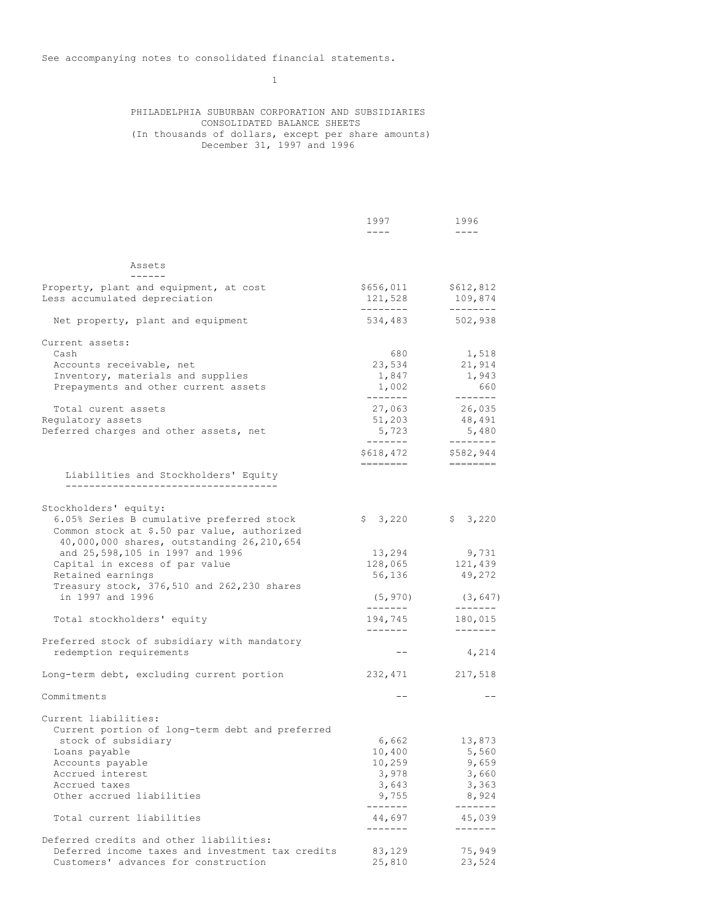See accompanying notes to consolidated financial statements.

PHILADELPHIA SUBURBAN CORPORATION AND SUBSIDIARIES
CONSOLIDATED BALANCE SHEETS
(In thousands of dollars, except per share amounts)
December 31, 1997 and 1996

| | 1997 | 1996 |
|---|---|---|
| **Assets** | | |
| Property, plant and equipment, at cost | $656,011 | $612,812 |
| Less accumulated depreciation | 121,528 | 109,874 |
| Net property, plant and equipment | 534,483 | 502,938 |
| Current assets: | | |
| Cash | 680 | 1,518 |
| Accounts receivable, net | 23,534 | 21,914 |
| Inventory, materials and supplies | 1,847 | 1,943 |
| Prepayments and other current assets | 1,002 | 660 |
| Total curent assets | 27,063 | 26,035 |
| Regulatory assets | 51,203 | 48,491 |
| Deferred charges and other assets, net | 5,723 | 5,480 |
| | $618,472 | $582,944 |
| **Liabilities and Stockholders' Equity** | | |
| Stockholders' equity: | | |
| 6.05% Series B cumulative preferred stock | $ 3,220 | $ 3,220 |
| Common stock at $.50 par value, authorized 40,000,000 shares, outstanding 26,210,654 and 25,598,105 in 1997 and 1996 | 13,294 | 9,731 |
| Capital in excess of par value | 128,065 | 121,439 |
| Retained earnings | 56,136 | 49,272 |
| Treasury stock, 376,510 and 262,230 shares in 1997 and 1996 | (5,970) | (3,647) |
| Total stockholders' equity | 194,745 | 180,015 |
| Preferred stock of subsidiary with mandatory redemption requirements | -- | 4,214 |
| Long-term debt, excluding current portion | 232,471 | 217,518 |
| Commitments | -- | -- |
| Current liabilities: | | |
| Current portion of long-term debt and preferred stock of subsidiary | 6,662 | 13,873 |
| Loans payable | 10,400 | 5,560 |
| Accounts payable | 10,259 | 9,659 |
| Accrued interest | 3,978 | 3,660 |
| Accrued taxes | 3,643 | 3,363 |
| Other accrued liabilities | 9,755 | 8,924 |
| Total current liabilities | 44,697 | 45,039 |
| Deferred credits and other liabilities: | | |
| Deferred income taxes and investment tax credits | 83,129 | 75,949 |
| Customers' advances for construction | 25,810 | 23,524 |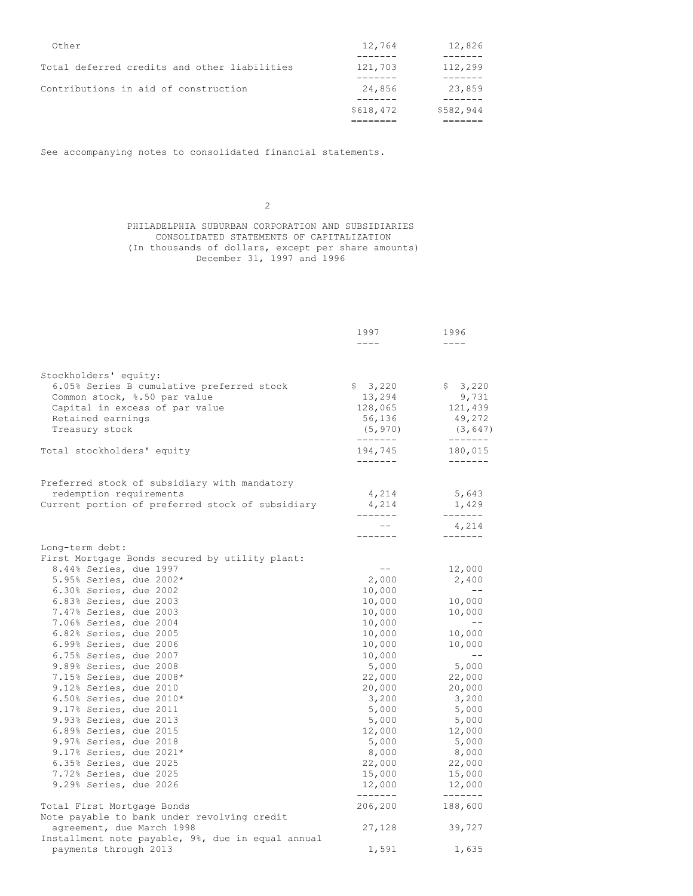| | | |
|---|---|---|
| Other | 12,764 | 12,826 |
| Total deferred credits and other liabilities | 121,703 | 112,299 |
| Contributions in aid of construction | 24,856 | 23,859 |
| | $618,472 | $582,944 |

See accompanying notes to consolidated financial statements.

PHILADELPHIA SUBURBAN CORPORATION AND SUBSIDIARIES
CONSOLIDATED STATEMENTS OF CAPITALIZATION
(In thousands of dollars, except per share amounts)
December 31, 1997 and 1996

| | 1997 | 1996 |
|---|---|---|
| Stockholders' equity: | | |
| 6.05% Series B cumulative preferred stock | $ 3,220 | $ 3,220 |
| Common stock, $.50 par value | 13,294 | 9,731 |
| Capital in excess of par value | 128,065 | 121,439 |
| Retained earnings | 56,136 | 49,272 |
| Treasury stock | (5,970) | (3,647) |
| Total stockholders' equity | 194,745 | 180,015 |
| Preferred stock of subsidiary with mandatory redemption requirements | 4,214 | 5,643 |
| Current portion of preferred stock of subsidiary | 4,214 | 1,429 |
| | -- | 4,214 |
| Long-term debt: | | |
| First Mortgage Bonds secured by utility plant: | | |
| 8.44% Series, due 1997 | -- | 12,000 |
| 5.95% Series, due 2002* | 2,000 | 2,400 |
| 6.30% Series, due 2002 | 10,000 | -- |
| 6.83% Series, due 2003 | 10,000 | 10,000 |
| 7.47% Series, due 2003 | 10,000 | 10,000 |
| 7.06% Series, due 2004 | 10,000 | -- |
| 6.82% Series, due 2005 | 10,000 | 10,000 |
| 6.99% Series, due 2006 | 10,000 | 10,000 |
| 6.75% Series, due 2007 | 10,000 | -- |
| 9.89% Series, due 2008 | 5,000 | 5,000 |
| 7.15% Series, due 2008* | 22,000 | 22,000 |
| 9.12% Series, due 2010 | 20,000 | 20,000 |
| 6.50% Series, due 2010* | 3,200 | 3,200 |
| 9.17% Series, due 2011 | 5,000 | 5,000 |
| 9.93% Series, due 2013 | 5,000 | 5,000 |
| 6.89% Series, due 2015 | 12,000 | 12,000 |
| 9.97% Series, due 2018 | 5,000 | 5,000 |
| 9.17% Series, due 2021* | 8,000 | 8,000 |
| 6.35% Series, due 2025 | 22,000 | 22,000 |
| 7.72% Series, due 2025 | 15,000 | 15,000 |
| 9.29% Series, due 2026 | 12,000 | 12,000 |
| Total First Mortgage Bonds | 206,200 | 188,600 |
| Note payable to bank under revolving credit agreement, due March 1998 | 27,128 | 39,727 |
| Installment note payable, 9%, due in equal annual payments through 2013 | 1,591 | 1,635 |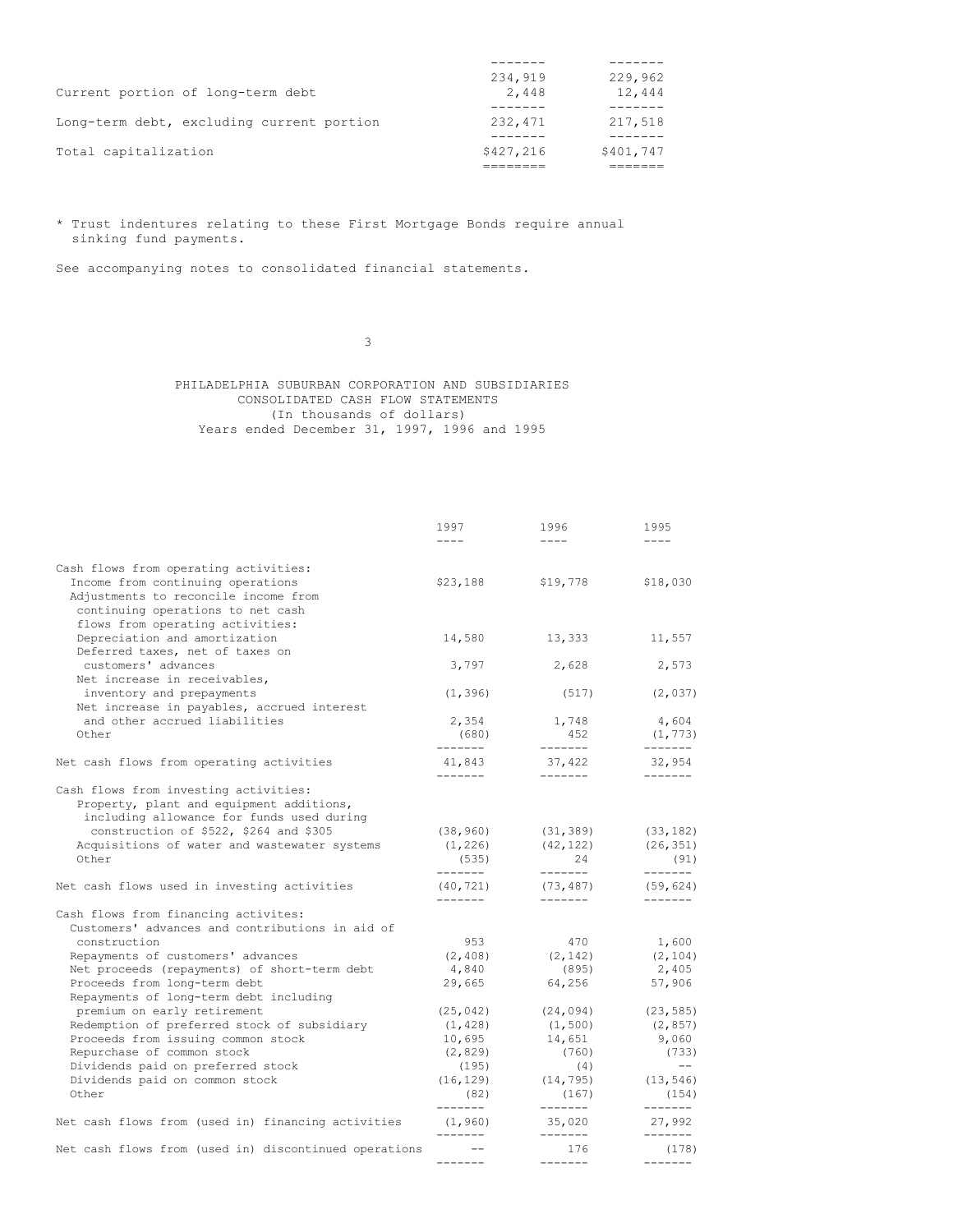| | | |
|---|---|---|
| | 234,919 | 229,962 |
| Current portion of long-term debt | 2,448 | 12,444 |
| Long-term debt, excluding current portion | 232,471 | 217,518 |
| Total capitalization | $427,216 | $401,747 |

* Trust indentures relating to these First Mortgage Bonds require annual sinking fund payments.

See accompanying notes to consolidated financial statements.

# PHILADELPHIA SUBURBAN CORPORATION AND SUBSIDIARIES
## CONSOLIDATED CASH FLOW STATEMENTS
(In thousands of dollars)
Years ended December 31, 1997, 1996 and 1995

| | 1997 | 1996 | 1995 |
|---|---|---|---|
| Cash flows from operating activities: | | | |
| Income from continuing operations | $23,188 | $19,778 | $18,030 |
| Adjustments to reconcile income from continuing operations to net cash flows from operating activities: | | | |
| Depreciation and amortization | 14,580 | 13,333 | 11,557 |
| Deferred taxes, net of taxes on customers' advances | 3,797 | 2,628 | 2,573 |
| Net increase in receivables, inventory and prepayments | (1,396) | (517) | (2,037) |
| Net increase in payables, accrued interest and other accrued liabilities | 2,354 | 1,748 | 4,604 |
| Other | (680) | 452 | (1,773) |
| Net cash flows from operating activities | 41,843 | 37,422 | 32,954 |
| Cash flows from investing activities: | | | |
| Property, plant and equipment additions, including allowance for funds used during construction of $522, $264 and $305 | (38,960) | (31,389) | (33,182) |
| Acquisitions of water and wastewater systems | (1,226) | (42,122) | (26,351) |
| Other | (535) | 24 | (91) |
| Net cash flows used in investing activities | (40,721) | (73,487) | (59,624) |
| Cash flows from financing activites: | | | |
| Customers' advances and contributions in aid of construction | 953 | 470 | 1,600 |
| Repayments of customers' advances | (2,408) | (2,142) | (2,104) |
| Net proceeds (repayments) of short-term debt | 4,840 | (895) | 2,405 |
| Proceeds from long-term debt | 29,665 | 64,256 | 57,906 |
| Repayments of long-term debt including premium on early retirement | (25,042) | (24,094) | (23,585) |
| Redemption of preferred stock of subsidiary | (1,428) | (1,500) | (2,857) |
| Proceeds from issuing common stock | 10,695 | 14,651 | 9,060 |
| Repurchase of common stock | (2,829) | (760) | (733) |
| Dividends paid on preferred stock | (195) | (4) | -- |
| Dividends paid on common stock | (16,129) | (14,795) | (13,546) |
| Other | (82) | (167) | (154) |
| Net cash flows from (used in) financing activities | (1,960) | 35,020 | 27,992 |
| Net cash flows from (used in) discontinued operations | -- | 176 | (178) |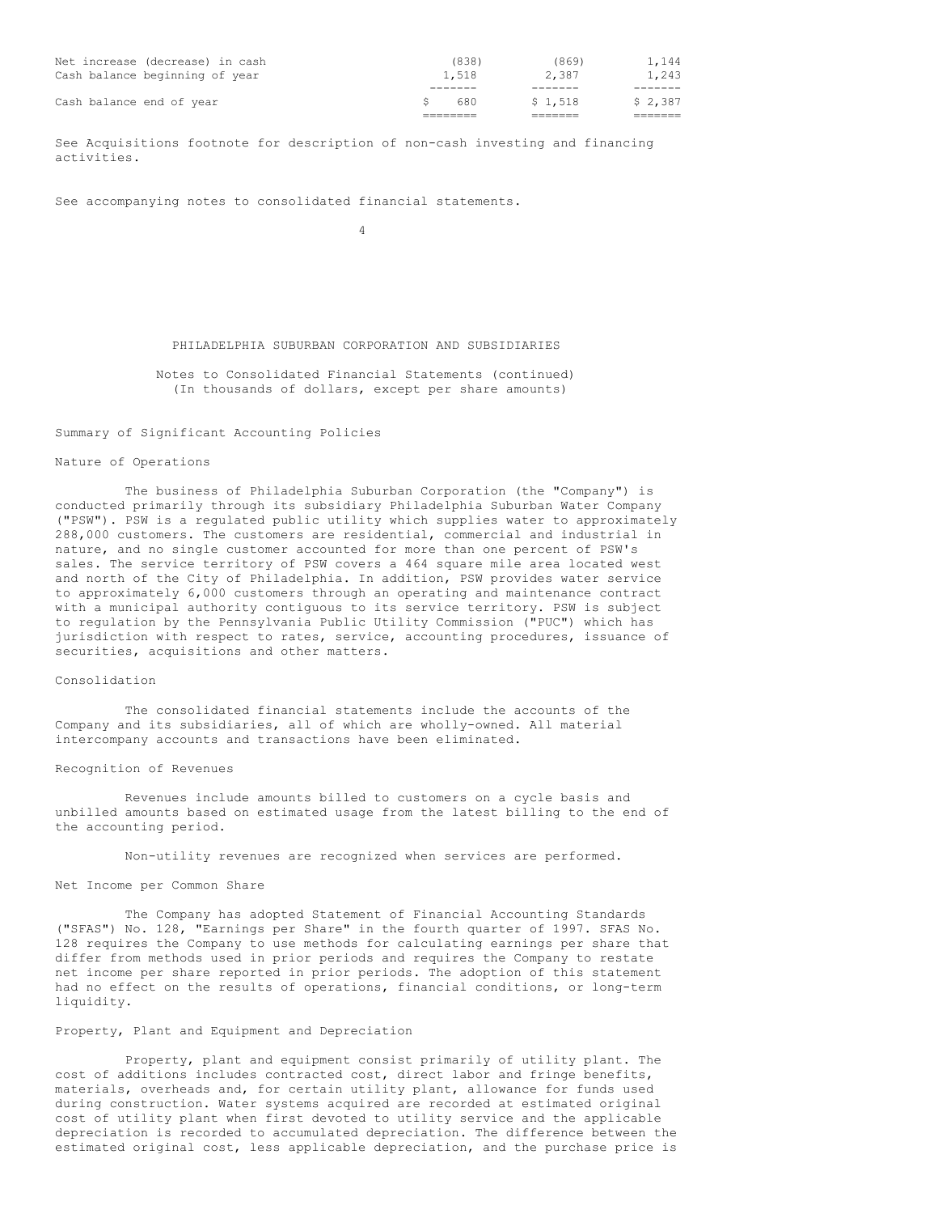| | | | |
|---|---|---|---|
| Net increase (decrease) in cash | (838) | (869) | 1,144 |
| Cash balance beginning of year | 1,518 | 2,387 | 1,243 |
| Cash balance end of year | $ 680 | $ 1,518 | $ 2,387 |

See Acquisitions footnote for description of non-cash investing and financing activities.

See accompanying notes to consolidated financial statements.

PHILADELPHIA SUBURBAN CORPORATION AND SUBSIDIARIES

Notes to Consolidated Financial Statements (continued)
(In thousands of dollars, except per share amounts)

## Summary of Significant Accounting Policies

### Nature of Operations

The business of Philadelphia Suburban Corporation (the "Company") is conducted primarily through its subsidiary Philadelphia Suburban Water Company ("PSW"). PSW is a regulated public utility which supplies water to approximately 288,000 customers. The customers are residential, commercial and industrial in nature, and no single customer accounted for more than one percent of PSW's sales. The service territory of PSW covers a 464 square mile area located west and north of the City of Philadelphia. In addition, PSW provides water service to approximately 6,000 customers through an operating and maintenance contract with a municipal authority contiguous to its service territory. PSW is subject to regulation by the Pennsylvania Public Utility Commission ("PUC") which has jurisdiction with respect to rates, service, accounting procedures, issuance of securities, acquisitions and other matters.

### Consolidation

The consolidated financial statements include the accounts of the Company and its subsidiaries, all of which are wholly-owned. All material intercompany accounts and transactions have been eliminated.

### Recognition of Revenues

Revenues include amounts billed to customers on a cycle basis and unbilled amounts based on estimated usage from the latest billing to the end of the accounting period.

Non-utility revenues are recognized when services are performed.

### Net Income per Common Share

The Company has adopted Statement of Financial Accounting Standards ("SFAS") No. 128, "Earnings per Share" in the fourth quarter of 1997. SFAS No. 128 requires the Company to use methods for calculating earnings per share that differ from methods used in prior periods and requires the Company to restate net income per share reported in prior periods. The adoption of this statement had no effect on the results of operations, financial conditions, or long-term liquidity.

### Property, Plant and Equipment and Depreciation

Property, plant and equipment consist primarily of utility plant. The cost of additions includes contracted cost, direct labor and fringe benefits, materials, overheads and, for certain utility plant, allowance for funds used during construction. Water systems acquired are recorded at estimated original cost of utility plant when first devoted to utility service and the applicable depreciation is recorded to accumulated depreciation. The difference between the estimated original cost, less applicable depreciation, and the purchase price is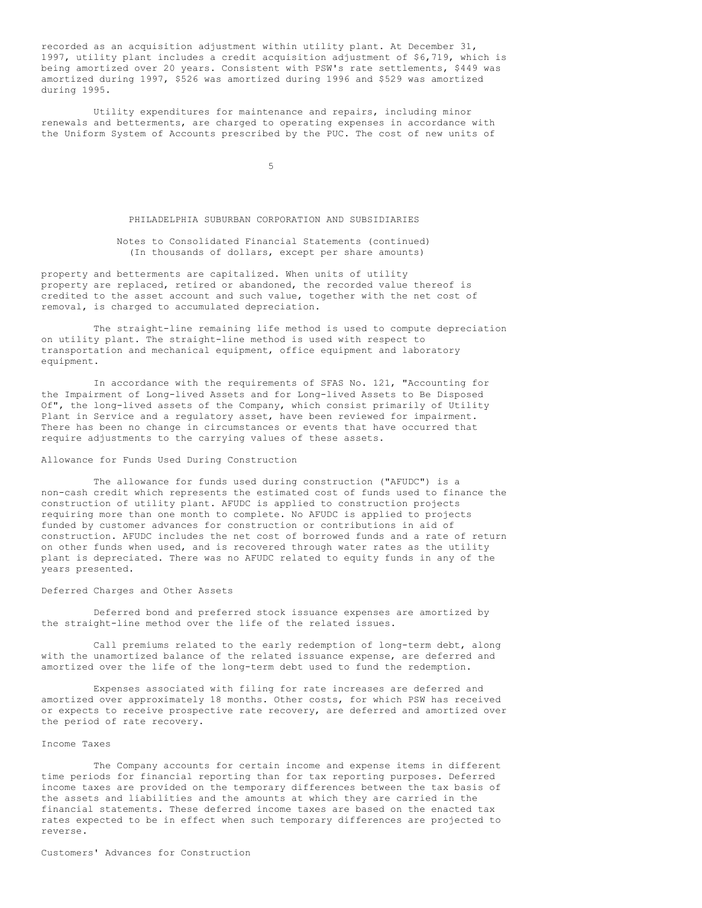recorded as an acquisition adjustment within utility plant. At December 31, 1997, utility plant includes a credit acquisition adjustment of $6,719, which is being amortized over 20 years. Consistent with PSW's rate settlements, $449 was amortized during 1997, $526 was amortized during 1996 and $529 was amortized during 1995.

Utility expenditures for maintenance and repairs, including minor renewals and betterments, are charged to operating expenses in accordance with the Uniform System of Accounts prescribed by the PUC. The cost of new units of property and betterments are capitalized. When units of utility property are replaced, retired or abandoned, the recorded value thereof is credited to the asset account and such value, together with the net cost of removal, is charged to accumulated depreciation.

The straight-line remaining life method is used to compute depreciation on utility plant. The straight-line method is used with respect to transportation and mechanical equipment, office equipment and laboratory equipment.

In accordance with the requirements of SFAS No. 121, "Accounting for the Impairment of Long-lived Assets and for Long-lived Assets to Be Disposed Of", the long-lived assets of the Company, which consist primarily of Utility Plant in Service and a regulatory asset, have been reviewed for impairment. There has been no change in circumstances or events that have occurred that require adjustments to the carrying values of these assets.

### Allowance for Funds Used During Construction

The allowance for funds used during construction ("AFUDC") is a non-cash credit which represents the estimated cost of funds used to finance the construction of utility plant. AFUDC is applied to construction projects requiring more than one month to complete. No AFUDC is applied to projects funded by customer advances for construction or contributions in aid of construction. AFUDC includes the net cost of borrowed funds and a rate of return on other funds when used, and is recovered through water rates as the utility plant is depreciated. There was no AFUDC related to equity funds in any of the years presented.

### Deferred Charges and Other Assets

Deferred bond and preferred stock issuance expenses are amortized by the straight-line method over the life of the related issues.

Call premiums related to the early redemption of long-term debt, along with the unamortized balance of the related issuance expense, are deferred and amortized over the life of the long-term debt used to fund the redemption.

Expenses associated with filing for rate increases are deferred and amortized over approximately 18 months. Other costs, for which PSW has received or expects to receive prospective rate recovery, are deferred and amortized over the period of rate recovery.

### Income Taxes

The Company accounts for certain income and expense items in different time periods for financial reporting than for tax reporting purposes. Deferred income taxes are provided on the temporary differences between the tax basis of the assets and liabilities and the amounts at which they are carried in the financial statements. These deferred income taxes are based on the enacted tax rates expected to be in effect when such temporary differences are projected to reverse.

### Customers' Advances for Construction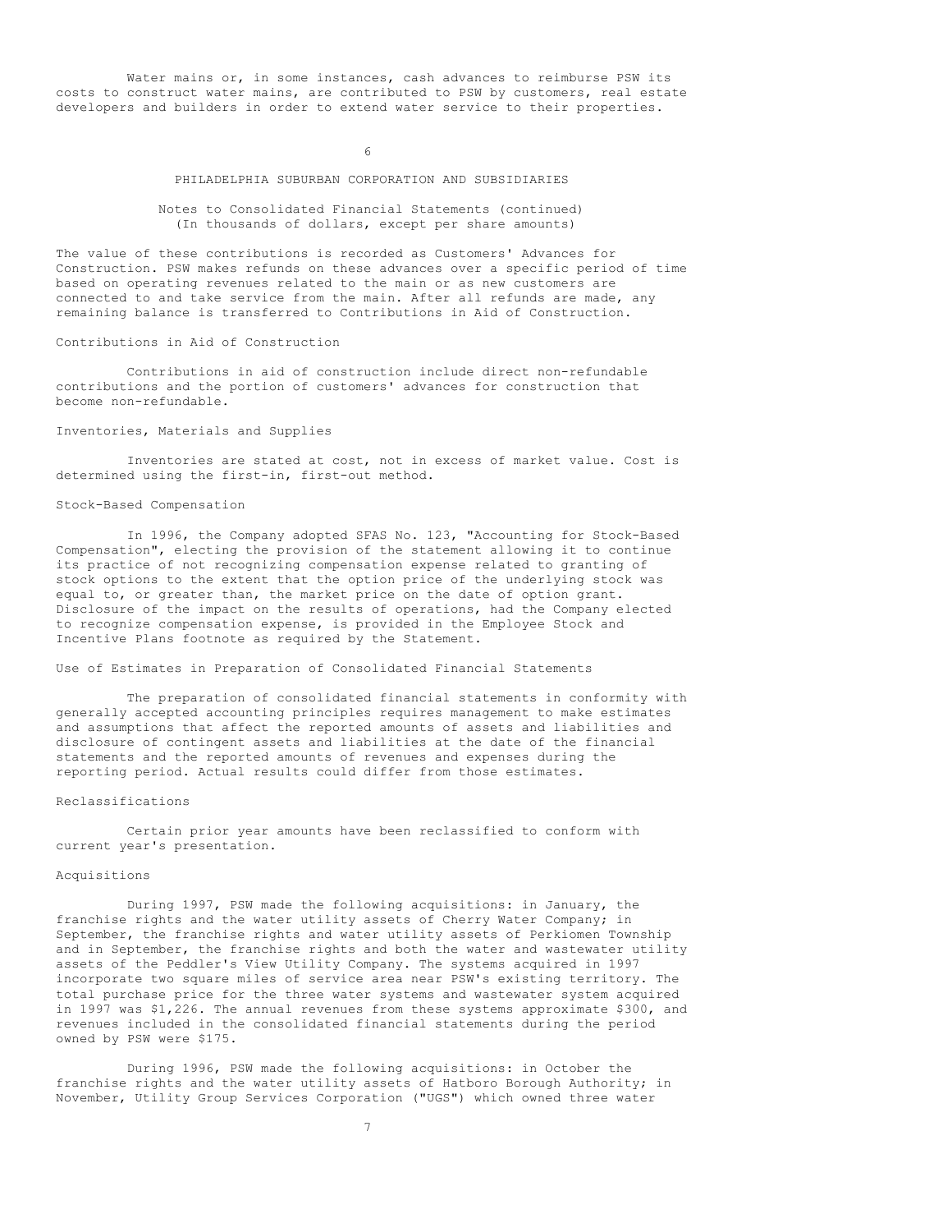Water mains or, in some instances, cash advances to reimburse PSW its costs to construct water mains, are contributed to PSW by customers, real estate developers and builders in order to extend water service to their properties.

PHILADELPHIA SUBURBAN CORPORATION AND SUBSIDIARIES

Notes to Consolidated Financial Statements (continued)
(In thousands of dollars, except per share amounts)

The value of these contributions is recorded as Customers' Advances for Construction. PSW makes refunds on these advances over a specific period of time based on operating revenues related to the main or as new customers are connected to and take service from the main. After all refunds are made, any remaining balance is transferred to Contributions in Aid of Construction.

### Contributions in Aid of Construction

Contributions in aid of construction include direct non-refundable contributions and the portion of customers' advances for construction that become non-refundable.

### Inventories, Materials and Supplies

Inventories are stated at cost, not in excess of market value. Cost is determined using the first-in, first-out method.

### Stock-Based Compensation

In 1996, the Company adopted SFAS No. 123, "Accounting for Stock-Based Compensation", electing the provision of the statement allowing it to continue its practice of not recognizing compensation expense related to granting of stock options to the extent that the option price of the underlying stock was equal to, or greater than, the market price on the date of option grant. Disclosure of the impact on the results of operations, had the Company elected to recognize compensation expense, is provided in the Employee Stock and Incentive Plans footnote as required by the Statement.

### Use of Estimates in Preparation of Consolidated Financial Statements

The preparation of consolidated financial statements in conformity with generally accepted accounting principles requires management to make estimates and assumptions that affect the reported amounts of assets and liabilities and disclosure of contingent assets and liabilities at the date of the financial statements and the reported amounts of revenues and expenses during the reporting period. Actual results could differ from those estimates.

### Reclassifications

Certain prior year amounts have been reclassified to conform with current year's presentation.

### Acquisitions

During 1997, PSW made the following acquisitions: in January, the franchise rights and the water utility assets of Cherry Water Company; in September, the franchise rights and water utility assets of Perkiomen Township and in September, the franchise rights and both the water and wastewater utility assets of the Peddler's View Utility Company. The systems acquired in 1997 incorporate two square miles of service area near PSW's existing territory. The total purchase price for the three water systems and wastewater system acquired in 1997 was $1,226. The annual revenues from these systems approximate $300, and revenues included in the consolidated financial statements during the period owned by PSW were $175.

During 1996, PSW made the following acquisitions: in October the franchise rights and the water utility assets of Hatboro Borough Authority; in November, Utility Group Services Corporation ("UGS") which owned three water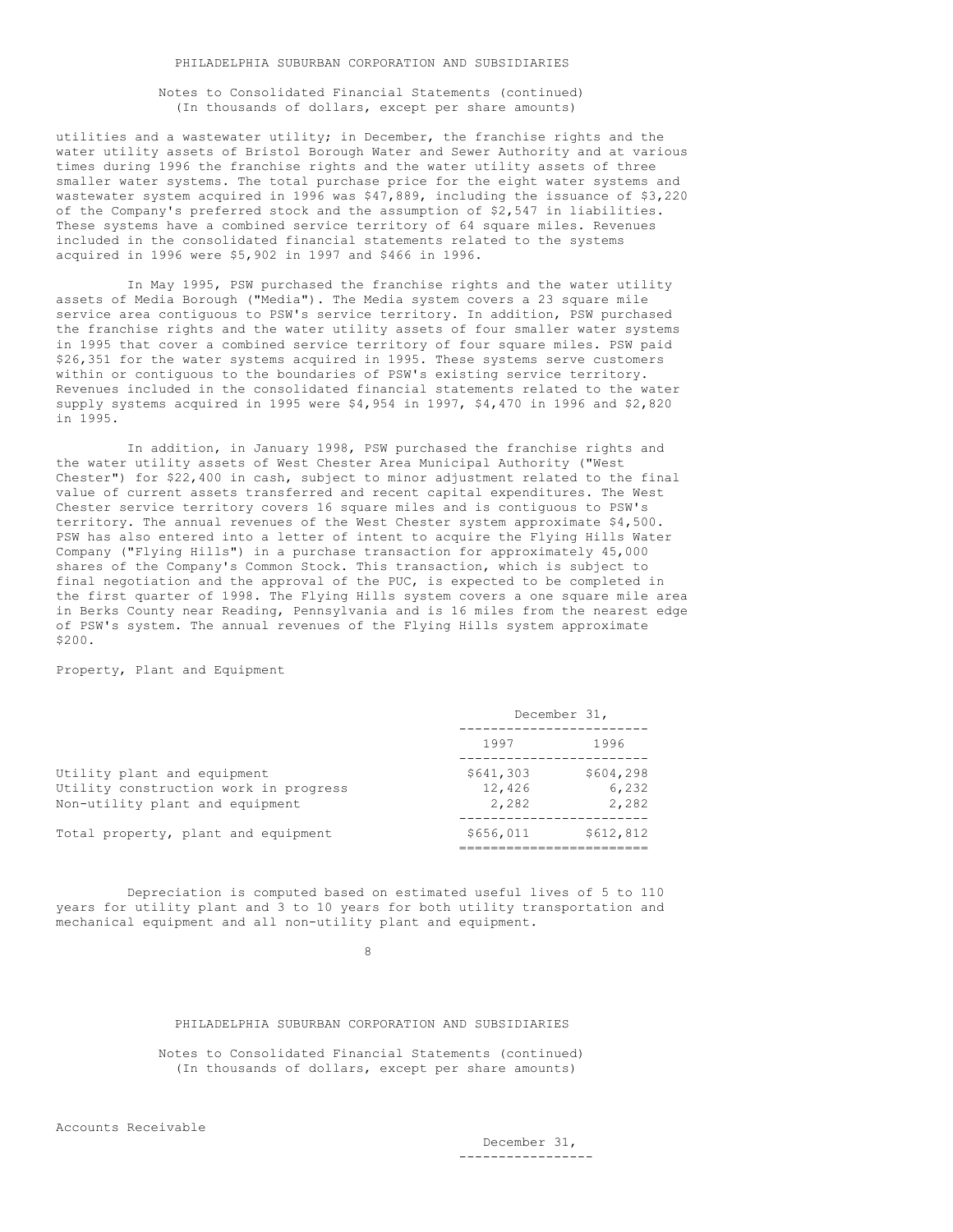utilities and a wastewater utility; in December, the franchise rights and the water utility assets of Bristol Borough Water and Sewer Authority and at various times during 1996 the franchise rights and the water utility assets of three smaller water systems. The total purchase price for the eight water systems and wastewater system acquired in 1996 was $47,889, including the issuance of $3,220 of the Company's preferred stock and the assumption of $2,547 in liabilities. These systems have a combined service territory of 64 square miles. Revenues included in the consolidated financial statements related to the systems acquired in 1996 were $5,902 in 1997 and $466 in 1996.

In May 1995, PSW purchased the franchise rights and the water utility assets of Media Borough ("Media"). The Media system covers a 23 square mile service area contiguous to PSW's service territory. In addition, PSW purchased the franchise rights and the water utility assets of four smaller water systems in 1995 that cover a combined service territory of four square miles. PSW paid $26,351 for the water systems acquired in 1995. These systems serve customers within or contiguous to the boundaries of PSW's existing service territory. Revenues included in the consolidated financial statements related to the water supply systems acquired in 1995 were $4,954 in 1997, $4,470 in 1996 and $2,820 in 1995.

In addition, in January 1998, PSW purchased the franchise rights and the water utility assets of West Chester Area Municipal Authority ("West Chester") for $22,400 in cash, subject to minor adjustment related to the final value of current assets transferred and recent capital expenditures. The West Chester service territory covers 16 square miles and is contiguous to PSW's territory. The annual revenues of the West Chester system approximate $4,500. PSW has also entered into a letter of intent to acquire the Flying Hills Water Company ("Flying Hills") in a purchase transaction for approximately 45,000 shares of the Company's Common Stock. This transaction, which is subject to final negotiation and the approval of the PUC, is expected to be completed in the first quarter of 1998. The Flying Hills system covers a one square mile area in Berks County near Reading, Pennsylvania and is 16 miles from the nearest edge of PSW's system. The annual revenues of the Flying Hills system approximate $200.

Property, Plant and Equipment

| | December 31, | |
|---|---|---|
| | 1997 | 1996 |
| Utility plant and equipment | $641,303 | $604,298 |
| Utility construction work in progress | 12,426 | 6,232 |
| Non-utility plant and equipment | 2,282 | 2,282 |
| Total property, plant and equipment | $656,011 | $612,812 |

Depreciation is computed based on estimated useful lives of 5 to 110 years for utility plant and 3 to 10 years for both utility transportation and mechanical equipment and all non-utility plant and equipment.

Accounts Receivable

December 31,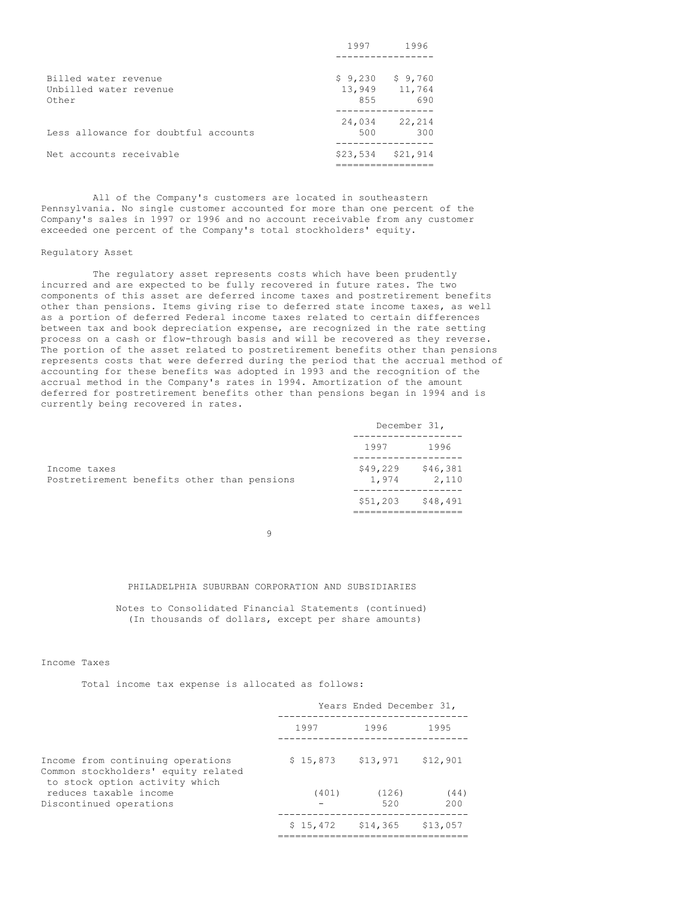| | 1997 | 1996 |
|---|---|---|
| Billed water revenue | $ 9,230 | $ 9,760 |
| Unbilled water revenue | 13,949 | 11,764 |
| Other | 855 | 690 |
| | 24,034 | 22,214 |
| Less allowance for doubtful accounts | 500 | 300 |
| Net accounts receivable | $23,534 | $21,914 |

All of the Company's customers are located in southeastern Pennsylvania. No single customer accounted for more than one percent of the Company's sales in 1997 or 1996 and no account receivable from any customer exceeded one percent of the Company's total stockholders' equity.

Regulatory Asset

The regulatory asset represents costs which have been prudently incurred and are expected to be fully recovered in future rates. The two components of this asset are deferred income taxes and postretirement benefits other than pensions. Items giving rise to deferred state income taxes, as well as a portion of deferred Federal income taxes related to certain differences between tax and book depreciation expense, are recognized in the rate setting process on a cash or flow-through basis and will be recovered as they reverse. The portion of the asset related to postretirement benefits other than pensions represents costs that were deferred during the period that the accrual method of accounting for these benefits was adopted in 1993 and the recognition of the accrual method in the Company's rates in 1994. Amortization of the amount deferred for postretirement benefits other than pensions began in 1994 and is currently being recovered in rates.

| | December 31, | |
|---|---|---|
| | 1997 | 1996 |
| Income taxes | $49,229 | $46,381 |
| Postretirement benefits other than pensions | 1,974 | 2,110 |
| | $51,203 | $48,491 |

PHILADELPHIA SUBURBAN CORPORATION AND SUBSIDIARIES

Notes to Consolidated Financial Statements (continued)
(In thousands of dollars, except per share amounts)

Income Taxes

Total income tax expense is allocated as follows:

| | Years Ended December 31, | | |
|---|---|---|---|
| | 1997 | 1996 | 1995 |
| Income from continuing operations | $ 15,873 | $13,971 | $12,901 |
| Common stockholders' equity related to stock option activity which reduces taxable income | (401) | (126) | (44) |
| Discontinued operations | - | 520 | 200 |
| | $ 15,472 | $14,365 | $13,057 |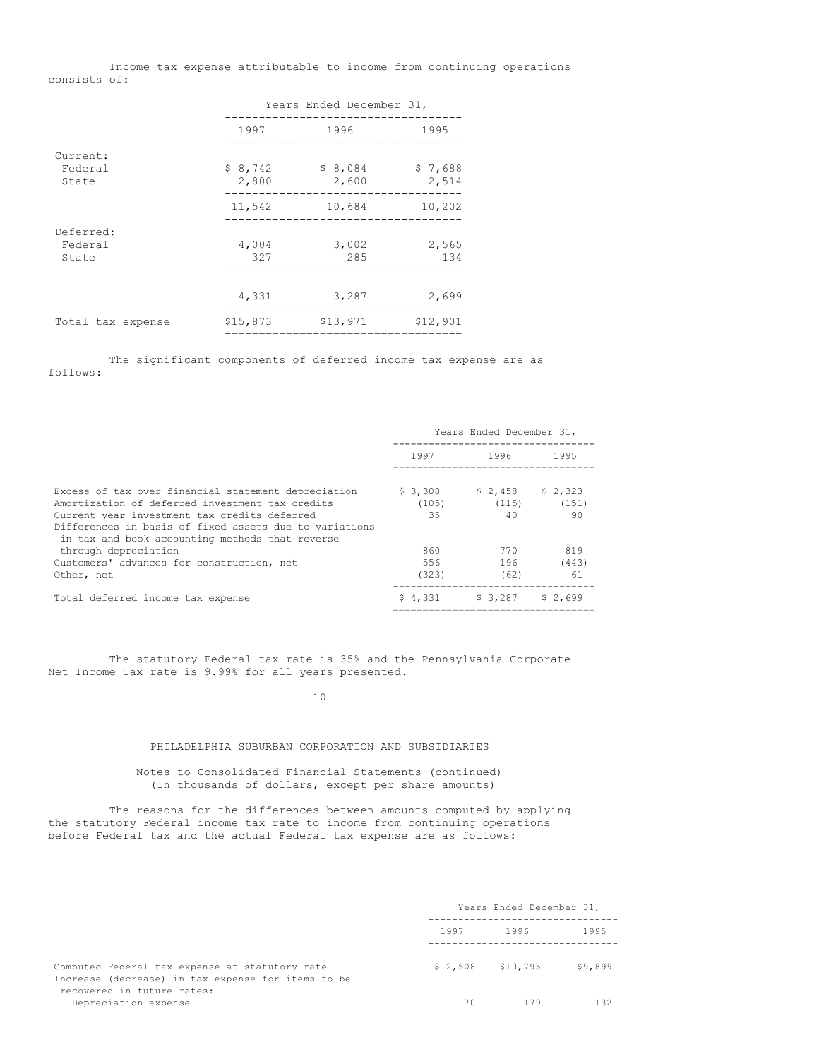Income tax expense attributable to income from continuing operations consists of:

| | Years Ended December 31, | | |
|---|---|---|---|
| | 1997 | 1996 | 1995 |
| Current: | | | |
| Federal | $ 8,742 | $ 8,084 | $ 7,688 |
| State | 2,800 | 2,600 | 2,514 |
| | 11,542 | 10,684 | 10,202 |
| Deferred: | | | |
| Federal | 4,004 | 3,002 | 2,565 |
| State | 327 | 285 | 134 |
| | 4,331 | 3,287 | 2,699 |
| Total tax expense | $15,873 | $13,971 | $12,901 |

The significant components of deferred income tax expense are as follows:

| | Years Ended December 31, | | |
|---|---|---|---|
| | 1997 | 1996 | 1995 |
| Excess of tax over financial statement depreciation | $ 3,308 | $ 2,458 | $ 2,323 |
| Amortization of deferred investment tax credits | (105) | (115) | (151) |
| Current year investment tax credits deferred | 35 | 40 | 90 |
| Differences in basis of fixed assets due to variations in tax and book accounting methods that reverse through depreciation | 860 | 770 | 819 |
| Customers' advances for construction, net | 556 | 196 | (443) |
| Other, net | (323) | (62) | 61 |
| Total deferred income tax expense | $ 4,331 | $ 3,287 | $ 2,699 |

The statutory Federal tax rate is 35% and the Pennsylvania Corporate Net Income Tax rate is 9.99% for all years presented.

PHILADELPHIA SUBURBAN CORPORATION AND SUBSIDIARIES

Notes to Consolidated Financial Statements (continued)
(In thousands of dollars, except per share amounts)

The reasons for the differences between amounts computed by applying the statutory Federal income tax rate to income from continuing operations before Federal tax and the actual Federal tax expense are as follows:

| | Years Ended December 31, | | |
|---|---|---|---|
| | 1997 | 1996 | 1995 |
| Computed Federal tax expense at statutory rate | $12,508 | $10,795 | $9,899 |
| Increase (decrease) in tax expense for items to be recovered in future rates: | | | |
| Depreciation expense | 70 | 179 | 132 |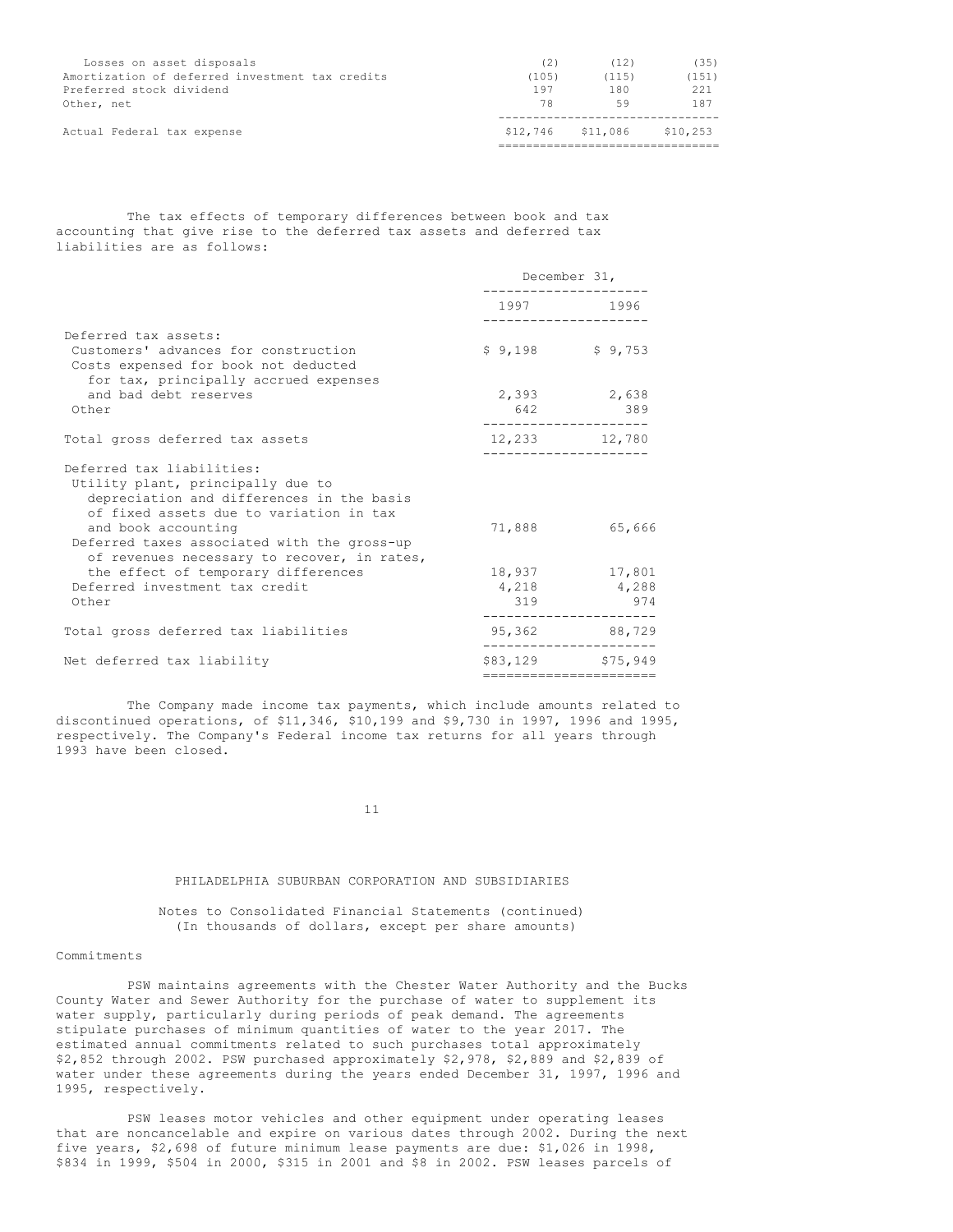| | | | |
|---|---|---|---|
| Losses on asset disposals | (2) | (12) | (35) |
| Amortization of deferred investment tax credits | (105) | (115) | (151) |
| Preferred stock dividend | 197 | 180 | 221 |
| Other, net | 78 | 59 | 187 |
| Actual Federal tax expense | $12,746 | $11,086 | $10,253 |

The tax effects of temporary differences between book and tax accounting that give rise to the deferred tax assets and deferred tax liabilities are as follows:

| | December 31, | |
|---|---|---|
| | 1997 | 1996 |
| Deferred tax assets: | | |
| Customers' advances for construction | $ 9,198 | $ 9,753 |
| Costs expensed for book not deducted for tax, principally accrued expenses and bad debt reserves | 2,393 | 2,638 |
| Other | 642 | 389 |
| Total gross deferred tax assets | 12,233 | 12,780 |
| Deferred tax liabilities: | | |
| Utility plant, principally due to depreciation and differences in the basis of fixed assets due to variation in tax and book accounting | 71,888 | 65,666 |
| Deferred taxes associated with the gross-up of revenues necessary to recover, in rates, the effect of temporary differences | 18,937 | 17,801 |
| Deferred investment tax credit | 4,218 | 4,288 |
| Other | 319 | 974 |
| Total gross deferred tax liabilities | 95,362 | 88,729 |
| Net deferred tax liability | $83,129 | $75,949 |

The Company made income tax payments, which include amounts related to discontinued operations, of $11,346, $10,199 and $9,730 in 1997, 1996 and 1995, respectively. The Company's Federal income tax returns for all years through 1993 have been closed.

PHILADELPHIA SUBURBAN CORPORATION AND SUBSIDIARIES

Notes to Consolidated Financial Statements (continued)
(In thousands of dollars, except per share amounts)

Commitments

PSW maintains agreements with the Chester Water Authority and the Bucks County Water and Sewer Authority for the purchase of water to supplement its water supply, particularly during periods of peak demand. The agreements stipulate purchases of minimum quantities of water to the year 2017. The estimated annual commitments related to such purchases total approximately $2,852 through 2002. PSW purchased approximately $2,978, $2,889 and $2,839 of water under these agreements during the years ended December 31, 1997, 1996 and 1995, respectively.

PSW leases motor vehicles and other equipment under operating leases that are noncancelable and expire on various dates through 2002. During the next five years, $2,698 of future minimum lease payments are due: $1,026 in 1998, $834 in 1999, $504 in 2000, $315 in 2001 and $8 in 2002. PSW leases parcels of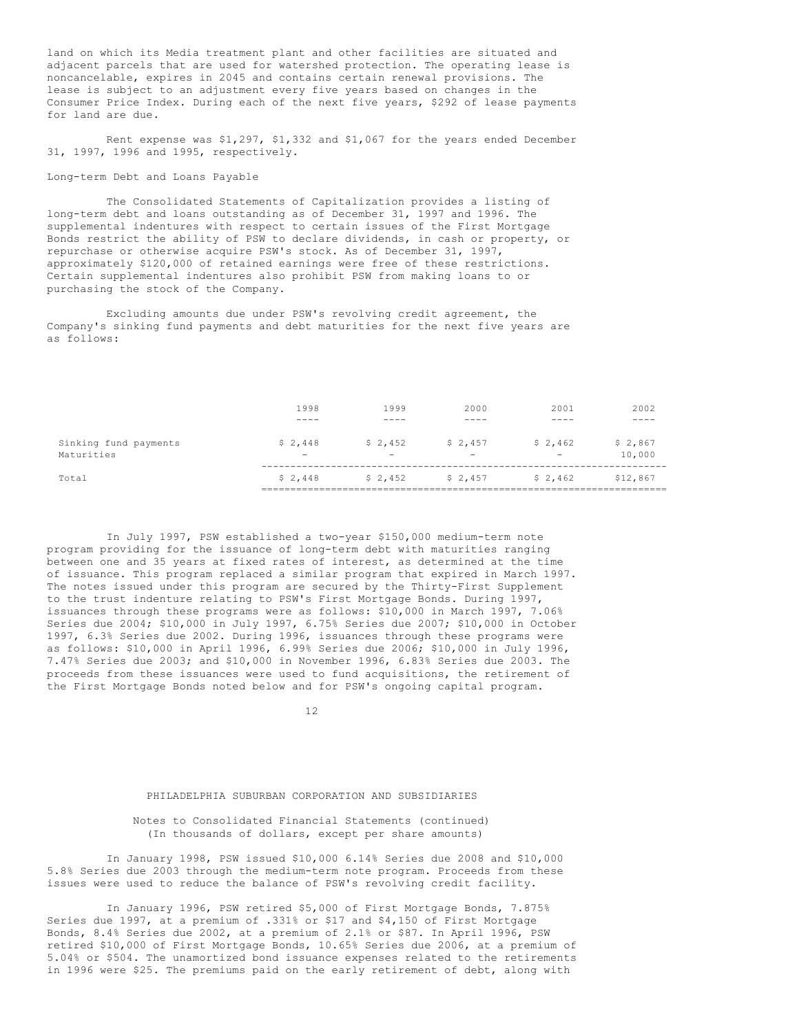land on which its Media treatment plant and other facilities are situated and adjacent parcels that are used for watershed protection. The operating lease is noncancelable, expires in 2045 and contains certain renewal provisions. The lease is subject to an adjustment every five years based on changes in the Consumer Price Index. During each of the next five years, $292 of lease payments for land are due.

Rent expense was $1,297, $1,332 and $1,067 for the years ended December 31, 1997, 1996 and 1995, respectively.

Long-term Debt and Loans Payable

The Consolidated Statements of Capitalization provides a listing of long-term debt and loans outstanding as of December 31, 1997 and 1996. The supplemental indentures with respect to certain issues of the First Mortgage Bonds restrict the ability of PSW to declare dividends, in cash or property, or repurchase or otherwise acquire PSW's stock. As of December 31, 1997, approximately $120,000 of retained earnings were free of these restrictions. Certain supplemental indentures also prohibit PSW from making loans to or purchasing the stock of the Company.

Excluding amounts due under PSW's revolving credit agreement, the Company's sinking fund payments and debt maturities for the next five years are as follows:

| | 1998 | 1999 | 2000 | 2001 | 2002 |
|---|---|---|---|---|---|
| Sinking fund payments | $ 2,448 | $ 2,452 | $ 2,457 | $ 2,462 | $ 2,867 |
| Maturities | - | - | - | - | 10,000 |
| Total | $ 2,448 | $ 2,452 | $ 2,457 | $ 2,462 | $12,867 |

In July 1997, PSW established a two-year $150,000 medium-term note program providing for the issuance of long-term debt with maturities ranging between one and 35 years at fixed rates of interest, as determined at the time of issuance. This program replaced a similar program that expired in March 1997. The notes issued under this program are secured by the Thirty-First Supplement to the trust indenture relating to PSW's First Mortgage Bonds. During 1997, issuances through these programs were as follows: $10,000 in March 1997, 7.06% Series due 2004; $10,000 in July 1997, 6.75% Series due 2007; $10,000 in October 1997, 6.3% Series due 2002. During 1996, issuances through these programs were as follows: $10,000 in April 1996, 6.99% Series due 2006; $10,000 in July 1996, 7.47% Series due 2003; and $10,000 in November 1996, 6.83% Series due 2003. The proceeds from these issuances were used to fund acquisitions, the retirement of the First Mortgage Bonds noted below and for PSW's ongoing capital program.

PHILADELPHIA SUBURBAN CORPORATION AND SUBSIDIARIES

Notes to Consolidated Financial Statements (continued)
(In thousands of dollars, except per share amounts)

In January 1998, PSW issued $10,000 6.14% Series due 2008 and $10,000 5.8% Series due 2003 through the medium-term note program. Proceeds from these issues were used to reduce the balance of PSW's revolving credit facility.

In January 1996, PSW retired $5,000 of First Mortgage Bonds, 7.875% Series due 1997, at a premium of .331% or $17 and $4,150 of First Mortgage Bonds, 8.4% Series due 2002, at a premium of 2.1% or $87. In April 1996, PSW retired $10,000 of First Mortgage Bonds, 10.65% Series due 2006, at a premium of 5.04% or $504. The unamortized bond issuance expenses related to the retirements in 1996 were $25. The premiums paid on the early retirement of debt, along with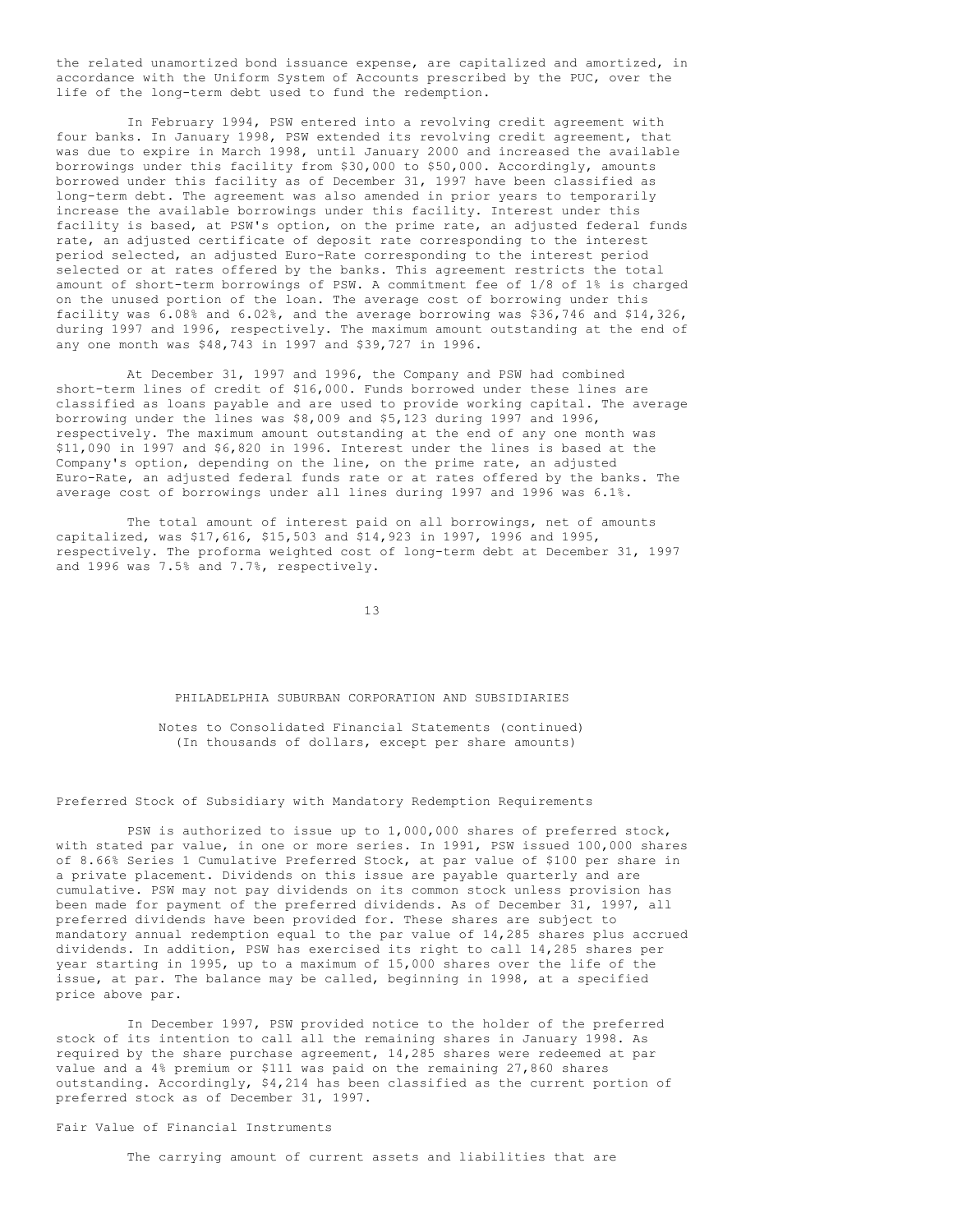the related unamortized bond issuance expense, are capitalized and amortized, in accordance with the Uniform System of Accounts prescribed by the PUC, over the life of the long-term debt used to fund the redemption.

In February 1994, PSW entered into a revolving credit agreement with four banks. In January 1998, PSW extended its revolving credit agreement, that was due to expire in March 1998, until January 2000 and increased the available borrowings under this facility from $30,000 to $50,000. Accordingly, amounts borrowed under this facility as of December 31, 1997 have been classified as long-term debt. The agreement was also amended in prior years to temporarily increase the available borrowings under this facility. Interest under this facility is based, at PSW's option, on the prime rate, an adjusted federal funds rate, an adjusted certificate of deposit rate corresponding to the interest period selected, an adjusted Euro-Rate corresponding to the interest period selected or at rates offered by the banks. This agreement restricts the total amount of short-term borrowings of PSW. A commitment fee of 1/8 of 1% is charged on the unused portion of the loan. The average cost of borrowing under this facility was 6.08% and 6.02%, and the average borrowing was $36,746 and $14,326, during 1997 and 1996, respectively. The maximum amount outstanding at the end of any one month was $48,743 in 1997 and $39,727 in 1996.

At December 31, 1997 and 1996, the Company and PSW had combined short-term lines of credit of $16,000. Funds borrowed under these lines are classified as loans payable and are used to provide working capital. The average borrowing under the lines was $8,009 and $5,123 during 1997 and 1996, respectively. The maximum amount outstanding at the end of any one month was $11,090 in 1997 and $6,820 in 1996. Interest under the lines is based at the Company's option, depending on the line, on the prime rate, an adjusted Euro-Rate, an adjusted federal funds rate or at rates offered by the banks. The average cost of borrowings under all lines during 1997 and 1996 was 6.1%.

The total amount of interest paid on all borrowings, net of amounts capitalized, was $17,616, $15,503 and $14,923 in 1997, 1996 and 1995, respectively. The proforma weighted cost of long-term debt at December 31, 1997 and 1996 was 7.5% and 7.7%, respectively.

PHILADELPHIA SUBURBAN CORPORATION AND SUBSIDIARIES

Notes to Consolidated Financial Statements (continued)
(In thousands of dollars, except per share amounts)

## Preferred Stock of Subsidiary with Mandatory Redemption Requirements

PSW is authorized to issue up to 1,000,000 shares of preferred stock, with stated par value, in one or more series. In 1991, PSW issued 100,000 shares of 8.66% Series 1 Cumulative Preferred Stock, at par value of $100 per share in a private placement. Dividends on this issue are payable quarterly and are cumulative. PSW may not pay dividends on its common stock unless provision has been made for payment of the preferred dividends. As of December 31, 1997, all preferred dividends have been provided for. These shares are subject to mandatory annual redemption equal to the par value of 14,285 shares plus accrued dividends. In addition, PSW has exercised its right to call 14,285 shares per year starting in 1995, up to a maximum of 15,000 shares over the life of the issue, at par. The balance may be called, beginning in 1998, at a specified price above par.

In December 1997, PSW provided notice to the holder of the preferred stock of its intention to call all the remaining shares in January 1998. As required by the share purchase agreement, 14,285 shares were redeemed at par value and a 4% premium or $111 was paid on the remaining 27,860 shares outstanding. Accordingly, $4,214 has been classified as the current portion of preferred stock as of December 31, 1997.

## Fair Value of Financial Instruments

The carrying amount of current assets and liabilities that are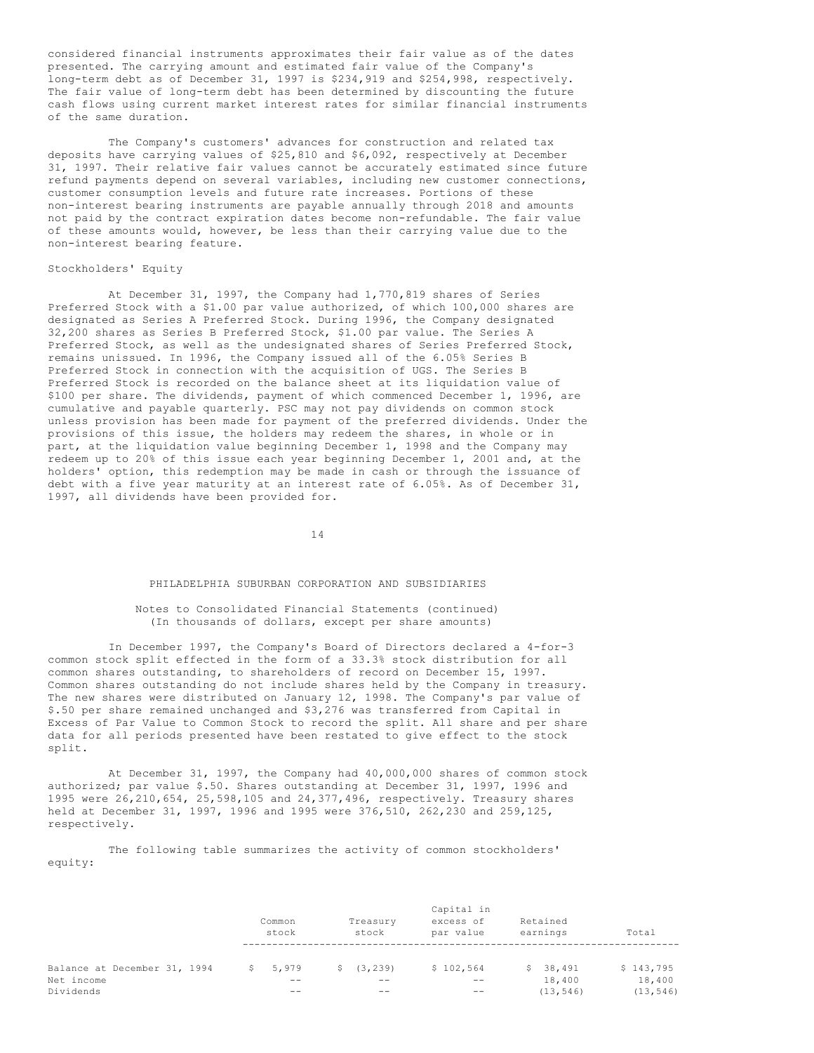considered financial instruments approximates their fair value as of the dates presented. The carrying amount and estimated fair value of the Company's long-term debt as of December 31, 1997 is $234,919 and $254,998, respectively. The fair value of long-term debt has been determined by discounting the future cash flows using current market interest rates for similar financial instruments of the same duration.

The Company's customers' advances for construction and related tax deposits have carrying values of $25,810 and $6,092, respectively at December 31, 1997. Their relative fair values cannot be accurately estimated since future refund payments depend on several variables, including new customer connections, customer consumption levels and future rate increases. Portions of these non-interest bearing instruments are payable annually through 2018 and amounts not paid by the contract expiration dates become non-refundable. The fair value of these amounts would, however, be less than their carrying value due to the non-interest bearing feature.

Stockholders' Equity

At December 31, 1997, the Company had 1,770,819 shares of Series Preferred Stock with a $1.00 par value authorized, of which 100,000 shares are designated as Series A Preferred Stock. During 1996, the Company designated 32,200 shares as Series B Preferred Stock, $1.00 par value. The Series A Preferred Stock, as well as the undesignated shares of Series Preferred Stock, remains unissued. In 1996, the Company issued all of the 6.05% Series B Preferred Stock in connection with the acquisition of UGS. The Series B Preferred Stock is recorded on the balance sheet at its liquidation value of $100 per share. The dividends, payment of which commenced December 1, 1996, are cumulative and payable quarterly. PSC may not pay dividends on common stock unless provision has been made for payment of the preferred dividends. Under the provisions of this issue, the holders may redeem the shares, in whole or in part, at the liquidation value beginning December 1, 1998 and the Company may redeem up to 20% of this issue each year beginning December 1, 2001 and, at the holders' option, this redemption may be made in cash or through the issuance of debt with a five year maturity at an interest rate of 6.05%. As of December 31, 1997, all dividends have been provided for.

PHILADELPHIA SUBURBAN CORPORATION AND SUBSIDIARIES

Notes to Consolidated Financial Statements (continued)
(In thousands of dollars, except per share amounts)

In December 1997, the Company's Board of Directors declared a 4-for-3 common stock split effected in the form of a 33.3% stock distribution for all common shares outstanding, to shareholders of record on December 15, 1997. Common shares outstanding do not include shares held by the Company in treasury. The new shares were distributed on January 12, 1998. The Company's par value of $.50 per share remained unchanged and $3,276 was transferred from Capital in Excess of Par Value to Common Stock to record the split. All share and per share data for all periods presented have been restated to give effect to the stock split.

At December 31, 1997, the Company had 40,000,000 shares of common stock authorized; par value $.50. Shares outstanding at December 31, 1997, 1996 and 1995 were 26,210,654, 25,598,105 and 24,377,496, respectively. Treasury shares held at December 31, 1997, 1996 and 1995 were 376,510, 262,230 and 259,125, respectively.

The following table summarizes the activity of common stockholders' equity:

| | Common stock | Treasury stock | Capital in excess of par value | Retained earnings | Total |
|---|---|---|---|---|---|
| Balance at December 31, 1994 | $ 5,979 | $ (3,239) | $ 102,564 | $ 38,491 | $ 143,795 |
| Net income | -- | -- | -- | 18,400 | 18,400 |
| Dividends | -- | -- | -- | (13,546) | (13,546) |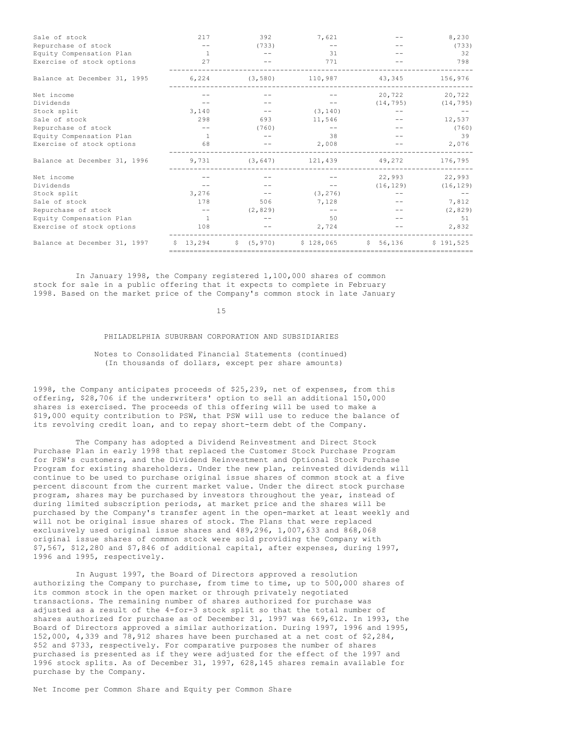| | | | | | |
|---|---|---|---|---|---|
| Sale of stock | 217 | 392 | 7,621 | -- | 8,230 |
| Repurchase of stock | -- | (733) | -- | -- | (733) |
| Equity Compensation Plan | 1 | -- | 31 | -- | 32 |
| Exercise of stock options | 27 | -- | 771 | -- | 798 |
| Balance at December 31, 1995 | 6,224 | (3,580) | 110,987 | 43,345 | 156,976 |
| Net income | -- | -- | -- | 20,722 | 20,722 |
| Dividends | -- | -- | -- | (14,795) | (14,795) |
| Stock split | 3,140 | -- | (3,140) | -- | -- |
| Sale of stock | 298 | 693 | 11,546 | -- | 12,537 |
| Repurchase of stock | -- | (760) | -- | -- | (760) |
| Equity Compensation Plan | 1 | -- | 38 | -- | 39 |
| Exercise of stock options | 68 | -- | 2,008 | -- | 2,076 |
| Balance at December 31, 1996 | 9,731 | (3,647) | 121,439 | 49,272 | 176,795 |
| Net income | -- | -- | -- | 22,993 | 22,993 |
| Dividends | -- | -- | -- | (16,129) | (16,129) |
| Stock split | 3,276 | -- | (3,276) | -- | -- |
| Sale of stock | 178 | 506 | 7,128 | -- | 7,812 |
| Repurchase of stock | -- | (2,829) | -- | -- | (2,829) |
| Equity Compensation Plan | 1 | -- | 50 | -- | 51 |
| Exercise of stock options | 108 | -- | 2,724 | -- | 2,832 |
| Balance at December 31, 1997 | $ 13,294 | $ (5,970) | $ 128,065 | $ 56,136 | $ 191,525 |

In January 1998, the Company registered 1,100,000 shares of common stock for sale in a public offering that it expects to complete in February 1998. Based on the market price of the Company's common stock in late January 1998, the Company anticipates proceeds of $25,239, net of expenses, from this offering, $28,706 if the underwriters' option to sell an additional 150,000 shares is exercised. The proceeds of this offering will be used to make a $19,000 equity contribution to PSW, that PSW will use to reduce the balance of its revolving credit loan, and to repay short-term debt of the Company.

The Company has adopted a Dividend Reinvestment and Direct Stock Purchase Plan in early 1998 that replaced the Customer Stock Purchase Program for PSW's customers, and the Dividend Reinvestment and Optional Stock Purchase Program for existing shareholders. Under the new plan, reinvested dividends will continue to be used to purchase original issue shares of common stock at a five percent discount from the current market value. Under the direct stock purchase program, shares may be purchased by investors throughout the year, instead of during limited subscription periods, at market price and the shares will be purchased by the Company's transfer agent in the open-market at least weekly and will not be original issue shares of stock. The Plans that were replaced exclusively used original issue shares and 489,296, 1,007,633 and 868,068 original issue shares of common stock were sold providing the Company with $7,567, $12,280 and $7,846 of additional capital, after expenses, during 1997, 1996 and 1995, respectively.

In August 1997, the Board of Directors approved a resolution authorizing the Company to purchase, from time to time, up to 500,000 shares of its common stock in the open market or through privately negotiated transactions. The remaining number of shares authorized for purchase was adjusted as a result of the 4-for-3 stock split so that the total number of shares authorized for purchase as of December 31, 1997 was 669,612. In 1993, the Board of Directors approved a similar authorization. During 1997, 1996 and 1995, 152,000, 4,339 and 78,912 shares have been purchased at a net cost of $2,284, $52 and $733, respectively. For comparative purposes the number of shares purchased is presented as if they were adjusted for the effect of the 1997 and 1996 stock splits. As of December 31, 1997, 628,145 shares remain available for purchase by the Company.

Net Income per Common Share and Equity per Common Share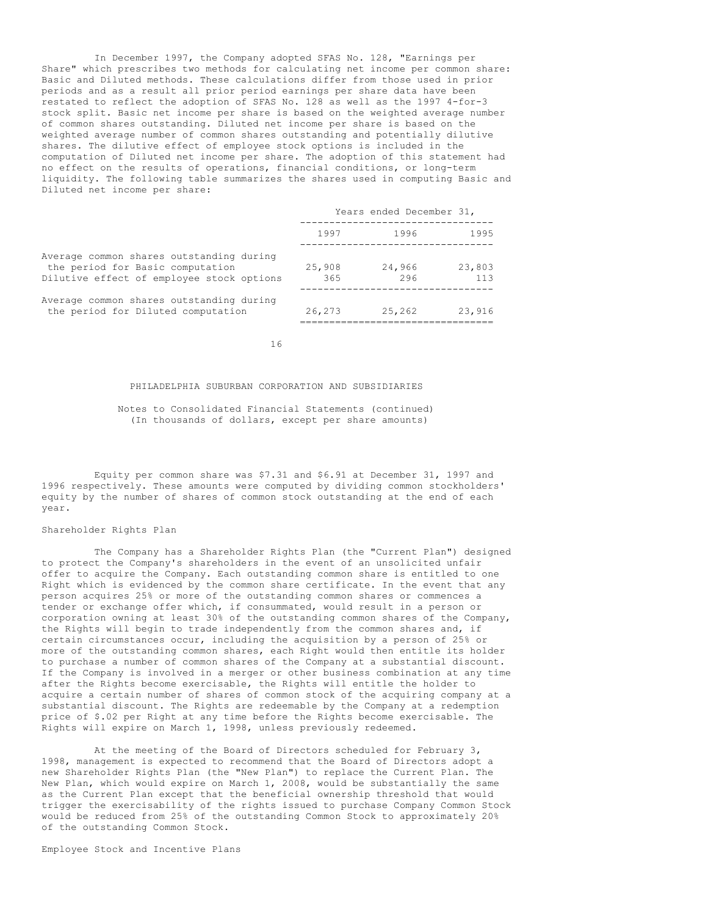In December 1997, the Company adopted SFAS No. 128, "Earnings per Share" which prescribes two methods for calculating net income per common share: Basic and Diluted methods. These calculations differ from those used in prior periods and as a result all prior period earnings per share data have been restated to reflect the adoption of SFAS No. 128 as well as the 1997 4-for-3 stock split. Basic net income per share is based on the weighted average number of common shares outstanding. Diluted net income per share is based on the weighted average number of common shares outstanding and potentially dilutive shares. The dilutive effect of employee stock options is included in the computation of Diluted net income per share. The adoption of this statement had no effect on the results of operations, financial conditions, or long-term liquidity. The following table summarizes the shares used in computing Basic and Diluted net income per share:

| | Years ended December 31, | | |
|---|---|---|---|
| | 1997 | 1996 | 1995 |
| Average common shares outstanding during the period for Basic computation | 25,908 | 24,966 | 23,803 |
| Dilutive effect of employee stock options | 365 | 296 | 113 |
| Average common shares outstanding during the period for Diluted computation | 26,273 | 25,262 | 23,916 |

PHILADELPHIA SUBURBAN CORPORATION AND SUBSIDIARIES

Notes to Consolidated Financial Statements (continued)
(In thousands of dollars, except per share amounts)

Equity per common share was $7.31 and $6.91 at December 31, 1997 and 1996 respectively. These amounts were computed by dividing common stockholders' equity by the number of shares of common stock outstanding at the end of each year.

## Shareholder Rights Plan

The Company has a Shareholder Rights Plan (the "Current Plan") designed to protect the Company's shareholders in the event of an unsolicited unfair offer to acquire the Company. Each outstanding common share is entitled to one Right which is evidenced by the common share certificate. In the event that any person acquires 25% or more of the outstanding common shares or commences a tender or exchange offer which, if consummated, would result in a person or corporation owning at least 30% of the outstanding common shares of the Company, the Rights will begin to trade independently from the common shares and, if certain circumstances occur, including the acquisition by a person of 25% or more of the outstanding common shares, each Right would then entitle its holder to purchase a number of common shares of the Company at a substantial discount. If the Company is involved in a merger or other business combination at any time after the Rights become exercisable, the Rights will entitle the holder to acquire a certain number of shares of common stock of the acquiring company at a substantial discount. The Rights are redeemable by the Company at a redemption price of $.02 per Right at any time before the Rights become exercisable. The Rights will expire on March 1, 1998, unless previously redeemed.

At the meeting of the Board of Directors scheduled for February 3, 1998, management is expected to recommend that the Board of Directors adopt a new Shareholder Rights Plan (the "New Plan") to replace the Current Plan. The New Plan, which would expire on March 1, 2008, would be substantially the same as the Current Plan except that the beneficial ownership threshold that would trigger the exercisability of the rights issued to purchase Company Common Stock would be reduced from 25% of the outstanding Common Stock to approximately 20% of the outstanding Common Stock.

## Employee Stock and Incentive Plans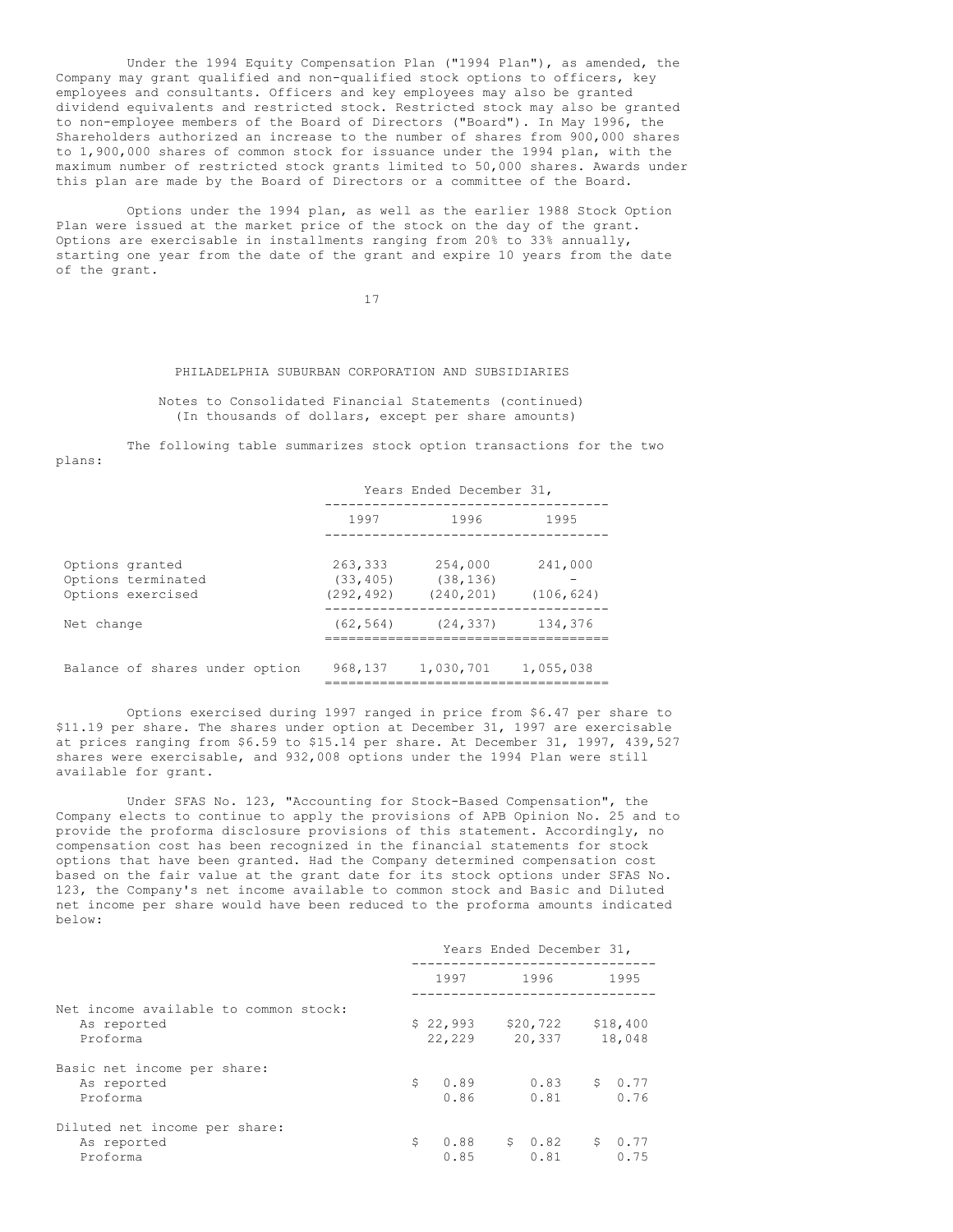Under the 1994 Equity Compensation Plan ("1994 Plan"), as amended, the Company may grant qualified and non-qualified stock options to officers, key employees and consultants. Officers and key employees may also be granted dividend equivalents and restricted stock. Restricted stock may also be granted to non-employee members of the Board of Directors ("Board"). In May 1996, the Shareholders authorized an increase to the number of shares from 900,000 shares to 1,900,000 shares of common stock for issuance under the 1994 plan, with the maximum number of restricted stock grants limited to 50,000 shares. Awards under this plan are made by the Board of Directors or a committee of the Board.

Options under the 1994 plan, as well as the earlier 1988 Stock Option Plan were issued at the market price of the stock on the day of the grant. Options are exercisable in installments ranging from 20% to 33% annually, starting one year from the date of the grant and expire 10 years from the date of the grant.

PHILADELPHIA SUBURBAN CORPORATION AND SUBSIDIARIES

Notes to Consolidated Financial Statements (continued)
(In thousands of dollars, except per share amounts)

The following table summarizes stock option transactions for the two plans:

| | Years Ended December 31, | | |
|---|---|---|---|
| | 1997 | 1996 | 1995 |
| Options granted | 263,333 | 254,000 | 241,000 |
| Options terminated | (33,405) | (38,136) | - |
| Options exercised | (292,492) | (240,201) | (106,624) |
| Net change | (62,564) | (24,337) | 134,376 |
| Balance of shares under option | 968,137 | 1,030,701 | 1,055,038 |

Options exercised during 1997 ranged in price from $6.47 per share to $11.19 per share. The shares under option at December 31, 1997 are exercisable at prices ranging from $6.59 to $15.14 per share. At December 31, 1997, 439,527 shares were exercisable, and 932,008 options under the 1994 Plan were still available for grant.

Under SFAS No. 123, "Accounting for Stock-Based Compensation", the Company elects to continue to apply the provisions of APB Opinion No. 25 and to provide the proforma disclosure provisions of this statement. Accordingly, no compensation cost has been recognized in the financial statements for stock options that have been granted. Had the Company determined compensation cost based on the fair value at the grant date for its stock options under SFAS No. 123, the Company's net income available to common stock and Basic and Diluted net income per share would have been reduced to the proforma amounts indicated below:

| | Years Ended December 31, | | |
|---|---|---|---|
| | 1997 | 1996 | 1995 |
| Net income available to common stock: | | | |
| As reported | $ 22,993 | $20,722 | $18,400 |
| Proforma | 22,229 | 20,337 | 18,048 |
| Basic net income per share: | | | |
| As reported | $ 0.89 | 0.83 | $ 0.77 |
| Proforma | 0.86 | 0.81 | 0.76 |
| Diluted net income per share: | | | |
| As reported | $ 0.88 | $ 0.82 | $ 0.77 |
| Proforma | 0.85 | 0.81 | 0.75 |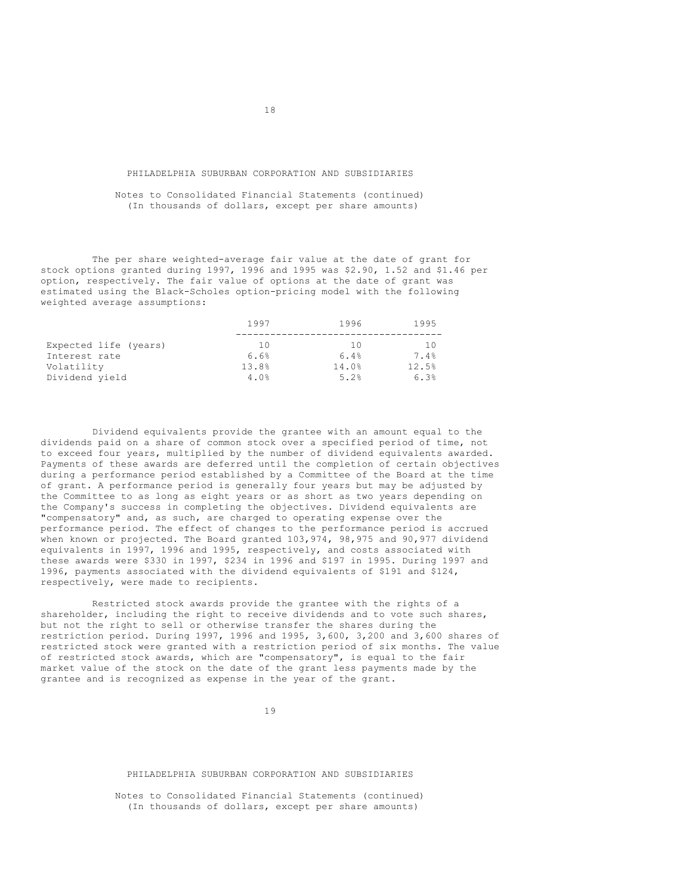PHILADELPHIA SUBURBAN CORPORATION AND SUBSIDIARIES

Notes to Consolidated Financial Statements (continued)
(In thousands of dollars, except per share amounts)

The per share weighted-average fair value at the date of grant for stock options granted during 1997, 1996 and 1995 was $2.90, 1.52 and $1.46 per option, respectively. The fair value of options at the date of grant was estimated using the Black-Scholes option-pricing model with the following weighted average assumptions:

| | 1997 | 1996 | 1995 |
|---|---|---|---|
| Expected life (years) | 10 | 10 | 10 |
| Interest rate | 6.6% | 6.4% | 7.4% |
| Volatility | 13.8% | 14.0% | 12.5% |
| Dividend yield | 4.0% | 5.2% | 6.3% |

Dividend equivalents provide the grantee with an amount equal to the dividends paid on a share of common stock over a specified period of time, not to exceed four years, multiplied by the number of dividend equivalents awarded. Payments of these awards are deferred until the completion of certain objectives during a performance period established by a Committee of the Board at the time of grant. A performance period is generally four years but may be adjusted by the Committee to as long as eight years or as short as two years depending on the Company's success in completing the objectives. Dividend equivalents are "compensatory" and, as such, are charged to operating expense over the performance period. The effect of changes to the performance period is accrued when known or projected. The Board granted 103,974, 98,975 and 90,977 dividend equivalents in 1997, 1996 and 1995, respectively, and costs associated with these awards were $330 in 1997, $234 in 1996 and $197 in 1995. During 1997 and 1996, payments associated with the dividend equivalents of $191 and $124, respectively, were made to recipients.

Restricted stock awards provide the grantee with the rights of a shareholder, including the right to receive dividends and to vote such shares, but not the right to sell or otherwise transfer the shares during the restriction period. During 1997, 1996 and 1995, 3,600, 3,200 and 3,600 shares of restricted stock were granted with a restriction period of six months. The value of restricted stock awards, which are "compensatory", is equal to the fair market value of the stock on the date of the grant less payments made by the grantee and is recognized as expense in the year of the grant.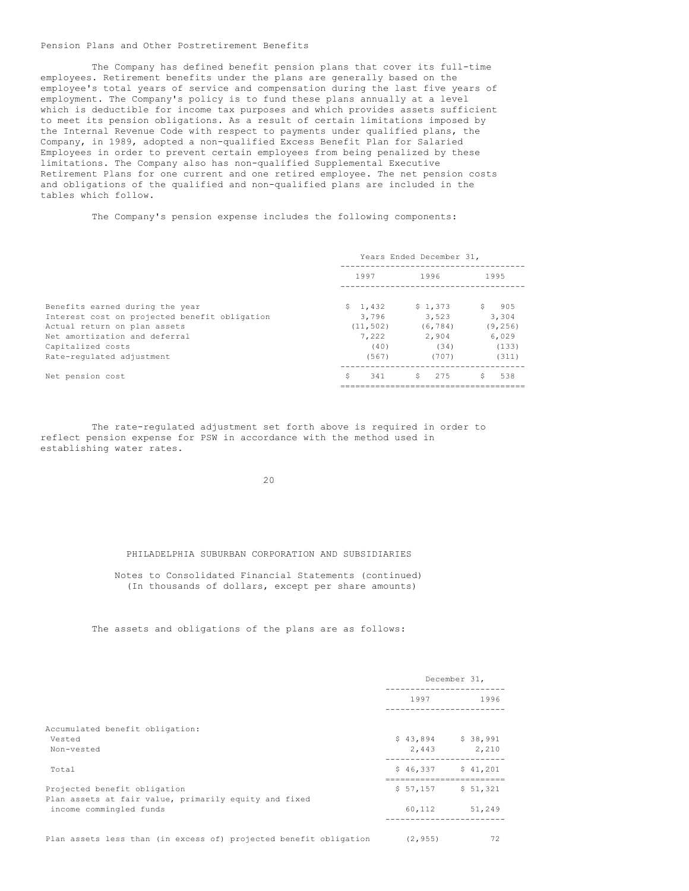Pension Plans and Other Postretirement Benefits

The Company has defined benefit pension plans that cover its full-time employees. Retirement benefits under the plans are generally based on the employee's total years of service and compensation during the last five years of employment. The Company's policy is to fund these plans annually at a level which is deductible for income tax purposes and which provides assets sufficient to meet its pension obligations. As a result of certain limitations imposed by the Internal Revenue Code with respect to payments under qualified plans, the Company, in 1989, adopted a non-qualified Excess Benefit Plan for Salaried Employees in order to prevent certain employees from being penalized by these limitations. The Company also has non-qualified Supplemental Executive Retirement Plans for one current and one retired employee. The net pension costs and obligations of the qualified and non-qualified plans are included in the tables which follow.

The Company's pension expense includes the following components:

| | Years Ended December 31, | | |
|---|---|---|---|
| | 1997 | 1996 | 1995 |
| Benefits earned during the year | $ 1,432 | $ 1,373 | $ 905 |
| Interest cost on projected benefit obligation | 3,796 | 3,523 | 3,304 |
| Actual return on plan assets | (11,502) | (6,784) | (9,256) |
| Net amortization and deferral | 7,222 | 2,904 | 6,029 |
| Capitalized costs | (40) | (34) | (133) |
| Rate-regulated adjustment | (567) | (707) | (311) |
| Net pension cost | $ 341 | $ 275 | $ 538 |

The rate-regulated adjustment set forth above is required in order to reflect pension expense for PSW in accordance with the method used in establishing water rates.

PHILADELPHIA SUBURBAN CORPORATION AND SUBSIDIARIES

Notes to Consolidated Financial Statements (continued)
(In thousands of dollars, except per share amounts)

The assets and obligations of the plans are as follows:

| | December 31, | |
|---|---|---|
| | 1997 | 1996 |
| Accumulated benefit obligation: | | |
| Vested | $ 43,894 | $ 38,991 |
| Non-vested | 2,443 | 2,210 |
| Total | $ 46,337 | $ 41,201 |
| Projected benefit obligation | $ 57,157 | $ 51,321 |
| Plan assets at fair value, primarily equity and fixed income commingled funds | 60,112 | 51,249 |
| Plan assets less than (in excess of) projected benefit obligation | (2,955) | 72 |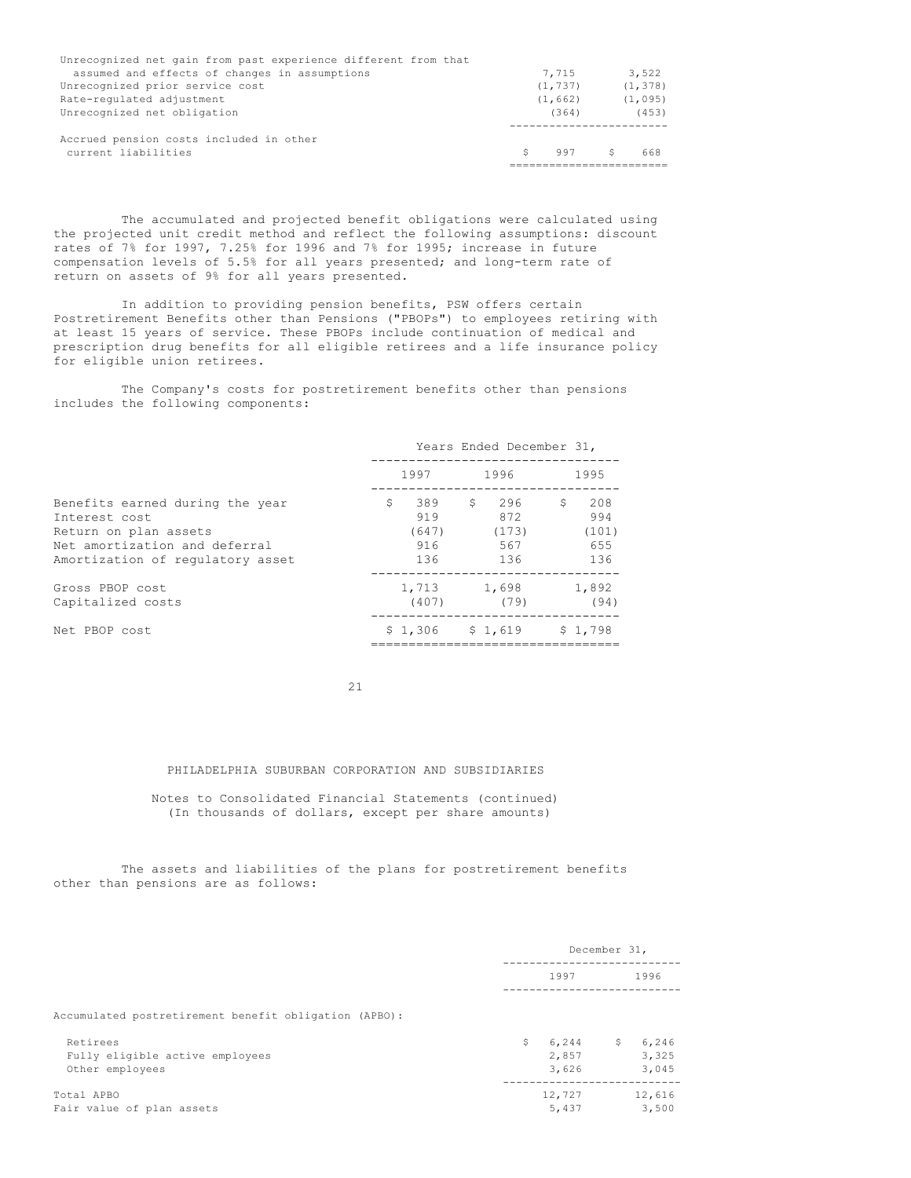| | | |
|---|---|---|
| Unrecognized net gain from past experience different from that assumed and effects of changes in assumptions | 7,715 | 3,522 |
| Unrecognized prior service cost | (1,737) | (1,378) |
| Rate-regulated adjustment | (1,662) | (1,095) |
| Unrecognized net obligation | (364) | (453) |
| Accrued pension costs included in other current liabilities | $ 997 | $ 668 |

The accumulated and projected benefit obligations were calculated using the projected unit credit method and reflect the following assumptions: discount rates of 7% for 1997, 7.25% for 1996 and 7% for 1995; increase in future compensation levels of 5.5% for all years presented; and long-term rate of return on assets of 9% for all years presented.

In addition to providing pension benefits, PSW offers certain Postretirement Benefits other than Pensions ("PBOPs") to employees retiring with at least 15 years of service. These PBOPs include continuation of medical and prescription drug benefits for all eligible retirees and a life insurance policy for eligible union retirees.

The Company's costs for postretirement benefits other than pensions includes the following components:

| | Years Ended December 31, | | |
|---|---|---|---|
| | 1997 | 1996 | 1995 |
| Benefits earned during the year | $ 389 | $ 296 | $ 208 |
| Interest cost | 919 | 872 | 994 |
| Return on plan assets | (647) | (173) | (101) |
| Net amortization and deferral | 916 | 567 | 655 |
| Amortization of regulatory asset | 136 | 136 | 136 |
| Gross PBOP cost | 1,713 | 1,698 | 1,892 |
| Capitalized costs | (407) | (79) | (94) |
| Net PBOP cost | $ 1,306 | $ 1,619 | $ 1,798 |

PHILADELPHIA SUBURBAN CORPORATION AND SUBSIDIARIES

Notes to Consolidated Financial Statements (continued)
(In thousands of dollars, except per share amounts)

The assets and liabilities of the plans for postretirement benefits other than pensions are as follows:

| | December 31, | |
|---|---|---|
| | 1997 | 1996 |
| Accumulated postretirement benefit obligation (APBO): | | |
| Retirees | $ 6,244 | $ 6,246 |
| Fully eligible active employees | 2,857 | 3,325 |
| Other employees | 3,626 | 3,045 |
| Total APBO | 12,727 | 12,616 |
| Fair value of plan assets | 5,437 | 3,500 |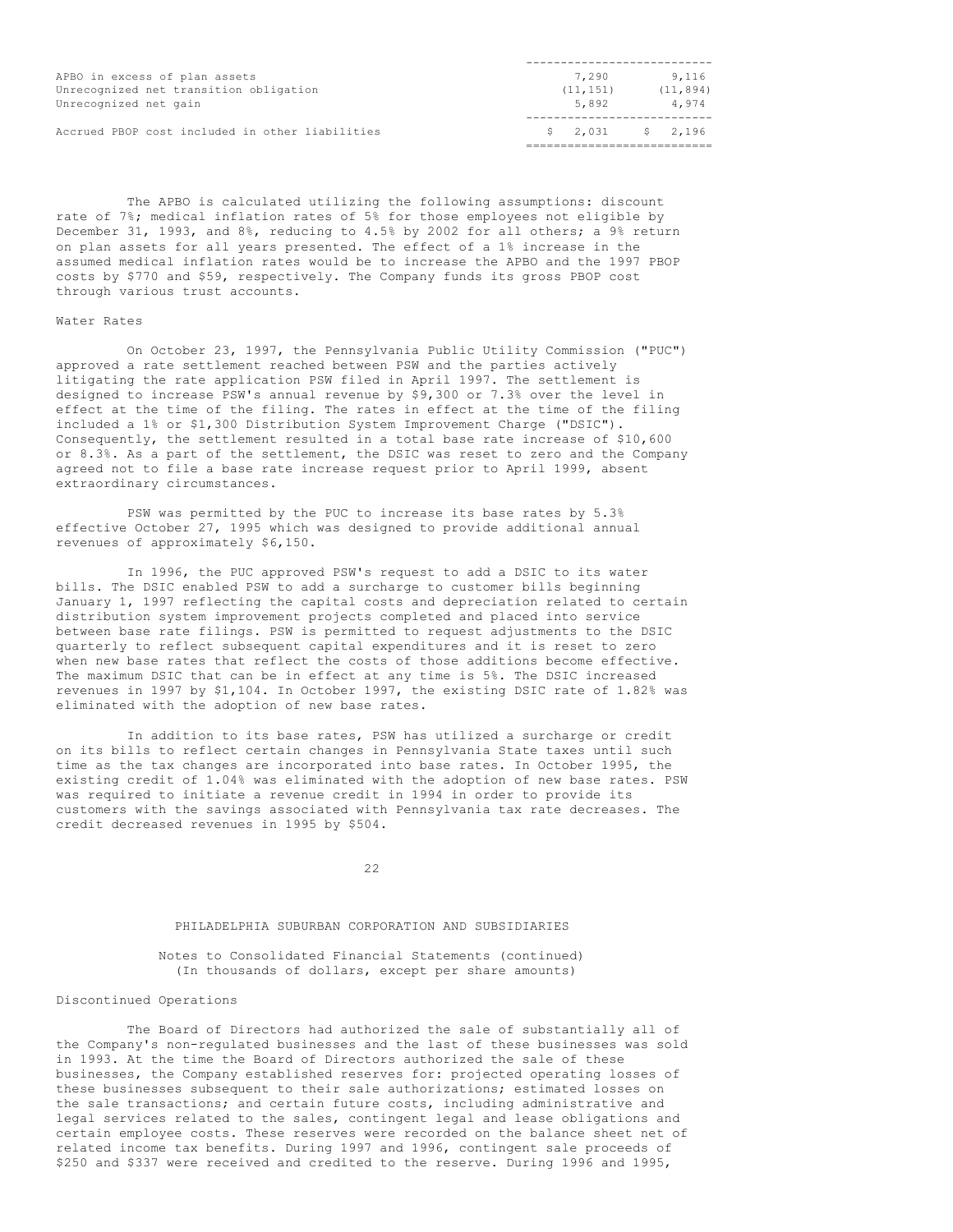| | | |
|---|---|---|
| APBO in excess of plan assets | 7,290 | 9,116 |
| Unrecognized net transition obligation | (11,151) | (11,894) |
| Unrecognized net gain | 5,892 | 4,974 |
| Accrued PBOP cost included in other liabilities | $ 2,031 | $ 2,196 |

The APBO is calculated utilizing the following assumptions: discount rate of 7%; medical inflation rates of 5% for those employees not eligible by December 31, 1993, and 8%, reducing to 4.5% by 2002 for all others; a 9% return on plan assets for all years presented. The effect of a 1% increase in the assumed medical inflation rates would be to increase the APBO and the 1997 PBOP costs by $770 and $59, respectively. The Company funds its gross PBOP cost through various trust accounts.

Water Rates

On October 23, 1997, the Pennsylvania Public Utility Commission ("PUC") approved a rate settlement reached between PSW and the parties actively litigating the rate application PSW filed in April 1997. The settlement is designed to increase PSW's annual revenue by $9,300 or 7.3% over the level in effect at the time of the filing. The rates in effect at the time of the filing included a 1% or $1,300 Distribution System Improvement Charge ("DSIC"). Consequently, the settlement resulted in a total base rate increase of $10,600 or 8.3%. As a part of the settlement, the DSIC was reset to zero and the Company agreed not to file a base rate increase request prior to April 1999, absent extraordinary circumstances.

PSW was permitted by the PUC to increase its base rates by 5.3% effective October 27, 1995 which was designed to provide additional annual revenues of approximately $6,150.

In 1996, the PUC approved PSW's request to add a DSIC to its water bills. The DSIC enabled PSW to add a surcharge to customer bills beginning January 1, 1997 reflecting the capital costs and depreciation related to certain distribution system improvement projects completed and placed into service between base rate filings. PSW is permitted to request adjustments to the DSIC quarterly to reflect subsequent capital expenditures and it is reset to zero when new base rates that reflect the costs of those additions become effective. The maximum DSIC that can be in effect at any time is 5%. The DSIC increased revenues in 1997 by $1,104. In October 1997, the existing DSIC rate of 1.82% was eliminated with the adoption of new base rates.

In addition to its base rates, PSW has utilized a surcharge or credit on its bills to reflect certain changes in Pennsylvania State taxes until such time as the tax changes are incorporated into base rates. In October 1995, the existing credit of 1.04% was eliminated with the adoption of new base rates. PSW was required to initiate a revenue credit in 1994 in order to provide its customers with the savings associated with Pennsylvania tax rate decreases. The credit decreased revenues in 1995 by $504.

PHILADELPHIA SUBURBAN CORPORATION AND SUBSIDIARIES

Notes to Consolidated Financial Statements (continued)
(In thousands of dollars, except per share amounts)

Discontinued Operations

The Board of Directors had authorized the sale of substantially all of the Company's non-regulated businesses and the last of these businesses was sold in 1993. At the time the Board of Directors authorized the sale of these businesses, the Company established reserves for: projected operating losses of these businesses subsequent to their sale authorizations; estimated losses on the sale transactions; and certain future costs, including administrative and legal services related to the sales, contingent legal and lease obligations and certain employee costs. These reserves were recorded on the balance sheet net of related income tax benefits. During 1997 and 1996, contingent sale proceeds of $250 and $337 were received and credited to the reserve. During 1996 and 1995,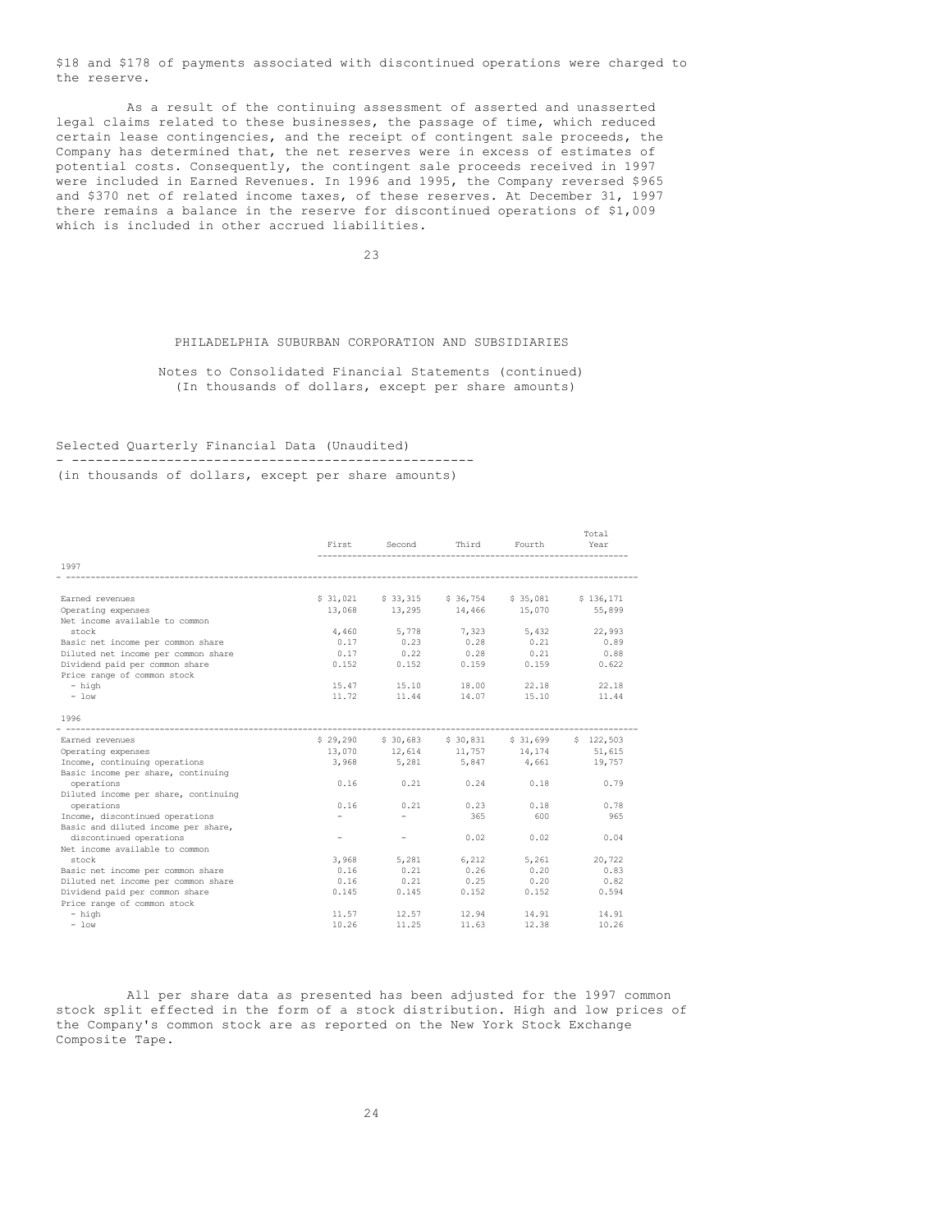$18 and $178 of payments associated with discontinued operations were charged to the reserve.

As a result of the continuing assessment of asserted and unasserted legal claims related to these businesses, the passage of time, which reduced certain lease contingencies, and the receipt of contingent sale proceeds, the Company has determined that, the net reserves were in excess of estimates of potential costs. Consequently, the contingent sale proceeds received in 1997 were included in Earned Revenues. In 1996 and 1995, the Company reversed $965 and $370 net of related income taxes, of these reserves. At December 31, 1997 there remains a balance in the reserve for discontinued operations of $1,009 which is included in other accrued liabilities.

PHILADELPHIA SUBURBAN CORPORATION AND SUBSIDIARIES

Notes to Consolidated Financial Statements (continued)
(In thousands of dollars, except per share amounts)

## Selected Quarterly Financial Data (Unaudited)

(in thousands of dollars, except per share amounts)

| | First | Second | Third | Fourth | Total Year |
|---|---|---|---|---|---|
| **1997** | | | | | |
| Earned revenues | $ 31,021 | $ 33,315 | $ 36,754 | $ 35,081 | $ 136,171 |
| Operating expenses | 13,068 | 13,295 | 14,466 | 15,070 | 55,899 |
| Net income available to common stock | 4,460 | 5,778 | 7,323 | 5,432 | 22,993 |
| Basic net income per common share | 0.17 | 0.23 | 0.28 | 0.21 | 0.89 |
| Diluted net income per common share | 0.17 | 0.22 | 0.28 | 0.21 | 0.88 |
| Dividend paid per common share | 0.152 | 0.152 | 0.159 | 0.159 | 0.622 |
| Price range of common stock | | | | | |
| - high | 15.47 | 15.10 | 18.00 | 22.18 | 22.18 |
| - low | 11.72 | 11.44 | 14.07 | 15.10 | 11.44 |
| **1996** | | | | | |
| Earned revenues | $ 29,290 | $ 30,683 | $ 30,831 | $ 31,699 | $ 122,503 |
| Operating expenses | 13,070 | 12,614 | 11,757 | 14,174 | 51,615 |
| Income, continuing operations | 3,968 | 5,281 | 5,847 | 4,661 | 19,757 |
| Basic income per share, continuing operations | 0.16 | 0.21 | 0.24 | 0.18 | 0.79 |
| Diluted income per share, continuing operations | 0.16 | 0.21 | 0.23 | 0.18 | 0.78 |
| Income, discontinued operations | - | - | 365 | 600 | 965 |
| Basic and diluted income per share, discontinued operations | - | - | 0.02 | 0.02 | 0.04 |
| Net income available to common stock | 3,968 | 5,281 | 6,212 | 5,261 | 20,722 |
| Basic net income per common share | 0.16 | 0.21 | 0.26 | 0.20 | 0.83 |
| Diluted net income per common share | 0.16 | 0.21 | 0.25 | 0.20 | 0.82 |
| Dividend paid per common share | 0.145 | 0.145 | 0.152 | 0.152 | 0.594 |
| Price range of common stock | | | | | |
| - high | 11.57 | 12.57 | 12.94 | 14.91 | 14.91 |
| - low | 10.26 | 11.25 | 11.63 | 12.38 | 10.26 |

All per share data as presented has been adjusted for the 1997 common stock split effected in the form of a stock distribution. High and low prices of the Company's common stock are as reported on the New York Stock Exchange Composite Tape.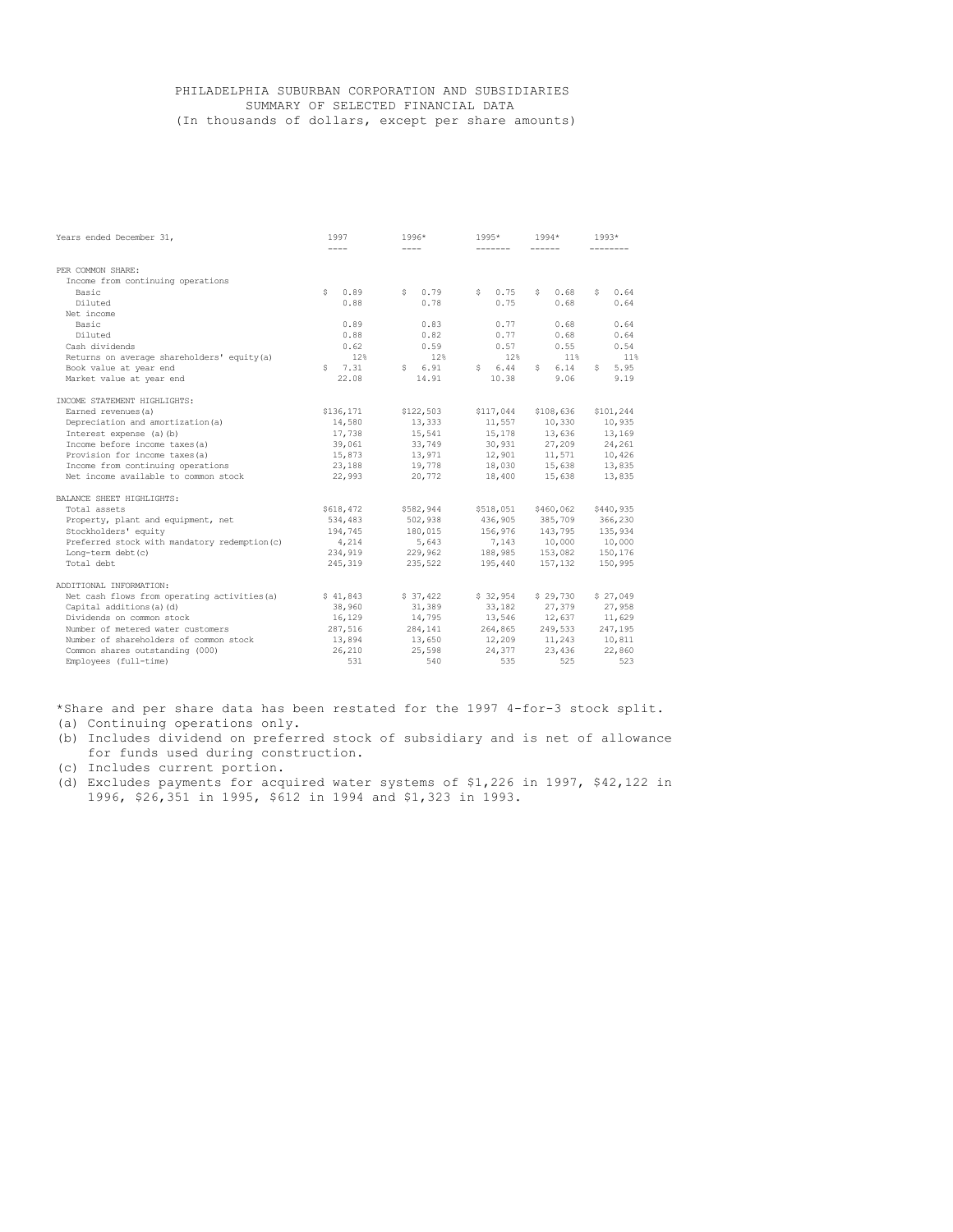# PHILADELPHIA SUBURBAN CORPORATION AND SUBSIDIARIES
## SUMMARY OF SELECTED FINANCIAL DATA
(In thousands of dollars, except per share amounts)

| Years ended December 31, | 1997 | 1996* | 1995* | 1994* | 1993* |
|---|---|---|---|---|---|
| PER COMMON SHARE: | | | | | |
| Income from continuing operations | | | | | |
| Basic | $ 0.89 | $ 0.79 | $ 0.75 | $ 0.68 | $ 0.64 |
| Diluted | 0.88 | 0.78 | 0.75 | 0.68 | 0.64 |
| Net income | | | | | |
| Basic | 0.89 | 0.83 | 0.77 | 0.68 | 0.64 |
| Diluted | 0.88 | 0.82 | 0.77 | 0.68 | 0.64 |
| Cash dividends | 0.62 | 0.59 | 0.57 | 0.55 | 0.54 |
| Returns on average shareholders' equity(a) | 12% | 12% | 12% | 11% | 11% |
| Book value at year end | $ 7.31 | $ 6.91 | $ 6.44 | $ 6.14 | $ 5.95 |
| Market value at year end | 22.08 | 14.91 | 10.38 | 9.06 | 9.19 |
| INCOME STATEMENT HIGHLIGHTS: | | | | | |
| Earned revenues(a) | $136,171 | $122,503 | $117,044 | $108,636 | $101,244 |
| Depreciation and amortization(a) | 14,580 | 13,333 | 11,557 | 10,330 | 10,935 |
| Interest expense (a)(b) | 17,738 | 15,541 | 15,178 | 13,636 | 13,169 |
| Income before income taxes(a) | 39,061 | 33,749 | 30,931 | 27,209 | 24,261 |
| Provision for income taxes(a) | 15,873 | 13,971 | 12,901 | 11,571 | 10,426 |
| Income from continuing operations | 23,188 | 19,778 | 18,030 | 15,638 | 13,835 |
| Net income available to common stock | 22,993 | 20,772 | 18,400 | 15,638 | 13,835 |
| BALANCE SHEET HIGHLIGHTS: | | | | | |
| Total assets | $618,472 | $582,944 | $518,051 | $460,062 | $440,935 |
| Property, plant and equipment, net | 534,483 | 502,938 | 436,905 | 385,709 | 366,230 |
| Stockholders' equity | 194,745 | 180,015 | 156,976 | 143,795 | 135,934 |
| Preferred stock with mandatory redemption(c) | 4,214 | 5,643 | 7,143 | 10,000 | 10,000 |
| Long-term debt(c) | 234,919 | 229,962 | 188,985 | 153,082 | 150,176 |
| Total debt | 245,319 | 235,522 | 195,440 | 157,132 | 150,995 |
| ADDITIONAL INFORMATION: | | | | | |
| Net cash flows from operating activities(a) | $ 41,843 | $ 37,422 | $ 32,954 | $ 29,730 | $ 27,049 |
| Capital additions(a)(d) | 38,960 | 31,389 | 33,182 | 27,379 | 27,958 |
| Dividends on common stock | 16,129 | 14,795 | 13,546 | 12,637 | 11,629 |
| Number of metered water customers | 287,516 | 284,141 | 264,865 | 249,533 | 247,195 |
| Number of shareholders of common stock | 13,894 | 13,650 | 12,209 | 11,243 | 10,811 |
| Common shares outstanding (000) | 26,210 | 25,598 | 24,377 | 23,436 | 22,860 |
| Employees (full-time) | 531 | 540 | 535 | 525 | 523 |

*Share and per share data has been restated for the 1997 4-for-3 stock split.

(a) Continuing operations only.

(b) Includes dividend on preferred stock of subsidiary and is net of allowance for funds used during construction.

(c) Includes current portion.

(d) Excludes payments for acquired water systems of $1,226 in 1997, $42,122 in 1996, $26,351 in 1995, $612 in 1994 and $1,323 in 1993.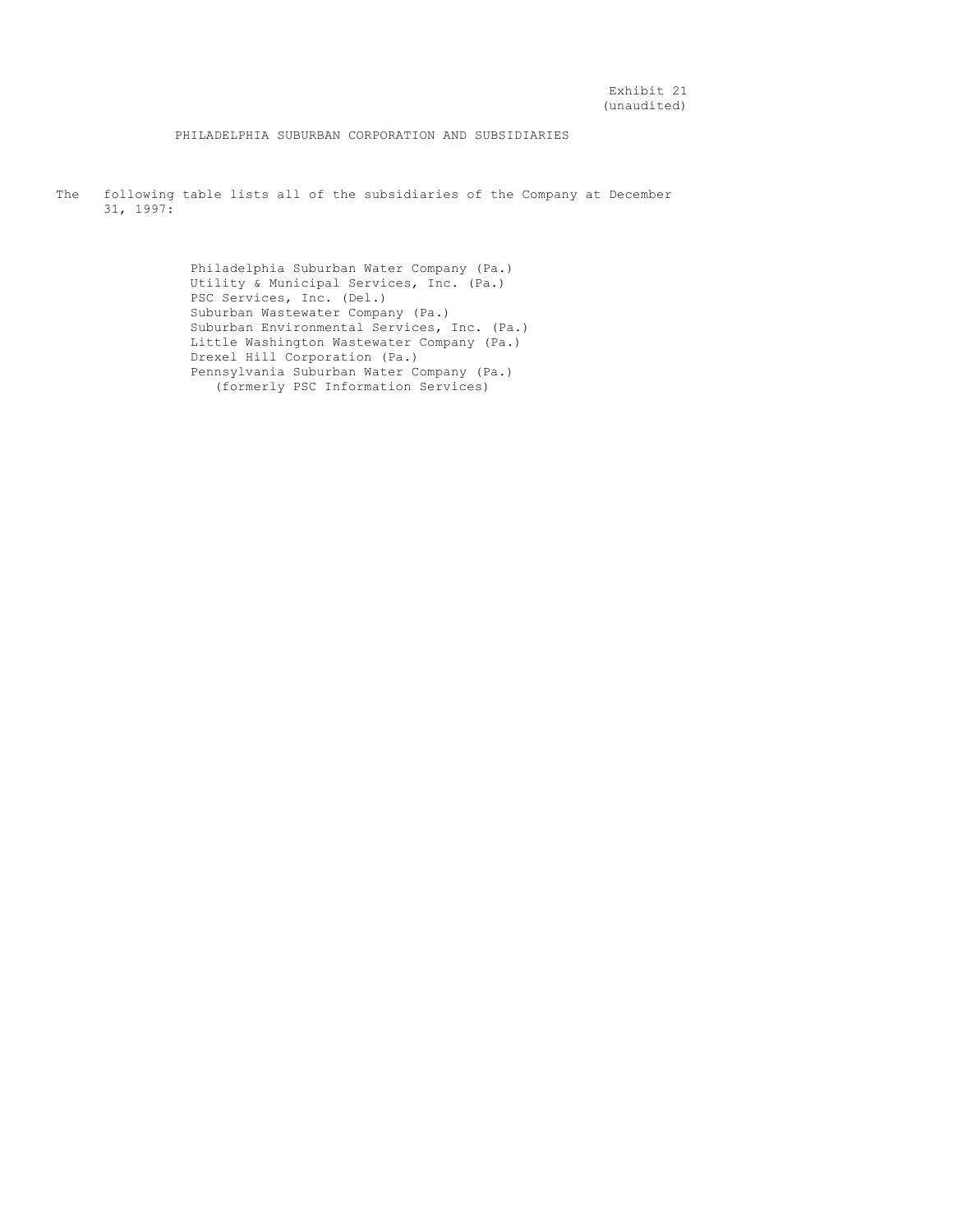Exhibit 21
(unaudited)

PHILADELPHIA SUBURBAN CORPORATION AND SUBSIDIARIES

The following table lists all of the subsidiaries of the Company at December 31, 1997:

- Philadelphia Suburban Water Company (Pa.)
- Utility & Municipal Services, Inc. (Pa.)
- PSC Services, Inc. (Del.)
- Suburban Wastewater Company (Pa.)
- Suburban Environmental Services, Inc. (Pa.)
- Little Washington Wastewater Company (Pa.)
- Drexel Hill Corporation (Pa.)
- Pennsylvania Suburban Water Company (Pa.)
  (formerly PSC Information Services)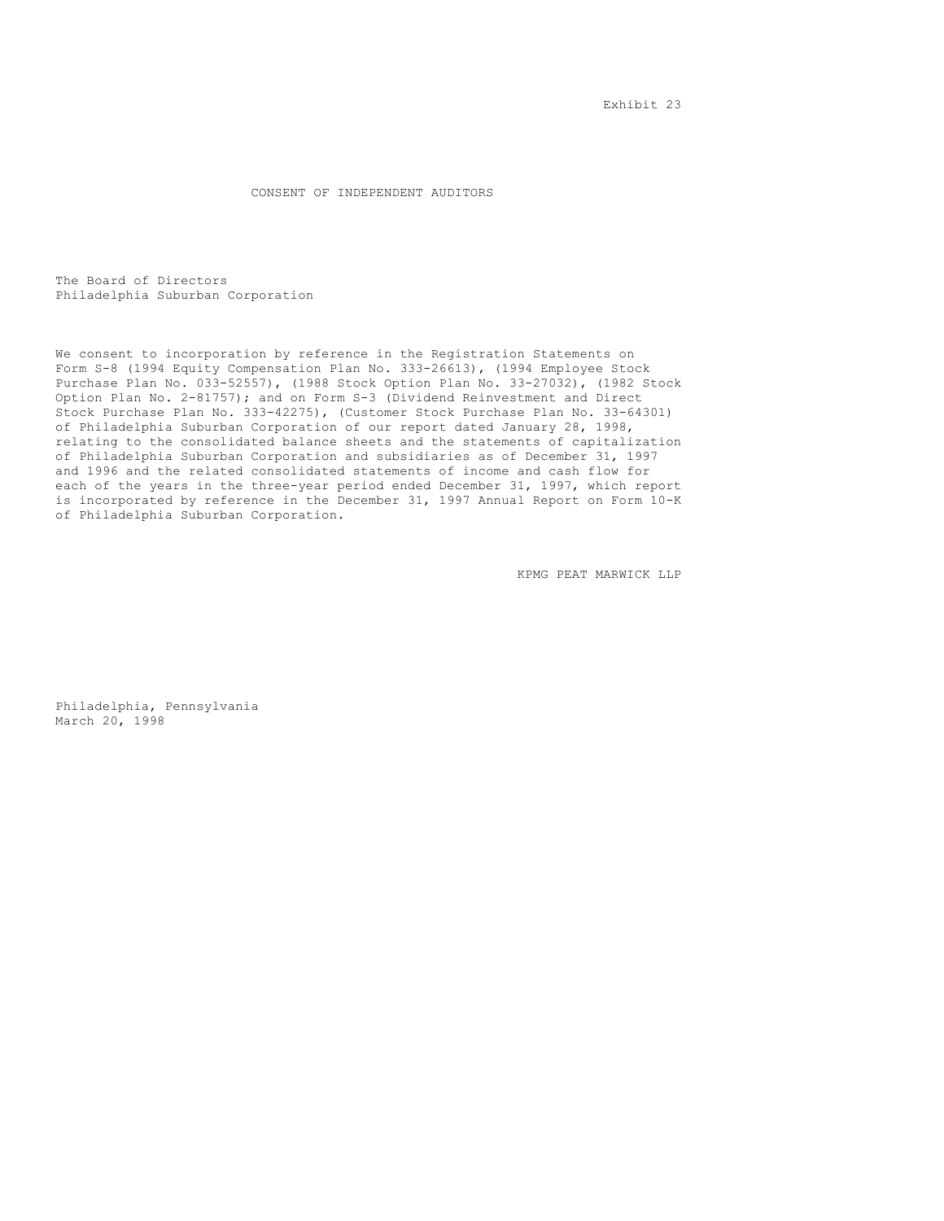Exhibit 23

# CONSENT OF INDEPENDENT AUDITORS

The Board of Directors
Philadelphia Suburban Corporation

We consent to incorporation by reference in the Registration Statements on Form S-8 (1994 Equity Compensation Plan No. 333-26613), (1994 Employee Stock Purchase Plan No. 033-52557), (1988 Stock Option Plan No. 33-27032), (1982 Stock Option Plan No. 2-81757); and on Form S-3 (Dividend Reinvestment and Direct Stock Purchase Plan No. 333-42275), (Customer Stock Purchase Plan No. 33-64301) of Philadelphia Suburban Corporation of our report dated January 28, 1998, relating to the consolidated balance sheets and the statements of capitalization of Philadelphia Suburban Corporation and subsidiaries as of December 31, 1997 and 1996 and the related consolidated statements of income and cash flow for each of the years in the three-year period ended December 31, 1997, which report is incorporated by reference in the December 31, 1997 Annual Report on Form 10-K of Philadelphia Suburban Corporation.

KPMG PEAT MARWICK LLP

Philadelphia, Pennsylvania
March 20, 1998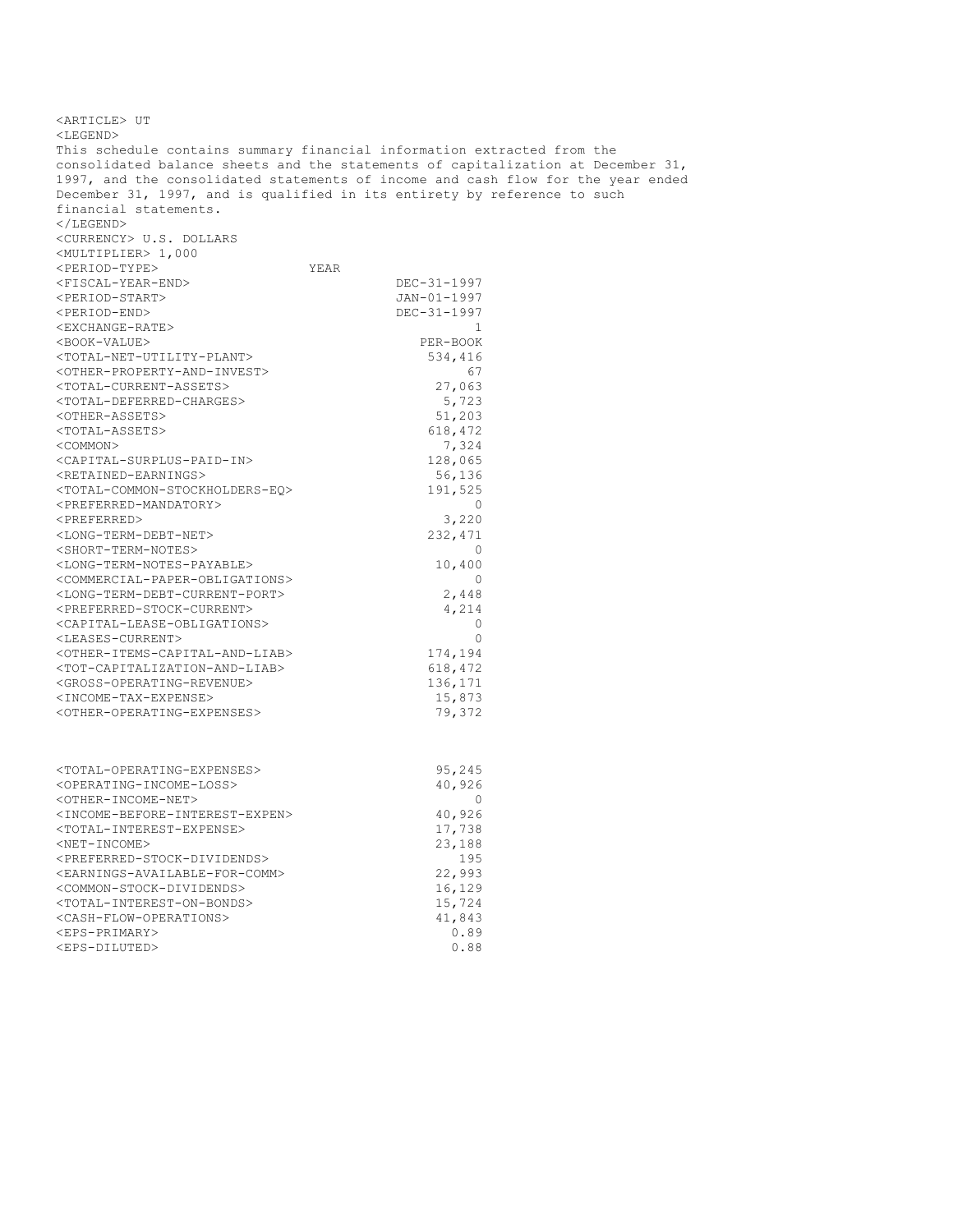```
<ARTICLE> UT
<LEGEND>
This schedule contains summary financial information extracted from the
consolidated balance sheets and the statements of capitalization at December 31,
1997, and the consolidated statements of income and cash flow for the year ended
December 31, 1997, and is qualified in its entirety by reference to such
financial statements.
</LEGEND>
<CURRENCY> U.S. DOLLARS
<MULTIPLIER> 1,000
<PERIOD-TYPE>                   YEAR
<FISCAL-YEAR-END>                          DEC-31-1997
<PERIOD-START>                             JAN-01-1997
<PERIOD-END>                               DEC-31-1997
<EXCHANGE-RATE>                                      1
<BOOK-VALUE>                                  PER-BOOK
<TOTAL-NET-UTILITY-PLANT>                      534,416
<OTHER-PROPERTY-AND-INVEST>                         67
<TOTAL-CURRENT-ASSETS>                          27,063
<TOTAL-DEFERRED-CHARGES>                         5,723
<OTHER-ASSETS>                                  51,203
<TOTAL-ASSETS>                                 618,472
<COMMON>                                         7,324
<CAPITAL-SURPLUS-PAID-IN>                      128,065
<RETAINED-EARNINGS>                             56,136
<TOTAL-COMMON-STOCKHOLDERS-EQ>                 191,525
<PREFERRED-MANDATORY>                                0
<PREFERRED>                                      3,220
<LONG-TERM-DEBT-NET>                           232,471
<SHORT-TERM-NOTES>                                   0
<LONG-TERM-NOTES-PAYABLE>                       10,400
<COMMERCIAL-PAPER-OBLIGATIONS>                       0
<LONG-TERM-DEBT-CURRENT-PORT>                    2,448
<PREFERRED-STOCK-CURRENT>                        4,214
<CAPITAL-LEASE-OBLIGATIONS>                          0
<LEASES-CURRENT>                                     0
<OTHER-ITEMS-CAPITAL-AND-LIAB>                 174,194
<TOT-CAPITALIZATION-AND-LIAB>                  618,472
<GROSS-OPERATING-REVENUE>                      136,171
<INCOME-TAX-EXPENSE>                            15,873
<OTHER-OPERATING-EXPENSES>                      79,372


<TOTAL-OPERATING-EXPENSES>                      95,245
<OPERATING-INCOME-LOSS>                         40,926
<OTHER-INCOME-NET>                                   0
<INCOME-BEFORE-INTEREST-EXPEN>                  40,926
<TOTAL-INTEREST-EXPENSE>                        17,738
<NET-INCOME>                                    23,188
<PREFERRED-STOCK-DIVIDENDS>                        195
<EARNINGS-AVAILABLE-FOR-COMM>                   22,993
<COMMON-STOCK-DIVIDENDS>                        16,129
<TOTAL-INTEREST-ON-BONDS>                       15,724
<CASH-FLOW-OPERATIONS>                          41,843
<EPS-PRIMARY>                                     0.89
<EPS-DILUTED>                                     0.88
```